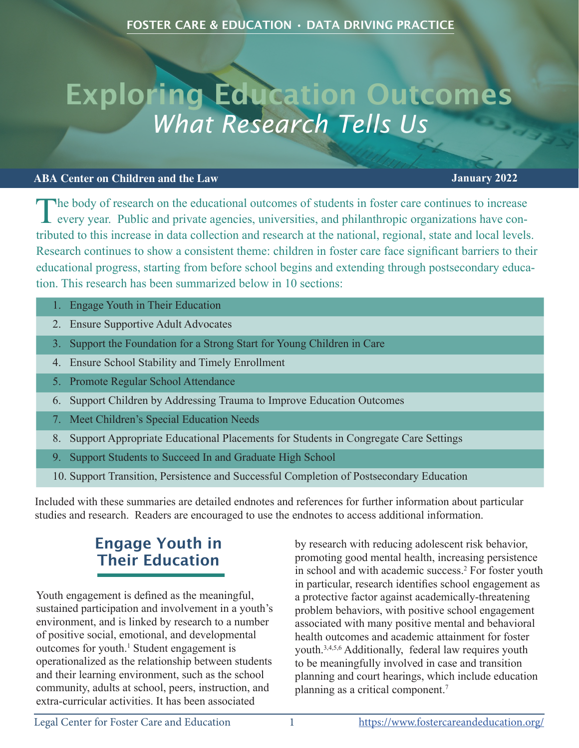FOSTER CARE & EDUCATION • DATA DRIVING PRACTICE

# Exploring Education Outcomes
## *What Research Tells Us*

**ABA Center on Children and the Law** **January 2022**

The body of research on the educational outcomes of students in foster care continues to increase every year. Public and private agencies, universities, and philanthropic organizations have contributed to this increase in data collection and research at the national, regional, state and local levels. Research continues to show a consistent theme: children in foster care face significant barriers to their educational progress, starting from before school begins and extending through postsecondary education. This research has been summarized below in 10 sections:

1. Engage Youth in Their Education
2. Ensure Supportive Adult Advocates
3. Support the Foundation for a Strong Start for Young Children in Care
4. Ensure School Stability and Timely Enrollment
5. Promote Regular School Attendance
6. Support Children by Addressing Trauma to Improve Education Outcomes
7. Meet Children's Special Education Needs
8. Support Appropriate Educational Placements for Students in Congregate Care Settings
9. Support Students to Succeed In and Graduate High School
10. Support Transition, Persistence and Successful Completion of Postsecondary Education

Included with these summaries are detailed endnotes and references for further information about particular studies and research. Readers are encouraged to use the endnotes to access additional information.

## Engage Youth in Their Education

Youth engagement is defined as the meaningful, sustained participation and involvement in a youth's environment, and is linked by research to a number of positive social, emotional, and developmental outcomes for youth.[1] Student engagement is operationalized as the relationship between students and their learning environment, such as the school community, adults at school, peers, instruction, and extra-curricular activities. It has been associated by research with reducing adolescent risk behavior, promoting good mental health, increasing persistence in school and with academic success.[2] For foster youth in particular, research identifies school engagement as a protective factor against academically-threatening problem behaviors, with positive school engagement associated with many positive mental and behavioral health outcomes and academic attainment for foster youth.[3,4,5,6] Additionally, federal law requires youth to be meaningfully involved in case and transition planning and court hearings, which include education planning as a critical component.[7]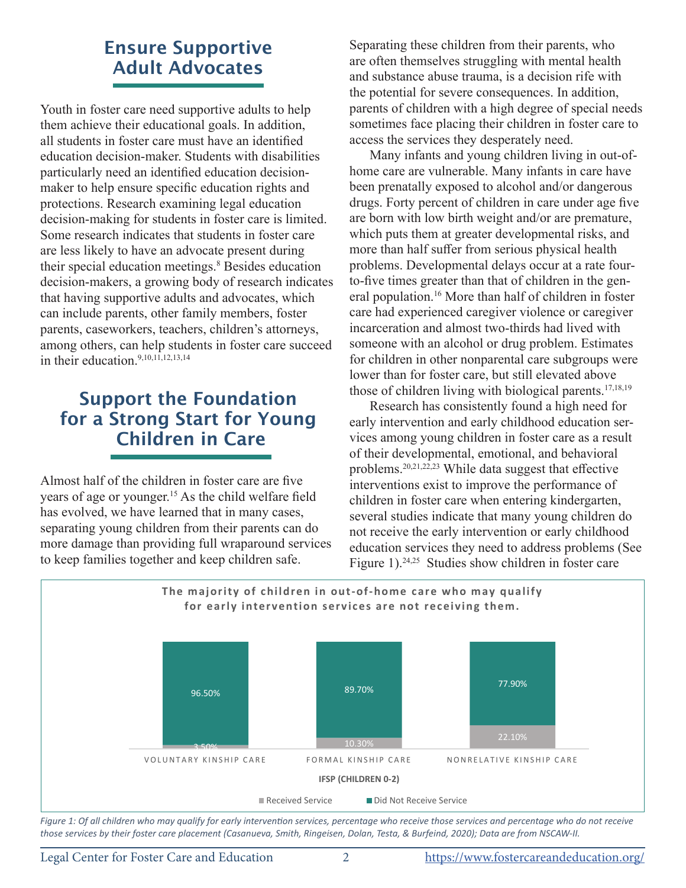## Ensure Supportive Adult Advocates

Youth in foster care need supportive adults to help them achieve their educational goals. In addition, all students in foster care must have an identified education decision-maker. Students with disabilities particularly need an identified education decision-maker to help ensure specific education rights and protections. Research examining legal education decision-making for students in foster care is limited. Some research indicates that students in foster care are less likely to have an advocate present during their special education meetings.[8] Besides education decision-makers, a growing body of research indicates that having supportive adults and advocates, which can include parents, other family members, foster parents, caseworkers, teachers, children's attorneys, among others, can help students in foster care succeed in their education.[9,10,11,12,13,14]

## Support the Foundation for a Strong Start for Young Children in Care

Almost half of the children in foster care are five years of age or younger.[15] As the child welfare field has evolved, we have learned that in many cases, separating young children from their parents can do more damage than providing full wraparound services to keep families together and keep children safe. Separating these children from their parents, who are often themselves struggling with mental health and substance abuse trauma, is a decision rife with the potential for severe consequences. In addition, parents of children with a high degree of special needs sometimes face placing their children in foster care to access the services they desperately need.

Many infants and young children living in out-of-home care are vulnerable. Many infants in care have been prenatally exposed to alcohol and/or dangerous drugs. Forty percent of children in care under age five are born with low birth weight and/or are premature, which puts them at greater developmental risks, and more than half suffer from serious physical health problems. Developmental delays occur at a rate four-to-five times greater than that of children in the general population.[16] More than half of children in foster care had experienced caregiver violence or caregiver incarceration and almost two-thirds had lived with someone with an alcohol or drug problem. Estimates for children in other nonparental care subgroups were lower than for foster care, but still elevated above those of children living with biological parents.[17,18,19]

Research has consistently found a high need for early intervention and early childhood education services among young children in foster care as a result of their developmental, emotional, and behavioral problems.[20,21,22,23] While data suggest that effective interventions exist to improve the performance of children in foster care when entering kindergarten, several studies indicate that many young children do not receive the early intervention or early childhood education services they need to address problems (See Figure 1).[24,25] Studies show children in foster care

**The majority of children in out-of-home care who may qualify for early intervention services are not receiving them.**

IFSP (Children 0-2)

| | Voluntary Kinship Care | Formal Kinship Care | Nonrelative Kinship Care |
|---|---|---|---|
| Received Service | 3.50% | 10.30% | 22.10% |
| Did Not Receive Service | 96.50% | 89.70% | 77.90% |

*Figure 1: Of all children who may qualify for early intervention services, percentage who receive those services and percentage who do not receive those services by their foster care placement (Casanueva, Smith, Ringeisen, Dolan, Testa, & Burfeind, 2020); Data are from NSCAW-II.*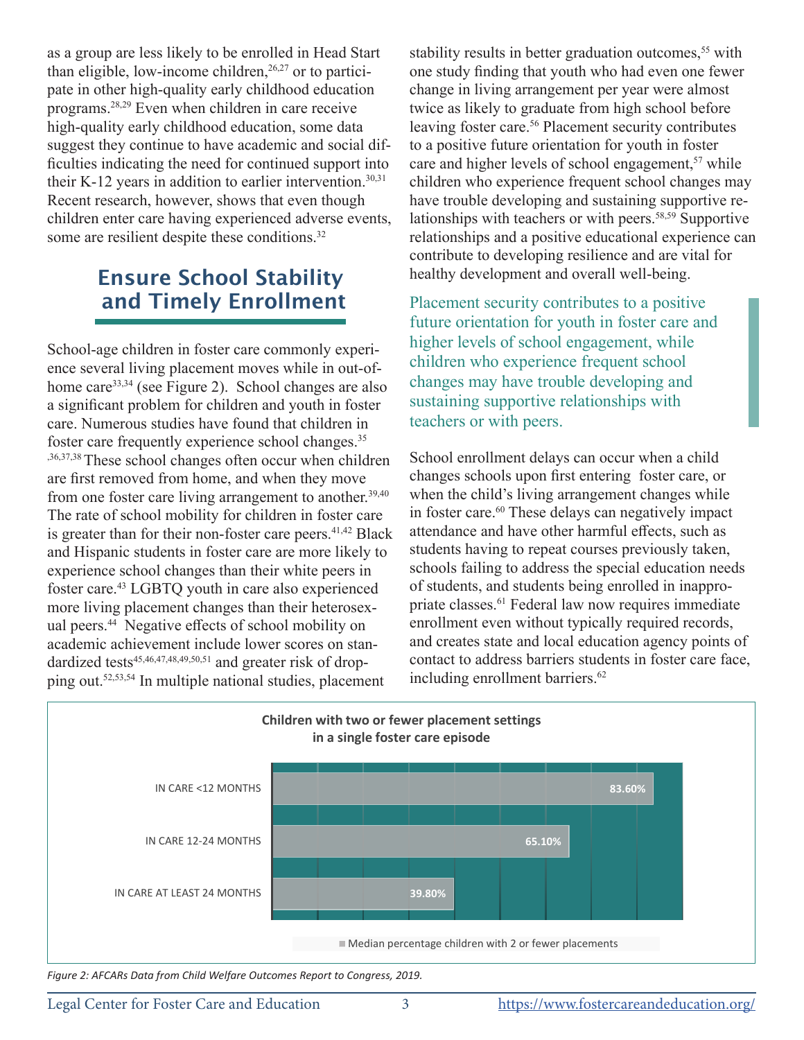as a group are less likely to be enrolled in Head Start than eligible, low-income children,[26,27] or to participate in other high-quality early childhood education programs.[28,29] Even when children in care receive high-quality early childhood education, some data suggest they continue to have academic and social difficulties indicating the need for continued support into their K-12 years in addition to earlier intervention.[30,31] Recent research, however, shows that even though children enter care having experienced adverse events, some are resilient despite these conditions.[32]

## Ensure School Stability and Timely Enrollment

School-age children in foster care commonly experience several living placement moves while in out-of-home care[33,34] (see Figure 2). School changes are also a significant problem for children and youth in foster care. Numerous studies have found that children in foster care frequently experience school changes.[35,36,37,38] These school changes often occur when children are first removed from home, and when they move from one foster care living arrangement to another.[39,40] The rate of school mobility for children in foster care is greater than for their non-foster care peers.[41,42] Black and Hispanic students in foster care are more likely to experience school changes than their white peers in foster care.[43] LGBTQ youth in care also experienced more living placement changes than their heterosexual peers.[44] Negative effects of school mobility on academic achievement include lower scores on standardized tests[45,46,47,48,49,50,51] and greater risk of dropping out.[52,53,54] In multiple national studies, placement stability results in better graduation outcomes,[55] with one study finding that youth who had even one fewer change in living arrangement per year were almost twice as likely to graduate from high school before leaving foster care.[56] Placement security contributes to a positive future orientation for youth in foster care and higher levels of school engagement,[57] while children who experience frequent school changes may have trouble developing and sustaining supportive relationships with teachers or with peers.[58,59] Supportive relationships and a positive educational experience can contribute to developing resilience and are vital for healthy development and overall well-being.

> Placement security contributes to a positive future orientation for youth in foster care and higher levels of school engagement, while children who experience frequent school changes may have trouble developing and sustaining supportive relationships with teachers or with peers.

School enrollment delays can occur when a child changes schools upon first entering foster care, or when the child's living arrangement changes while in foster care.[60] These delays can negatively impact attendance and have other harmful effects, such as students having to repeat courses previously taken, schools failing to address the special education needs of students, and students being enrolled in inappropriate classes.[61] Federal law now requires immediate enrollment even without typically required records, and creates state and local education agency points of contact to address barriers students in foster care face, including enrollment barriers.[62]

**Children with two or fewer placement settings in a single foster care episode**

| | Median percentage children with 2 or fewer placements |
|---|---|
| IN CARE <12 MONTHS | 83.60% |
| IN CARE 12-24 MONTHS | 65.10% |
| IN CARE AT LEAST 24 MONTHS | 39.80% |

*Figure 2: AFCARs Data from Child Welfare Outcomes Report to Congress, 2019.*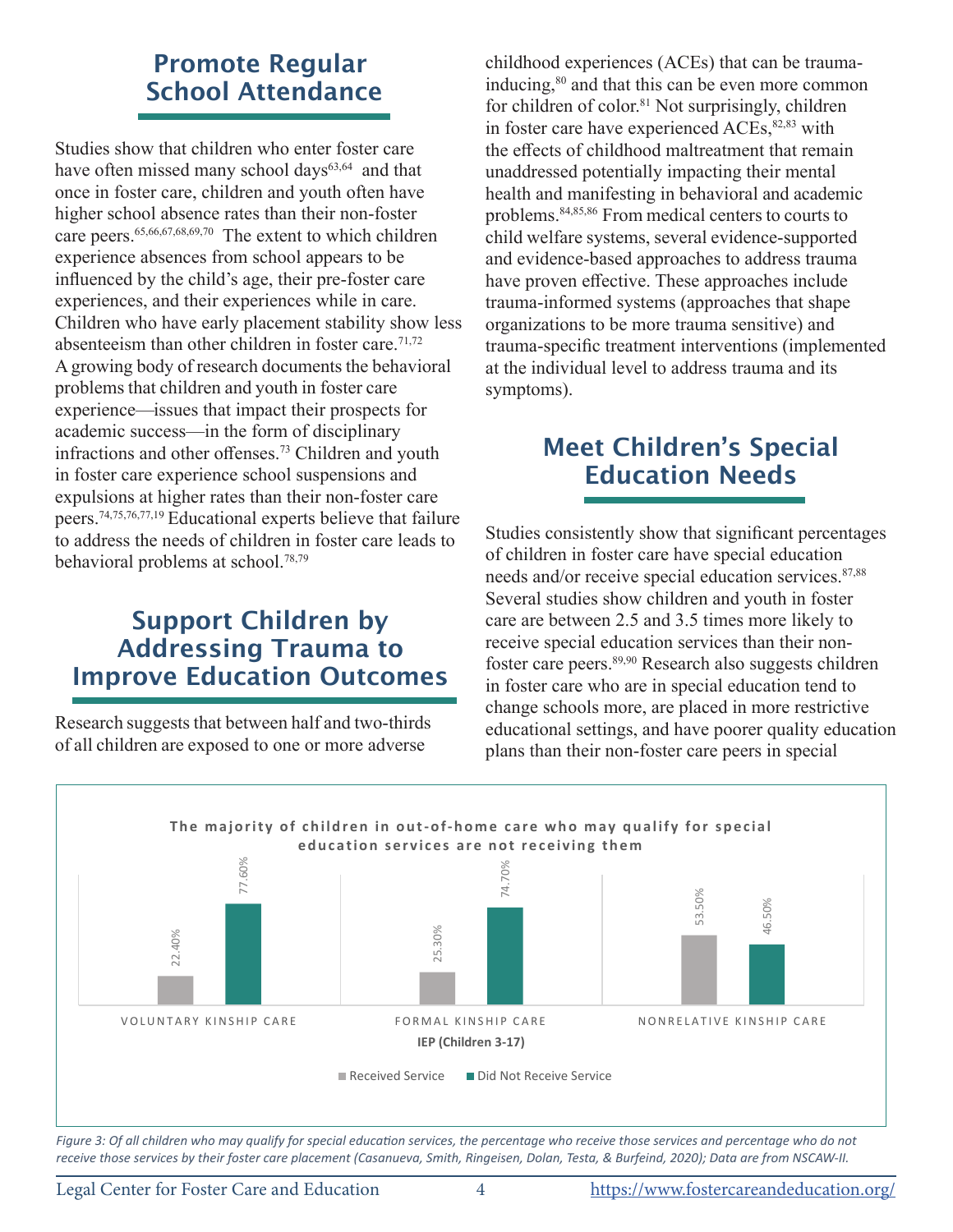## Promote Regular School Attendance

Studies show that children who enter foster care have often missed many school days[63,64] and that once in foster care, children and youth often have higher school absence rates than their non-foster care peers.[65,66,67,68,69,70] The extent to which children experience absences from school appears to be influenced by the child's age, their pre-foster care experiences, and their experiences while in care. Children who have early placement stability show less absenteeism than other children in foster care.[71,72] A growing body of research documents the behavioral problems that children and youth in foster care experience—issues that impact their prospects for academic success—in the form of disciplinary infractions and other offenses.[73] Children and youth in foster care experience school suspensions and expulsions at higher rates than their non-foster care peers.[74,75,76,77,19] Educational experts believe that failure to address the needs of children in foster care leads to behavioral problems at school.[78,79]

## Support Children by Addressing Trauma to Improve Education Outcomes

Research suggests that between half and two-thirds of all children are exposed to one or more adverse childhood experiences (ACEs) that can be trauma-inducing,[80] and that this can be even more common for children of color.[81] Not surprisingly, children in foster care have experienced ACEs,[82,83] with the effects of childhood maltreatment that remain unaddressed potentially impacting their mental health and manifesting in behavioral and academic problems.[84,85,86] From medical centers to courts to child welfare systems, several evidence-supported and evidence-based approaches to address trauma have proven effective. These approaches include trauma-informed systems (approaches that shape organizations to be more trauma sensitive) and trauma-specific treatment interventions (implemented at the individual level to address trauma and its symptoms).

## Meet Children's Special Education Needs

Studies consistently show that significant percentages of children in foster care have special education needs and/or receive special education services.[87,88] Several studies show children and youth in foster care are between 2.5 and 3.5 times more likely to receive special education services than their non-foster care peers.[89,90] Research also suggests children in foster care who are in special education tend to change schools more, are placed in more restrictive educational settings, and have poorer quality education plans than their non-foster care peers in special

**The majority of children in out-of-home care who may qualify for special education services are not receiving them**

IEP (Children 3-17)

| | Received Service | Did Not Receive Service |
|---|---|---|
| Voluntary Kinship Care | 22.40% | 77.60% |
| Formal Kinship Care | 25.30% | 74.70% |
| Nonrelative Kinship Care | 53.50% | 46.50% |

*Figure 3: Of all children who may qualify for special education services, the percentage who receive those services and percentage who do not receive those services by their foster care placement (Casanueva, Smith, Ringeisen, Dolan, Testa, & Burfeind, 2020); Data are from NSCAW-II.*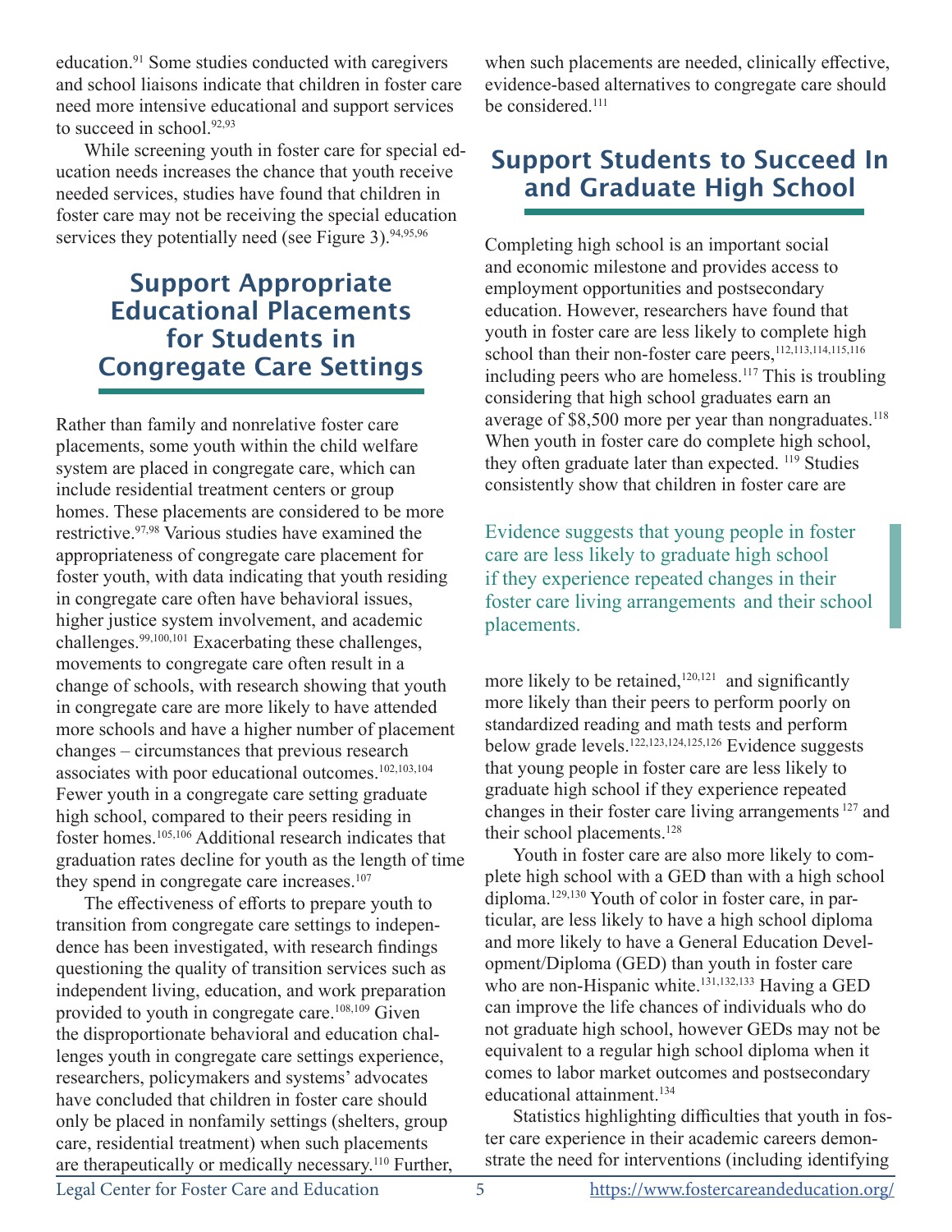education.[91] Some studies conducted with caregivers and school liaisons indicate that children in foster care need more intensive educational and support services to succeed in school.[92,93]

While screening youth in foster care for special education needs increases the chance that youth receive needed services, studies have found that children in foster care may not be receiving the special education services they potentially need (see Figure 3).[94,95,96]

## Support Appropriate Educational Placements for Students in Congregate Care Settings

Rather than family and nonrelative foster care placements, some youth within the child welfare system are placed in congregate care, which can include residential treatment centers or group homes. These placements are considered to be more restrictive.[97,98] Various studies have examined the appropriateness of congregate care placement for foster youth, with data indicating that youth residing in congregate care often have behavioral issues, higher justice system involvement, and academic challenges.[99,100,101] Exacerbating these challenges, movements to congregate care often result in a change of schools, with research showing that youth in congregate care are more likely to have attended more schools and have a higher number of placement changes – circumstances that previous research associates with poor educational outcomes.[102,103,104] Fewer youth in a congregate care setting graduate high school, compared to their peers residing in foster homes.[105,106] Additional research indicates that graduation rates decline for youth as the length of time they spend in congregate care increases.[107]

The effectiveness of efforts to prepare youth to transition from congregate care settings to independence has been investigated, with research findings questioning the quality of transition services such as independent living, education, and work preparation provided to youth in congregate care.[108,109] Given the disproportionate behavioral and education challenges youth in congregate care settings experience, researchers, policymakers and systems' advocates have concluded that children in foster care should only be placed in nonfamily settings (shelters, group care, residential treatment) when such placements are therapeutically or medically necessary.[110] Further, when such placements are needed, clinically effective, evidence-based alternatives to congregate care should be considered.[111]

## Support Students to Succeed In and Graduate High School

Completing high school is an important social and economic milestone and provides access to employment opportunities and postsecondary education. However, researchers have found that youth in foster care are less likely to complete high school than their non-foster care peers,[112,113,114,115,116] including peers who are homeless.[117] This is troubling considering that high school graduates earn an average of $8,500 more per year than nongraduates.[118] When youth in foster care do complete high school, they often graduate later than expected.[119] Studies consistently show that children in foster care are more likely to be retained,[120,121] and significantly more likely than their peers to perform poorly on standardized reading and math tests and perform below grade levels.[122,123,124,125,126] Evidence suggests that young people in foster care are less likely to graduate high school if they experience repeated changes in their foster care living arrangements[127] and their school placements.[128]

> Evidence suggests that young people in foster care are less likely to graduate high school if they experience repeated changes in their foster care living arrangements and their school placements.

Youth in foster care are also more likely to complete high school with a GED than with a high school diploma.[129,130] Youth of color in foster care, in particular, are less likely to have a high school diploma and more likely to have a General Education Development/Diploma (GED) than youth in foster care who are non-Hispanic white.[131,132,133] Having a GED can improve the life chances of individuals who do not graduate high school, however GEDs may not be equivalent to a regular high school diploma when it comes to labor market outcomes and postsecondary educational attainment.[134]

Statistics highlighting difficulties that youth in foster care experience in their academic careers demonstrate the need for interventions (including identifying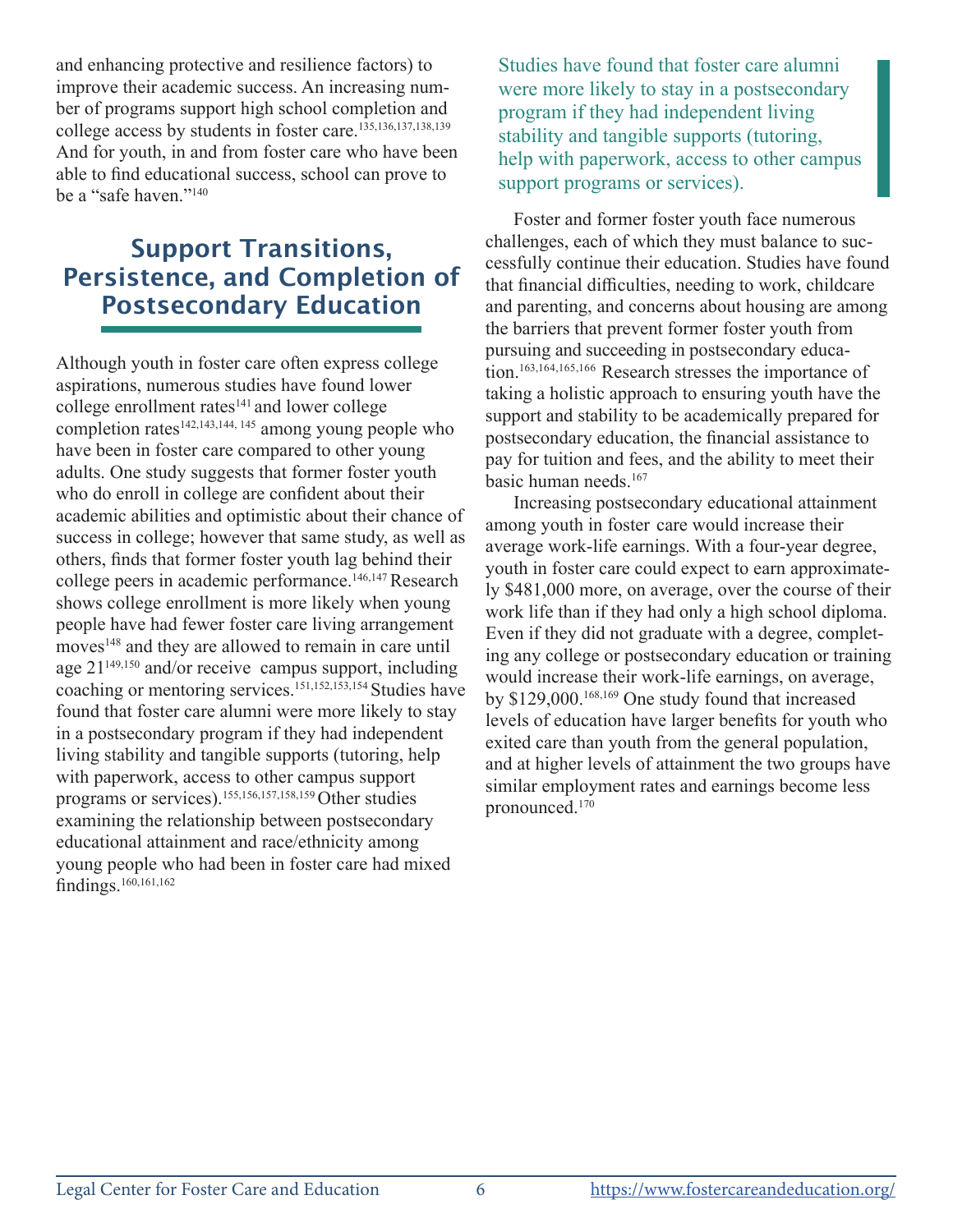and enhancing protective and resilience factors) to improve their academic success. An increasing number of programs support high school completion and college access by students in foster care.[135,136,137,138,139] And for youth, in and from foster care who have been able to find educational success, school can prove to be a "safe haven."[140]

## Support Transitions, Persistence, and Completion of Postsecondary Education

Although youth in foster care often express college aspirations, numerous studies have found lower college enrollment rates[141] and lower college completion rates[142,143,144,145] among young people who have been in foster care compared to other young adults. One study suggests that former foster youth who do enroll in college are confident about their academic abilities and optimistic about their chance of success in college; however that same study, as well as others, finds that former foster youth lag behind their college peers in academic performance.[146,147] Research shows college enrollment is more likely when young people have had fewer foster care living arrangement moves[148] and they are allowed to remain in care until age 21[149,150] and/or receive campus support, including coaching or mentoring services.[151,152,153,154] Studies have found that foster care alumni were more likely to stay in a postsecondary program if they had independent living stability and tangible supports (tutoring, help with paperwork, access to other campus support programs or services).[155,156,157,158,159] Other studies examining the relationship between postsecondary educational attainment and race/ethnicity among young people who had been in foster care had mixed findings.[160,161,162]

> Studies have found that foster care alumni were more likely to stay in a postsecondary program if they had independent living stability and tangible supports (tutoring, help with paperwork, access to other campus support programs or services).

Foster and former foster youth face numerous challenges, each of which they must balance to successfully continue their education. Studies have found that financial difficulties, needing to work, childcare and parenting, and concerns about housing are among the barriers that prevent former foster youth from pursuing and succeeding in postsecondary education.[163,164,165,166] Research stresses the importance of taking a holistic approach to ensuring youth have the support and stability to be academically prepared for postsecondary education, the financial assistance to pay for tuition and fees, and the ability to meet their basic human needs.[167]

Increasing postsecondary educational attainment among youth in foster care would increase their average work-life earnings. With a four-year degree, youth in foster care could expect to earn approximately $481,000 more, on average, over the course of their work life than if they had only a high school diploma. Even if they did not graduate with a degree, completing any college or postsecondary education or training would increase their work-life earnings, on average, by $129,000.[168,169] One study found that increased levels of education have larger benefits for youth who exited care than youth from the general population, and at higher levels of attainment the two groups have similar employment rates and earnings become less pronounced.[170]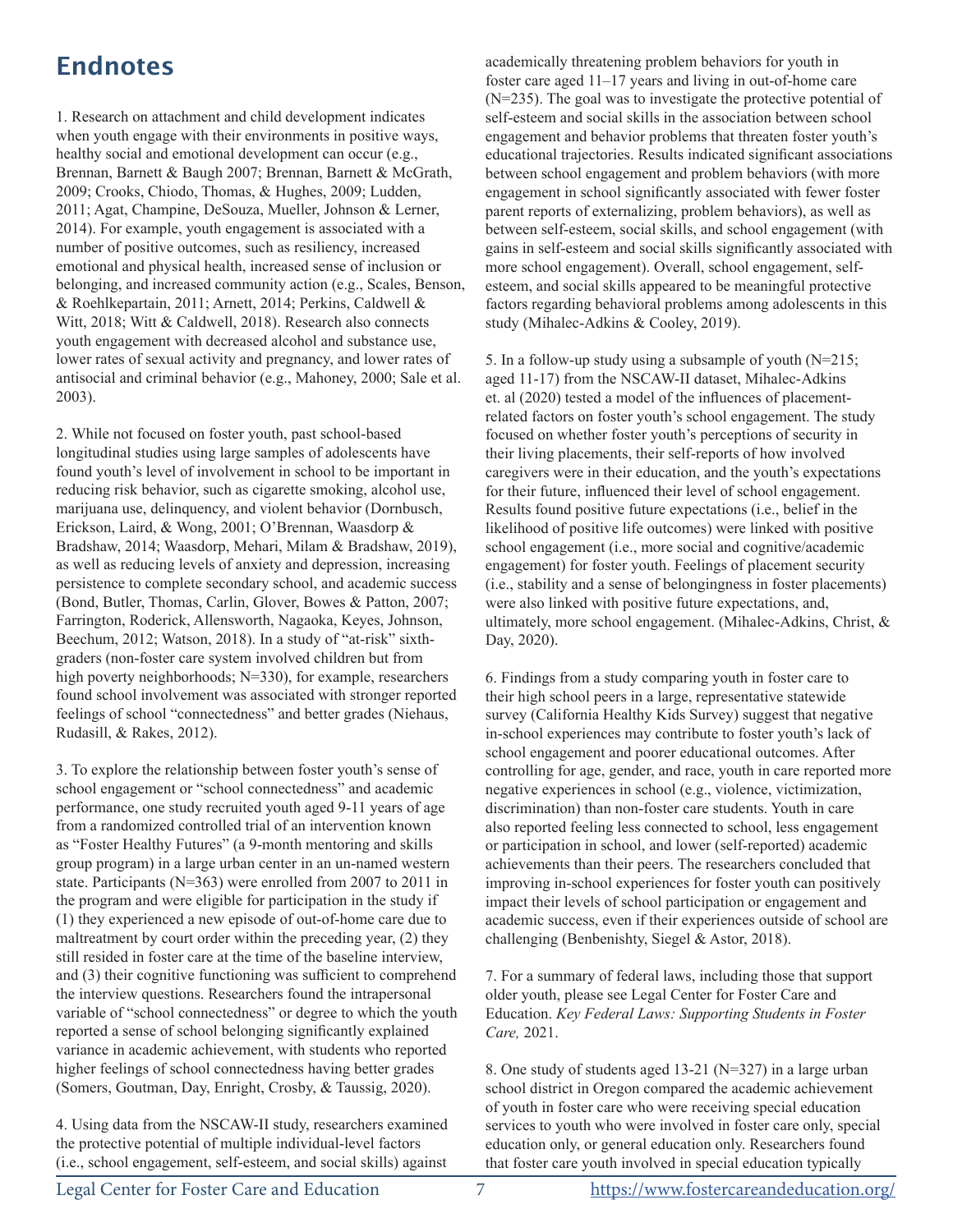## Endnotes

1. Research on attachment and child development indicates when youth engage with their environments in positive ways, healthy social and emotional development can occur (e.g., Brennan, Barnett & Baugh 2007; Brennan, Barnett & McGrath, 2009; Crooks, Chiodo, Thomas, & Hughes, 2009; Ludden, 2011; Agat, Champine, DeSouza, Mueller, Johnson & Lerner, 2014). For example, youth engagement is associated with a number of positive outcomes, such as resiliency, increased emotional and physical health, increased sense of inclusion or belonging, and increased community action (e.g., Scales, Benson, & Roehlkepartain, 2011; Arnett, 2014; Perkins, Caldwell & Witt, 2018; Witt & Caldwell, 2018). Research also connects youth engagement with decreased alcohol and substance use, lower rates of sexual activity and pregnancy, and lower rates of antisocial and criminal behavior (e.g., Mahoney, 2000; Sale et al. 2003).

2. While not focused on foster youth, past school-based longitudinal studies using large samples of adolescents have found youth's level of involvement in school to be important in reducing risk behavior, such as cigarette smoking, alcohol use, marijuana use, delinquency, and violent behavior (Dornbusch, Erickson, Laird, & Wong, 2001; O'Brennan, Waasdorp & Bradshaw, 2014; Waasdorp, Mehari, Milam & Bradshaw, 2019), as well as reducing levels of anxiety and depression, increasing persistence to complete secondary school, and academic success (Bond, Butler, Thomas, Carlin, Glover, Bowes & Patton, 2007; Farrington, Roderick, Allensworth, Nagaoka, Keyes, Johnson, Beechum, 2012; Watson, 2018). In a study of "at-risk" sixth-graders (non-foster care system involved children but from high poverty neighborhoods; N=330), for example, researchers found school involvement was associated with stronger reported feelings of school "connectedness" and better grades (Niehaus, Rudasill, & Rakes, 2012).

3. To explore the relationship between foster youth's sense of school engagement or "school connectedness" and academic performance, one study recruited youth aged 9-11 years of age from a randomized controlled trial of an intervention known as "Foster Healthy Futures" (a 9-month mentoring and skills group program) in a large urban center in an un-named western state. Participants (N=363) were enrolled from 2007 to 2011 in the program and were eligible for participation in the study if (1) they experienced a new episode of out-of-home care due to maltreatment by court order within the preceding year, (2) they still resided in foster care at the time of the baseline interview, and (3) their cognitive functioning was sufficient to comprehend the interview questions. Researchers found the intrapersonal variable of "school connectedness" or degree to which the youth reported a sense of school belonging significantly explained variance in academic achievement, with students who reported higher feelings of school connectedness having better grades (Somers, Goutman, Day, Enright, Crosby, & Taussig, 2020).

4. Using data from the NSCAW-II study, researchers examined the protective potential of multiple individual-level factors (i.e., school engagement, self-esteem, and social skills) against academically threatening problem behaviors for youth in foster care aged 11–17 years and living in out-of-home care (N=235). The goal was to investigate the protective potential of self-esteem and social skills in the association between school engagement and behavior problems that threaten foster youth's educational trajectories. Results indicated significant associations between school engagement and problem behaviors (with more engagement in school significantly associated with fewer foster parent reports of externalizing, problem behaviors), as well as between self-esteem, social skills, and school engagement (with gains in self-esteem and social skills significantly associated with more school engagement). Overall, school engagement, self-esteem, and social skills appeared to be meaningful protective factors regarding behavioral problems among adolescents in this study (Mihalec-Adkins & Cooley, 2019).

5. In a follow-up study using a subsample of youth (N=215; aged 11-17) from the NSCAW-II dataset, Mihalec-Adkins et. al (2020) tested a model of the influences of placement-related factors on foster youth's school engagement. The study focused on whether foster youth's perceptions of security in their living placements, their self-reports of how involved caregivers were in their education, and the youth's expectations for their future, influenced their level of school engagement. Results found positive future expectations (i.e., belief in the likelihood of positive life outcomes) were linked with positive school engagement (i.e., more social and cognitive/academic engagement) for foster youth. Feelings of placement security (i.e., stability and a sense of belongingness in foster placements) were also linked with positive future expectations, and, ultimately, more school engagement. (Mihalec-Adkins, Christ, & Day, 2020).

6. Findings from a study comparing youth in foster care to their high school peers in a large, representative statewide survey (California Healthy Kids Survey) suggest that negative in-school experiences may contribute to foster youth's lack of school engagement and poorer educational outcomes. After controlling for age, gender, and race, youth in care reported more negative experiences in school (e.g., violence, victimization, discrimination) than non-foster care students. Youth in care also reported feeling less connected to school, less engagement or participation in school, and lower (self-reported) academic achievements than their peers. The researchers concluded that improving in-school experiences for foster youth can positively impact their levels of school participation or engagement and academic success, even if their experiences outside of school are challenging (Benbenishty, Siegel & Astor, 2018).

7. For a summary of federal laws, including those that support older youth, please see Legal Center for Foster Care and Education. *Key Federal Laws: Supporting Students in Foster Care,* 2021.

8. One study of students aged 13-21 (N=327) in a large urban school district in Oregon compared the academic achievement of youth in foster care who were receiving special education services to youth who were involved in foster care only, special education only, or general education only. Researchers found that foster care youth involved in special education typically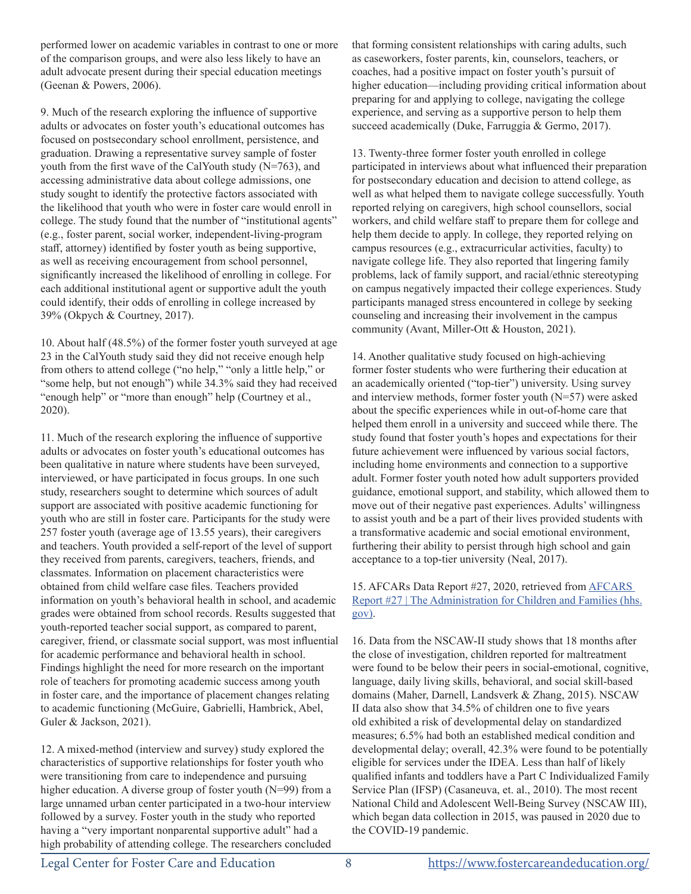performed lower on academic variables in contrast to one or more of the comparison groups, and were also less likely to have an adult advocate present during their special education meetings (Geenan & Powers, 2006).

9. Much of the research exploring the influence of supportive adults or advocates on foster youth's educational outcomes has focused on postsecondary school enrollment, persistence, and graduation. Drawing a representative survey sample of foster youth from the first wave of the CalYouth study (N=763), and accessing administrative data about college admissions, one study sought to identify the protective factors associated with the likelihood that youth who were in foster care would enroll in college. The study found that the number of "institutional agents" (e.g., foster parent, social worker, independent-living-program staff, attorney) identified by foster youth as being supportive, as well as receiving encouragement from school personnel, significantly increased the likelihood of enrolling in college. For each additional institutional agent or supportive adult the youth could identify, their odds of enrolling in college increased by 39% (Okpych & Courtney, 2017).

10. About half (48.5%) of the former foster youth surveyed at age 23 in the CalYouth study said they did not receive enough help from others to attend college ("no help," "only a little help," or "some help, but not enough") while 34.3% said they had received "enough help" or "more than enough" help (Courtney et al., 2020).

11. Much of the research exploring the influence of supportive adults or advocates on foster youth's educational outcomes has been qualitative in nature where students have been surveyed, interviewed, or have participated in focus groups. In one such study, researchers sought to determine which sources of adult support are associated with positive academic functioning for youth who are still in foster care. Participants for the study were 257 foster youth (average age of 13.55 years), their caregivers and teachers. Youth provided a self-report of the level of support they received from parents, caregivers, teachers, friends, and classmates. Information on placement characteristics were obtained from child welfare case files. Teachers provided information on youth's behavioral health in school, and academic grades were obtained from school records. Results suggested that youth-reported teacher social support, as compared to parent, caregiver, friend, or classmate social support, was most influential for academic performance and behavioral health in school. Findings highlight the need for more research on the important role of teachers for promoting academic success among youth in foster care, and the importance of placement changes relating to academic functioning (McGuire, Gabrielli, Hambrick, Abel, Guler & Jackson, 2021).

12. A mixed-method (interview and survey) study explored the characteristics of supportive relationships for foster youth who were transitioning from care to independence and pursuing higher education. A diverse group of foster youth (N=99) from a large unnamed urban center participated in a two-hour interview followed by a survey. Foster youth in the study who reported having a "very important nonparental supportive adult" had a high probability of attending college. The researchers concluded that forming consistent relationships with caring adults, such as caseworkers, foster parents, kin, counselors, teachers, or coaches, had a positive impact on foster youth's pursuit of higher education—including providing critical information about preparing for and applying to college, navigating the college experience, and serving as a supportive person to help them succeed academically (Duke, Farruggia & Germo, 2017).

13. Twenty-three former foster youth enrolled in college participated in interviews about what influenced their preparation for postsecondary education and decision to attend college, as well as what helped them to navigate college successfully. Youth reported relying on caregivers, high school counsellors, social workers, and child welfare staff to prepare them for college and help them decide to apply. In college, they reported relying on campus resources (e.g., extracurricular activities, faculty) to navigate college life. They also reported that lingering family problems, lack of family support, and racial/ethnic stereotyping on campus negatively impacted their college experiences. Study participants managed stress encountered in college by seeking counseling and increasing their involvement in the campus community (Avant, Miller-Ott & Houston, 2021).

14. Another qualitative study focused on high-achieving former foster students who were furthering their education at an academically oriented ("top-tier") university. Using survey and interview methods, former foster youth (N=57) were asked about the specific experiences while in out-of-home care that helped them enroll in a university and succeed while there. The study found that foster youth's hopes and expectations for their future achievement were influenced by various social factors, including home environments and connection to a supportive adult. Former foster youth noted how adult supporters provided guidance, emotional support, and stability, which allowed them to move out of their negative past experiences. Adults' willingness to assist youth and be a part of their lives provided students with a transformative academic and social emotional environment, furthering their ability to persist through high school and gain acceptance to a top-tier university (Neal, 2017).

15. AFCARs Data Report #27, 2020, retrieved from [AFCARS Report #27 | The Administration for Children and Families (hhs.gov)](https://www.acf.hhs.gov).

16. Data from the NSCAW-II study shows that 18 months after the close of investigation, children reported for maltreatment were found to be below their peers in social-emotional, cognitive, language, daily living skills, behavioral, and social skill-based domains (Maher, Darnell, Landsverk & Zhang, 2015). NSCAW II data also show that 34.5% of children one to five years old exhibited a risk of developmental delay on standardized measures; 6.5% had both an established medical condition and developmental delay; overall, 42.3% were found to be potentially eligible for services under the IDEA. Less than half of likely qualified infants and toddlers have a Part C Individualized Family Service Plan (IFSP) (Casaneuva, et. al., 2010). The most recent National Child and Adolescent Well-Being Survey (NSCAW III), which began data collection in 2015, was paused in 2020 due to the COVID-19 pandemic.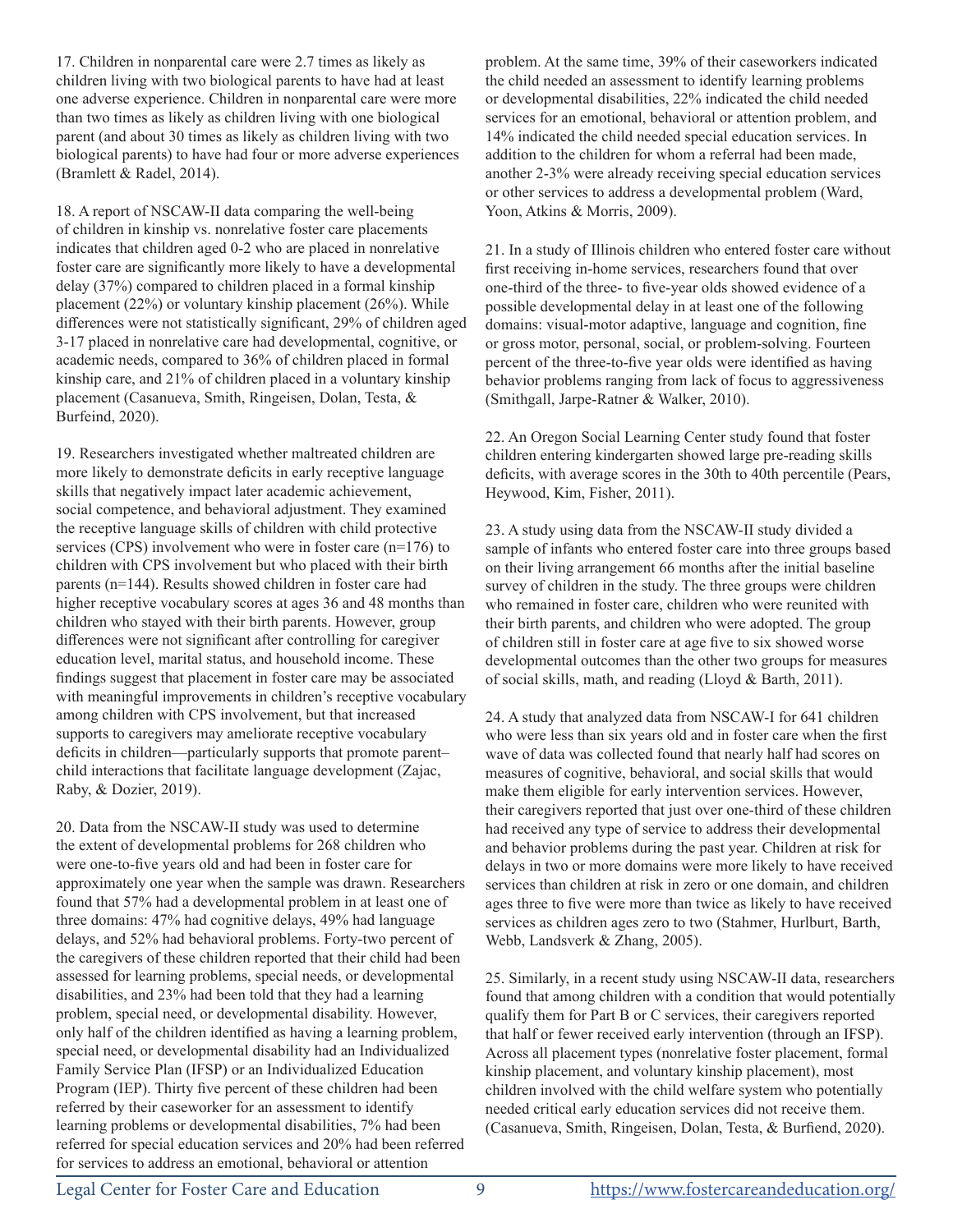17. Children in nonparental care were 2.7 times as likely as children living with two biological parents to have had at least one adverse experience. Children in nonparental care were more than two times as likely as children living with one biological parent (and about 30 times as likely as children living with two biological parents) to have had four or more adverse experiences (Bramlett & Radel, 2014).

18. A report of NSCAW-II data comparing the well-being of children in kinship vs. nonrelative foster care placements indicates that children aged 0-2 who are placed in nonrelative foster care are significantly more likely to have a developmental delay (37%) compared to children placed in a formal kinship placement (22%) or voluntary kinship placement (26%). While differences were not statistically significant, 29% of children aged 3-17 placed in nonrelative care had developmental, cognitive, or academic needs, compared to 36% of children placed in formal kinship care, and 21% of children placed in a voluntary kinship placement (Casanueva, Smith, Ringeisen, Dolan, Testa, & Burfeind, 2020).

19. Researchers investigated whether maltreated children are more likely to demonstrate deficits in early receptive language skills that negatively impact later academic achievement, social competence, and behavioral adjustment. They examined the receptive language skills of children with child protective services (CPS) involvement who were in foster care (n=176) to children with CPS involvement but who placed with their birth parents (n=144). Results showed children in foster care had higher receptive vocabulary scores at ages 36 and 48 months than children who stayed with their birth parents. However, group differences were not significant after controlling for caregiver education level, marital status, and household income. These findings suggest that placement in foster care may be associated with meaningful improvements in children's receptive vocabulary among children with CPS involvement, but that increased supports to caregivers may ameliorate receptive vocabulary deficits in children—particularly supports that promote parent–child interactions that facilitate language development (Zajac, Raby, & Dozier, 2019).

20. Data from the NSCAW-II study was used to determine the extent of developmental problems for 268 children who were one-to-five years old and had been in foster care for approximately one year when the sample was drawn. Researchers found that 57% had a developmental problem in at least one of three domains: 47% had cognitive delays, 49% had language delays, and 52% had behavioral problems. Forty-two percent of the caregivers of these children reported that their child had been assessed for learning problems, special needs, or developmental disabilities, and 23% had been told that they had a learning problem, special need, or developmental disability. However, only half of the children identified as having a learning problem, special need, or developmental disability had an Individualized Family Service Plan (IFSP) or an Individualized Education Program (IEP). Thirty five percent of these children had been referred by their caseworker for an assessment to identify learning problems or developmental disabilities, 7% had been referred for special education services and 20% had been referred for services to address an emotional, behavioral or attention problem. At the same time, 39% of their caseworkers indicated the child needed an assessment to identify learning problems or developmental disabilities, 22% indicated the child needed services for an emotional, behavioral or attention problem, and 14% indicated the child needed special education services. In addition to the children for whom a referral had been made, another 2-3% were already receiving special education services or other services to address a developmental problem (Ward, Yoon, Atkins & Morris, 2009).

21. In a study of Illinois children who entered foster care without first receiving in-home services, researchers found that over one-third of the three- to five-year olds showed evidence of a possible developmental delay in at least one of the following domains: visual-motor adaptive, language and cognition, fine or gross motor, personal, social, or problem-solving. Fourteen percent of the three-to-five year olds were identified as having behavior problems ranging from lack of focus to aggressiveness (Smithgall, Jarpe-Ratner & Walker, 2010).

22. An Oregon Social Learning Center study found that foster children entering kindergarten showed large pre-reading skills deficits, with average scores in the 30th to 40th percentile (Pears, Heywood, Kim, Fisher, 2011).

23. A study using data from the NSCAW-II study divided a sample of infants who entered foster care into three groups based on their living arrangement 66 months after the initial baseline survey of children in the study. The three groups were children who remained in foster care, children who were reunited with their birth parents, and children who were adopted. The group of children still in foster care at age five to six showed worse developmental outcomes than the other two groups for measures of social skills, math, and reading (Lloyd & Barth, 2011).

24. A study that analyzed data from NSCAW-I for 641 children who were less than six years old and in foster care when the first wave of data was collected found that nearly half had scores on measures of cognitive, behavioral, and social skills that would make them eligible for early intervention services. However, their caregivers reported that just over one-third of these children had received any type of service to address their developmental and behavior problems during the past year. Children at risk for delays in two or more domains were more likely to have received services than children at risk in zero or one domain, and children ages three to five were more than twice as likely to have received services as children ages zero to two (Stahmer, Hurlburt, Barth, Webb, Landsverk & Zhang, 2005).

25. Similarly, in a recent study using NSCAW-II data, researchers found that among children with a condition that would potentially qualify them for Part B or C services, their caregivers reported that half or fewer received early intervention (through an IFSP). Across all placement types (nonrelative foster placement, formal kinship placement, and voluntary kinship placement), most children involved with the child welfare system who potentially needed critical early education services did not receive them. (Casanueva, Smith, Ringeisen, Dolan, Testa, & Burfiend, 2020).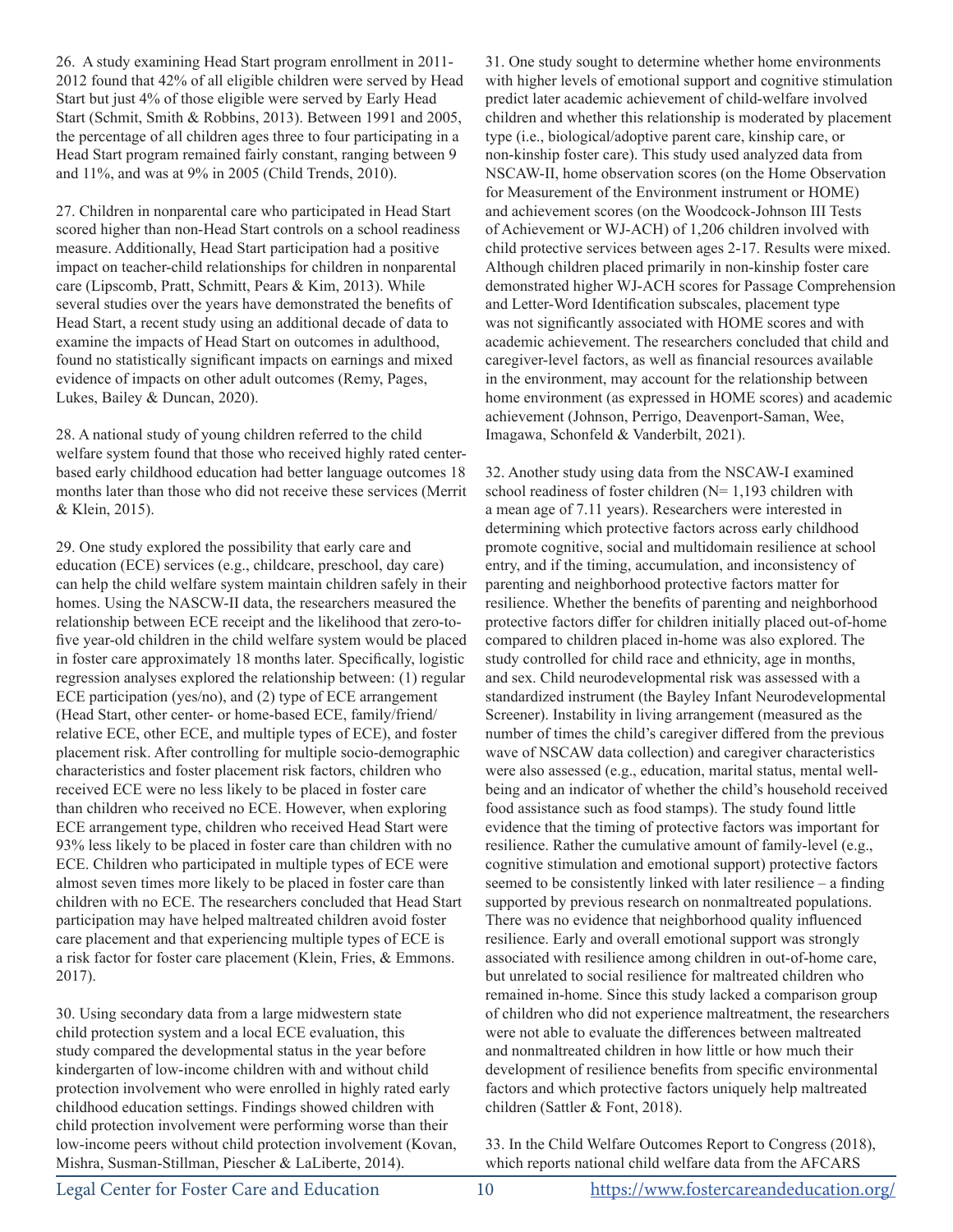26. A study examining Head Start program enrollment in 2011-2012 found that 42% of all eligible children were served by Head Start but just 4% of those eligible were served by Early Head Start (Schmit, Smith & Robbins, 2013). Between 1991 and 2005, the percentage of all children ages three to four participating in a Head Start program remained fairly constant, ranging between 9 and 11%, and was at 9% in 2005 (Child Trends, 2010).

27. Children in nonparental care who participated in Head Start scored higher than non-Head Start controls on a school readiness measure. Additionally, Head Start participation had a positive impact on teacher-child relationships for children in nonparental care (Lipscomb, Pratt, Schmitt, Pears & Kim, 2013). While several studies over the years have demonstrated the benefits of Head Start, a recent study using an additional decade of data to examine the impacts of Head Start on outcomes in adulthood, found no statistically significant impacts on earnings and mixed evidence of impacts on other adult outcomes (Remy, Pages, Lukes, Bailey & Duncan, 2020).

28. A national study of young children referred to the child welfare system found that those who received highly rated center-based early childhood education had better language outcomes 18 months later than those who did not receive these services (Merrit & Klein, 2015).

29. One study explored the possibility that early care and education (ECE) services (e.g., childcare, preschool, day care) can help the child welfare system maintain children safely in their homes. Using the NASCW-II data, the researchers measured the relationship between ECE receipt and the likelihood that zero-to-five year-old children in the child welfare system would be placed in foster care approximately 18 months later. Specifically, logistic regression analyses explored the relationship between: (1) regular ECE participation (yes/no), and (2) type of ECE arrangement (Head Start, other center- or home-based ECE, family/friend/relative ECE, other ECE, and multiple types of ECE), and foster placement risk. After controlling for multiple socio-demographic characteristics and foster placement risk factors, children who received ECE were no less likely to be placed in foster care than children who received no ECE. However, when exploring ECE arrangement type, children who received Head Start were 93% less likely to be placed in foster care than children with no ECE. Children who participated in multiple types of ECE were almost seven times more likely to be placed in foster care than children with no ECE. The researchers concluded that Head Start participation may have helped maltreated children avoid foster care placement and that experiencing multiple types of ECE is a risk factor for foster care placement (Klein, Fries, & Emmons. 2017).

30. Using secondary data from a large midwestern state child protection system and a local ECE evaluation, this study compared the developmental status in the year before kindergarten of low-income children with and without child protection involvement who were enrolled in highly rated early childhood education settings. Findings showed children with child protection involvement were performing worse than their low-income peers without child protection involvement (Kovan, Mishra, Susman-Stillman, Piescher & LaLiberte, 2014).

31. One study sought to determine whether home environments with higher levels of emotional support and cognitive stimulation predict later academic achievement of child-welfare involved children and whether this relationship is moderated by placement type (i.e., biological/adoptive parent care, kinship care, or non-kinship foster care). This study used analyzed data from NSCAW-II, home observation scores (on the Home Observation for Measurement of the Environment instrument or HOME) and achievement scores (on the Woodcock-Johnson III Tests of Achievement or WJ-ACH) of 1,206 children involved with child protective services between ages 2-17. Results were mixed. Although children placed primarily in non-kinship foster care demonstrated higher WJ-ACH scores for Passage Comprehension and Letter-Word Identification subscales, placement type was not significantly associated with HOME scores and with academic achievement. The researchers concluded that child and caregiver-level factors, as well as financial resources available in the environment, may account for the relationship between home environment (as expressed in HOME scores) and academic achievement (Johnson, Perrigo, Deavenport-Saman, Wee, Imagawa, Schonfeld & Vanderbilt, 2021).

32. Another study using data from the NSCAW-I examined school readiness of foster children (N= 1,193 children with a mean age of 7.11 years). Researchers were interested in determining which protective factors across early childhood promote cognitive, social and multidomain resilience at school entry, and if the timing, accumulation, and inconsistency of parenting and neighborhood protective factors matter for resilience. Whether the benefits of parenting and neighborhood protective factors differ for children initially placed out-of-home compared to children placed in-home was also explored. The study controlled for child race and ethnicity, age in months, and sex. Child neurodevelopmental risk was assessed with a standardized instrument (the Bayley Infant Neurodevelopmental Screener). Instability in living arrangement (measured as the number of times the child's caregiver differed from the previous wave of NSCAW data collection) and caregiver characteristics were also assessed (e.g., education, marital status, mental well-being and an indicator of whether the child's household received food assistance such as food stamps). The study found little evidence that the timing of protective factors was important for resilience. Rather the cumulative amount of family-level (e.g., cognitive stimulation and emotional support) protective factors seemed to be consistently linked with later resilience – a finding supported by previous research on nonmaltreated populations. There was no evidence that neighborhood quality influenced resilience. Early and overall emotional support was strongly associated with resilience among children in out-of-home care, but unrelated to social resilience for maltreated children who remained in-home. Since this study lacked a comparison group of children who did not experience maltreatment, the researchers were not able to evaluate the differences between maltreated and nonmaltreated children in how little or how much their development of resilience benefits from specific environmental factors and which protective factors uniquely help maltreated children (Sattler & Font, 2018).

33. In the Child Welfare Outcomes Report to Congress (2018), which reports national child welfare data from the AFCARS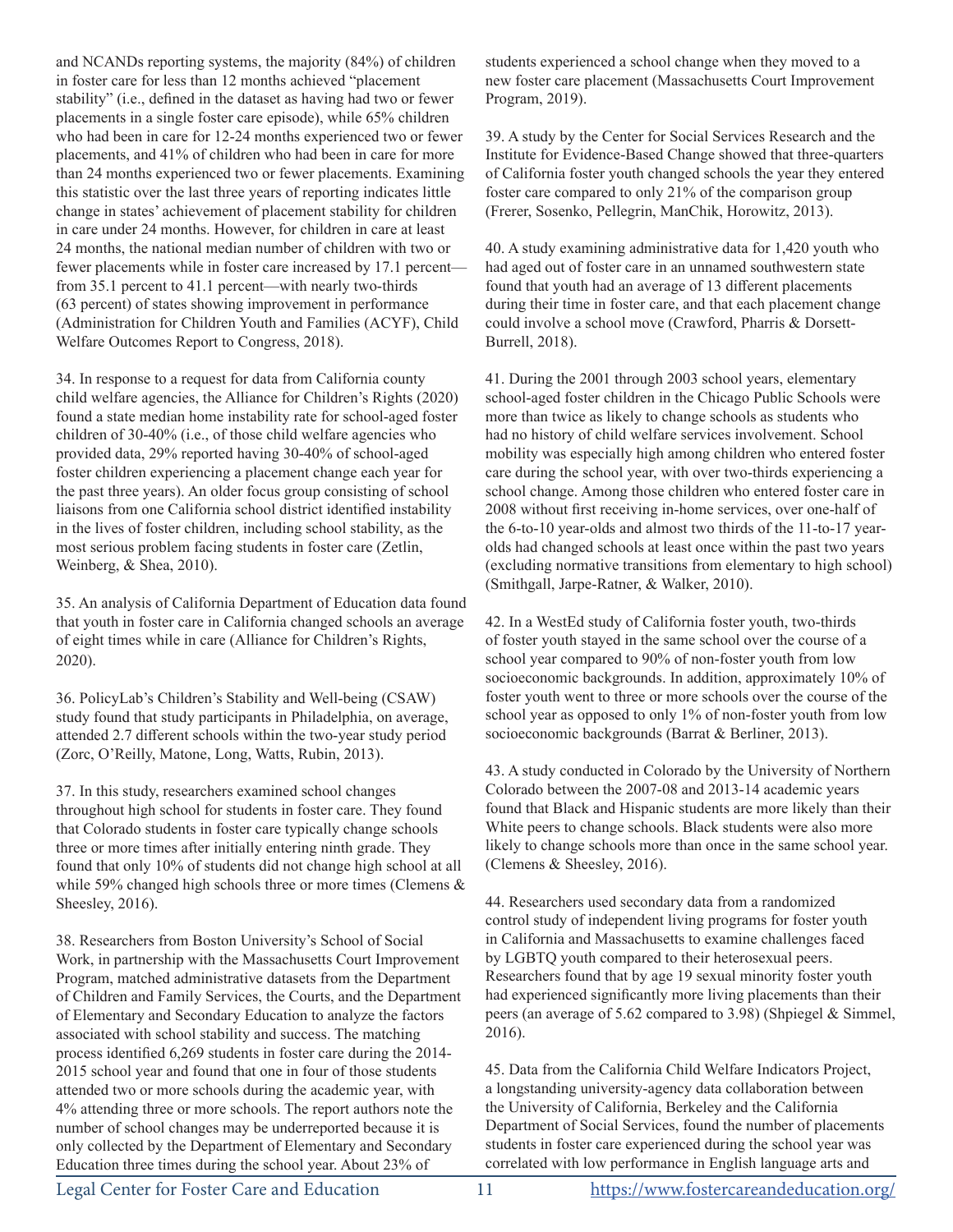and NCANDs reporting systems, the majority (84%) of children in foster care for less than 12 months achieved "placement stability" (i.e., defined in the dataset as having had two or fewer placements in a single foster care episode), while 65% children who had been in care for 12-24 months experienced two or fewer placements, and 41% of children who had been in care for more than 24 months experienced two or fewer placements. Examining this statistic over the last three years of reporting indicates little change in states' achievement of placement stability for children in care under 24 months. However, for children in care at least 24 months, the national median number of children with two or fewer placements while in foster care increased by 17.1 percent—from 35.1 percent to 41.1 percent—with nearly two-thirds (63 percent) of states showing improvement in performance (Administration for Children Youth and Families (ACYF), Child Welfare Outcomes Report to Congress, 2018).

34. In response to a request for data from California county child welfare agencies, the Alliance for Children's Rights (2020) found a state median home instability rate for school-aged foster children of 30-40% (i.e., of those child welfare agencies who provided data, 29% reported having 30-40% of school-aged foster children experiencing a placement change each year for the past three years). An older focus group consisting of school liaisons from one California school district identified instability in the lives of foster children, including school stability, as the most serious problem facing students in foster care (Zetlin, Weinberg, & Shea, 2010).

35. An analysis of California Department of Education data found that youth in foster care in California changed schools an average of eight times while in care (Alliance for Children's Rights, 2020).

36. PolicyLab's Children's Stability and Well-being (CSAW) study found that study participants in Philadelphia, on average, attended 2.7 different schools within the two-year study period (Zorc, O'Reilly, Matone, Long, Watts, Rubin, 2013).

37. In this study, researchers examined school changes throughout high school for students in foster care. They found that Colorado students in foster care typically change schools three or more times after initially entering ninth grade. They found that only 10% of students did not change high school at all while 59% changed high schools three or more times (Clemens & Sheesley, 2016).

38. Researchers from Boston University's School of Social Work, in partnership with the Massachusetts Court Improvement Program, matched administrative datasets from the Department of Children and Family Services, the Courts, and the Department of Elementary and Secondary Education to analyze the factors associated with school stability and success. The matching process identified 6,269 students in foster care during the 2014-2015 school year and found that one in four of those students attended two or more schools during the academic year, with 4% attending three or more schools. The report authors note the number of school changes may be underreported because it is only collected by the Department of Elementary and Secondary Education three times during the school year. About 23% of students experienced a school change when they moved to a new foster care placement (Massachusetts Court Improvement Program, 2019).

39. A study by the Center for Social Services Research and the Institute for Evidence-Based Change showed that three-quarters of California foster youth changed schools the year they entered foster care compared to only 21% of the comparison group (Frerer, Sosenko, Pellegrin, ManChik, Horowitz, 2013).

40. A study examining administrative data for 1,420 youth who had aged out of foster care in an unnamed southwestern state found that youth had an average of 13 different placements during their time in foster care, and that each placement change could involve a school move (Crawford, Pharris & Dorsett-Burrell, 2018).

41. During the 2001 through 2003 school years, elementary school-aged foster children in the Chicago Public Schools were more than twice as likely to change schools as students who had no history of child welfare services involvement. School mobility was especially high among children who entered foster care during the school year, with over two-thirds experiencing a school change. Among those children who entered foster care in 2008 without first receiving in-home services, over one-half of the 6-to-10 year-olds and almost two thirds of the 11-to-17 year-olds had changed schools at least once within the past two years (excluding normative transitions from elementary to high school) (Smithgall, Jarpe-Ratner, & Walker, 2010).

42. In a WestEd study of California foster youth, two-thirds of foster youth stayed in the same school over the course of a school year compared to 90% of non-foster youth from low socioeconomic backgrounds. In addition, approximately 10% of foster youth went to three or more schools over the course of the school year as opposed to only 1% of non-foster youth from low socioeconomic backgrounds (Barrat & Berliner, 2013).

43. A study conducted in Colorado by the University of Northern Colorado between the 2007-08 and 2013-14 academic years found that Black and Hispanic students are more likely than their White peers to change schools. Black students were also more likely to change schools more than once in the same school year. (Clemens & Sheesley, 2016).

44. Researchers used secondary data from a randomized control study of independent living programs for foster youth in California and Massachusetts to examine challenges faced by LGBTQ youth compared to their heterosexual peers. Researchers found that by age 19 sexual minority foster youth had experienced significantly more living placements than their peers (an average of 5.62 compared to 3.98) (Shpiegel & Simmel, 2016).

45. Data from the California Child Welfare Indicators Project, a longstanding university-agency data collaboration between the University of California, Berkeley and the California Department of Social Services, found the number of placements students in foster care experienced during the school year was correlated with low performance in English language arts and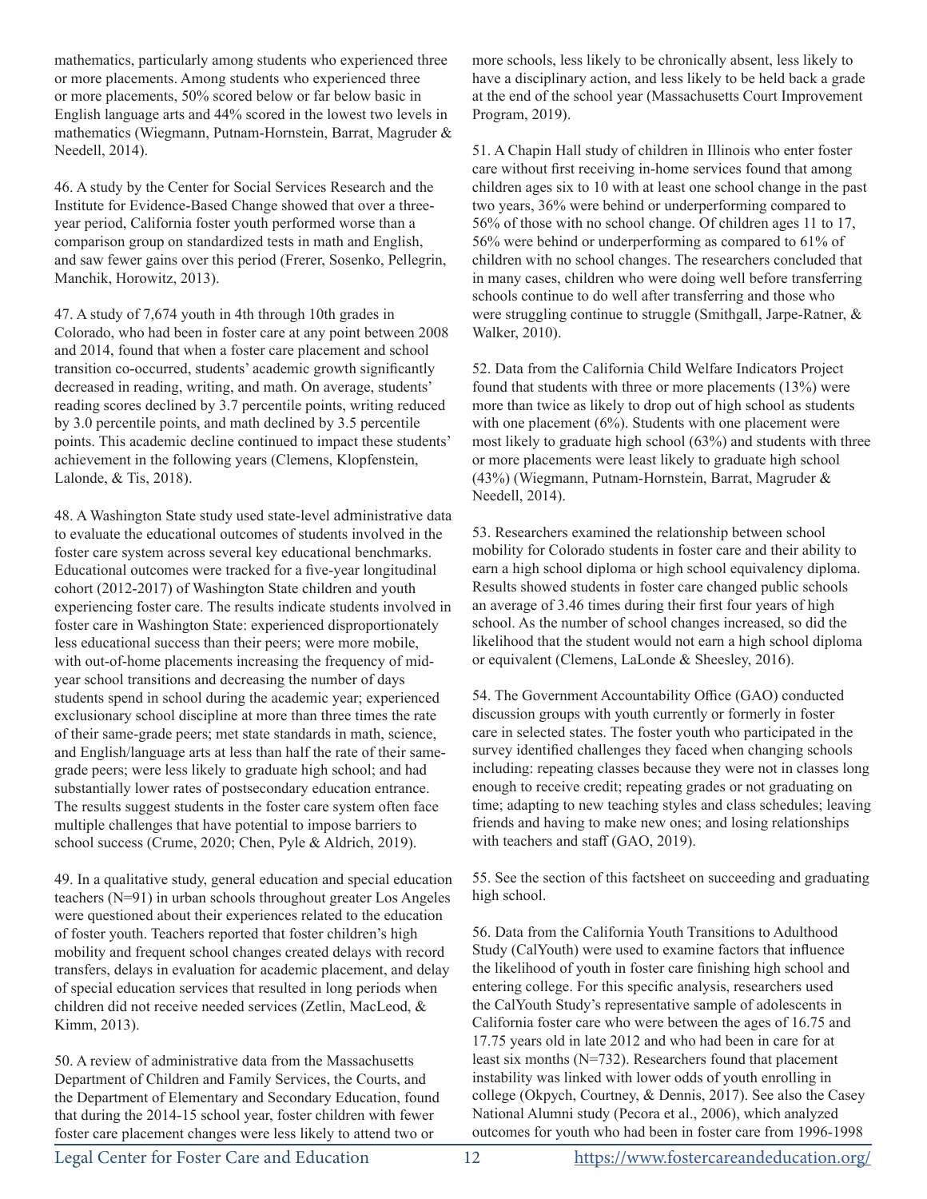mathematics, particularly among students who experienced three or more placements. Among students who experienced three or more placements, 50% scored below or far below basic in English language arts and 44% scored in the lowest two levels in mathematics (Wiegmann, Putnam-Hornstein, Barrat, Magruder & Needell, 2014).

46. A study by the Center for Social Services Research and the Institute for Evidence-Based Change showed that over a three-year period, California foster youth performed worse than a comparison group on standardized tests in math and English, and saw fewer gains over this period (Frerer, Sosenko, Pellegrin, Manchik, Horowitz, 2013).

47. A study of 7,674 youth in 4th through 10th grades in Colorado, who had been in foster care at any point between 2008 and 2014, found that when a foster care placement and school transition co-occurred, students' academic growth significantly decreased in reading, writing, and math. On average, students' reading scores declined by 3.7 percentile points, writing reduced by 3.0 percentile points, and math declined by 3.5 percentile points. This academic decline continued to impact these students' achievement in the following years (Clemens, Klopfenstein, Lalonde, & Tis, 2018).

48. A Washington State study used state-level administrative data to evaluate the educational outcomes of students involved in the foster care system across several key educational benchmarks. Educational outcomes were tracked for a five-year longitudinal cohort (2012-2017) of Washington State children and youth experiencing foster care. The results indicate students involved in foster care in Washington State: experienced disproportionately less educational success than their peers; were more mobile, with out-of-home placements increasing the frequency of mid-year school transitions and decreasing the number of days students spend in school during the academic year; experienced exclusionary school discipline at more than three times the rate of their same-grade peers; met state standards in math, science, and English/language arts at less than half the rate of their same-grade peers; were less likely to graduate high school; and had substantially lower rates of postsecondary education entrance. The results suggest students in the foster care system often face multiple challenges that have potential to impose barriers to school success (Crume, 2020; Chen, Pyle & Aldrich, 2019).

49. In a qualitative study, general education and special education teachers (N=91) in urban schools throughout greater Los Angeles were questioned about their experiences related to the education of foster youth. Teachers reported that foster children's high mobility and frequent school changes created delays with record transfers, delays in evaluation for academic placement, and delay of special education services that resulted in long periods when children did not receive needed services (Zetlin, MacLeod, & Kimm, 2013).

50. A review of administrative data from the Massachusetts Department of Children and Family Services, the Courts, and the Department of Elementary and Secondary Education, found that during the 2014-15 school year, foster children with fewer foster care placement changes were less likely to attend two or more schools, less likely to be chronically absent, less likely to have a disciplinary action, and less likely to be held back a grade at the end of the school year (Massachusetts Court Improvement Program, 2019).

51. A Chapin Hall study of children in Illinois who enter foster care without first receiving in-home services found that among children ages six to 10 with at least one school change in the past two years, 36% were behind or underperforming compared to 56% of those with no school change. Of children ages 11 to 17, 56% were behind or underperforming as compared to 61% of children with no school changes. The researchers concluded that in many cases, children who were doing well before transferring schools continue to do well after transferring and those who were struggling continue to struggle (Smithgall, Jarpe-Ratner, & Walker, 2010).

52. Data from the California Child Welfare Indicators Project found that students with three or more placements (13%) were more than twice as likely to drop out of high school as students with one placement (6%). Students with one placement were most likely to graduate high school (63%) and students with three or more placements were least likely to graduate high school (43%) (Wiegmann, Putnam-Hornstein, Barrat, Magruder & Needell, 2014).

53. Researchers examined the relationship between school mobility for Colorado students in foster care and their ability to earn a high school diploma or high school equivalency diploma. Results showed students in foster care changed public schools an average of 3.46 times during their first four years of high school. As the number of school changes increased, so did the likelihood that the student would not earn a high school diploma or equivalent (Clemens, LaLonde & Sheesley, 2016).

54. The Government Accountability Office (GAO) conducted discussion groups with youth currently or formerly in foster care in selected states. The foster youth who participated in the survey identified challenges they faced when changing schools including: repeating classes because they were not in classes long enough to receive credit; repeating grades or not graduating on time; adapting to new teaching styles and class schedules; leaving friends and having to make new ones; and losing relationships with teachers and staff (GAO, 2019).

55. See the section of this factsheet on succeeding and graduating high school.

56. Data from the California Youth Transitions to Adulthood Study (CalYouth) were used to examine factors that influence the likelihood of youth in foster care finishing high school and entering college. For this specific analysis, researchers used the CalYouth Study's representative sample of adolescents in California foster care who were between the ages of 16.75 and 17.75 years old in late 2012 and who had been in care for at least six months (N=732). Researchers found that placement instability was linked with lower odds of youth enrolling in college (Okpych, Courtney, & Dennis, 2017). See also the Casey National Alumni study (Pecora et al., 2006), which analyzed outcomes for youth who had been in foster care from 1996-1998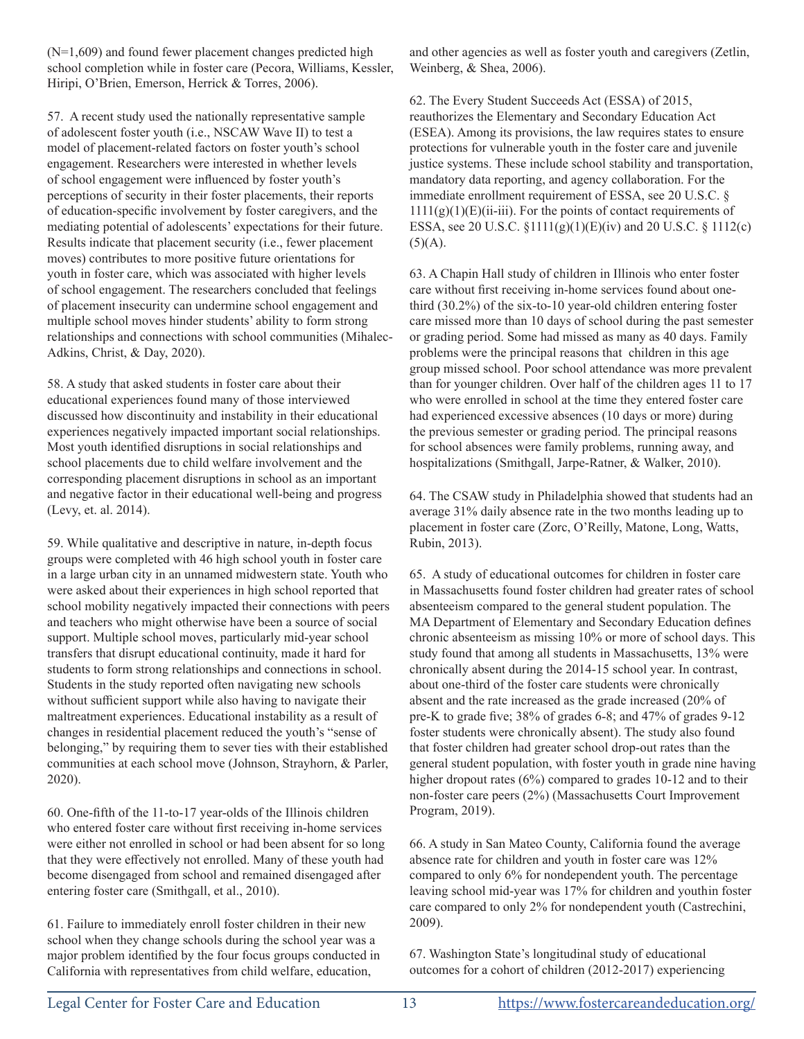(N=1,609) and found fewer placement changes predicted high school completion while in foster care (Pecora, Williams, Kessler, Hiripi, O'Brien, Emerson, Herrick & Torres, 2006).

57. A recent study used the nationally representative sample of adolescent foster youth (i.e., NSCAW Wave II) to test a model of placement-related factors on foster youth's school engagement. Researchers were interested in whether levels of school engagement were influenced by foster youth's perceptions of security in their foster placements, their reports of education-specific involvement by foster caregivers, and the mediating potential of adolescents' expectations for their future. Results indicate that placement security (i.e., fewer placement moves) contributes to more positive future orientations for youth in foster care, which was associated with higher levels of school engagement. The researchers concluded that feelings of placement insecurity can undermine school engagement and multiple school moves hinder students' ability to form strong relationships and connections with school communities (Mihalec-Adkins, Christ, & Day, 2020).

58. A study that asked students in foster care about their educational experiences found many of those interviewed discussed how discontinuity and instability in their educational experiences negatively impacted important social relationships. Most youth identified disruptions in social relationships and school placements due to child welfare involvement and the corresponding placement disruptions in school as an important and negative factor in their educational well-being and progress (Levy, et. al. 2014).

59. While qualitative and descriptive in nature, in-depth focus groups were completed with 46 high school youth in foster care in a large urban city in an unnamed midwestern state. Youth who were asked about their experiences in high school reported that school mobility negatively impacted their connections with peers and teachers who might otherwise have been a source of social support. Multiple school moves, particularly mid-year school transfers that disrupt educational continuity, made it hard for students to form strong relationships and connections in school. Students in the study reported often navigating new schools without sufficient support while also having to navigate their maltreatment experiences. Educational instability as a result of changes in residential placement reduced the youth's "sense of belonging," by requiring them to sever ties with their established communities at each school move (Johnson, Strayhorn, & Parler, 2020).

60. One-fifth of the 11-to-17 year-olds of the Illinois children who entered foster care without first receiving in-home services were either not enrolled in school or had been absent for so long that they were effectively not enrolled. Many of these youth had become disengaged from school and remained disengaged after entering foster care (Smithgall, et al., 2010).

61. Failure to immediately enroll foster children in their new school when they change schools during the school year was a major problem identified by the four focus groups conducted in California with representatives from child welfare, education, and other agencies as well as foster youth and caregivers (Zetlin, Weinberg, & Shea, 2006).

62. The Every Student Succeeds Act (ESSA) of 2015, reauthorizes the Elementary and Secondary Education Act (ESEA). Among its provisions, the law requires states to ensure protections for vulnerable youth in the foster care and juvenile justice systems. These include school stability and transportation, mandatory data reporting, and agency collaboration. For the immediate enrollment requirement of ESSA, see 20 U.S.C. § 1111(g)(1)(E)(ii-iii). For the points of contact requirements of ESSA, see 20 U.S.C. §1111(g)(1)(E)(iv) and 20 U.S.C. § 1112(c)(5)(A).

63. A Chapin Hall study of children in Illinois who enter foster care without first receiving in-home services found about one-third (30.2%) of the six-to-10 year-old children entering foster care missed more than 10 days of school during the past semester or grading period. Some had missed as many as 40 days. Family problems were the principal reasons that children in this age group missed school. Poor school attendance was more prevalent than for younger children. Over half of the children ages 11 to 17 who were enrolled in school at the time they entered foster care had experienced excessive absences (10 days or more) during the previous semester or grading period. The principal reasons for school absences were family problems, running away, and hospitalizations (Smithgall, Jarpe-Ratner, & Walker, 2010).

64. The CSAW study in Philadelphia showed that students had an average 31% daily absence rate in the two months leading up to placement in foster care (Zorc, O'Reilly, Matone, Long, Watts, Rubin, 2013).

65. A study of educational outcomes for children in foster care in Massachusetts found foster children had greater rates of school absenteeism compared to the general student population. The MA Department of Elementary and Secondary Education defines chronic absenteeism as missing 10% or more of school days. This study found that among all students in Massachusetts, 13% were chronically absent during the 2014-15 school year. In contrast, about one-third of the foster care students were chronically absent and the rate increased as the grade increased (20% of pre-K to grade five; 38% of grades 6-8; and 47% of grades 9-12 foster students were chronically absent). The study also found that foster children had greater school drop-out rates than the general student population, with foster youth in grade nine having higher dropout rates (6%) compared to grades 10-12 and to their non-foster care peers (2%) (Massachusetts Court Improvement Program, 2019).

66. A study in San Mateo County, California found the average absence rate for children and youth in foster care was 12% compared to only 6% for nondependent youth. The percentage leaving school mid-year was 17% for children and youthin foster care compared to only 2% for nondependent youth (Castrechini, 2009).

67. Washington State's longitudinal study of educational outcomes for a cohort of children (2012-2017) experiencing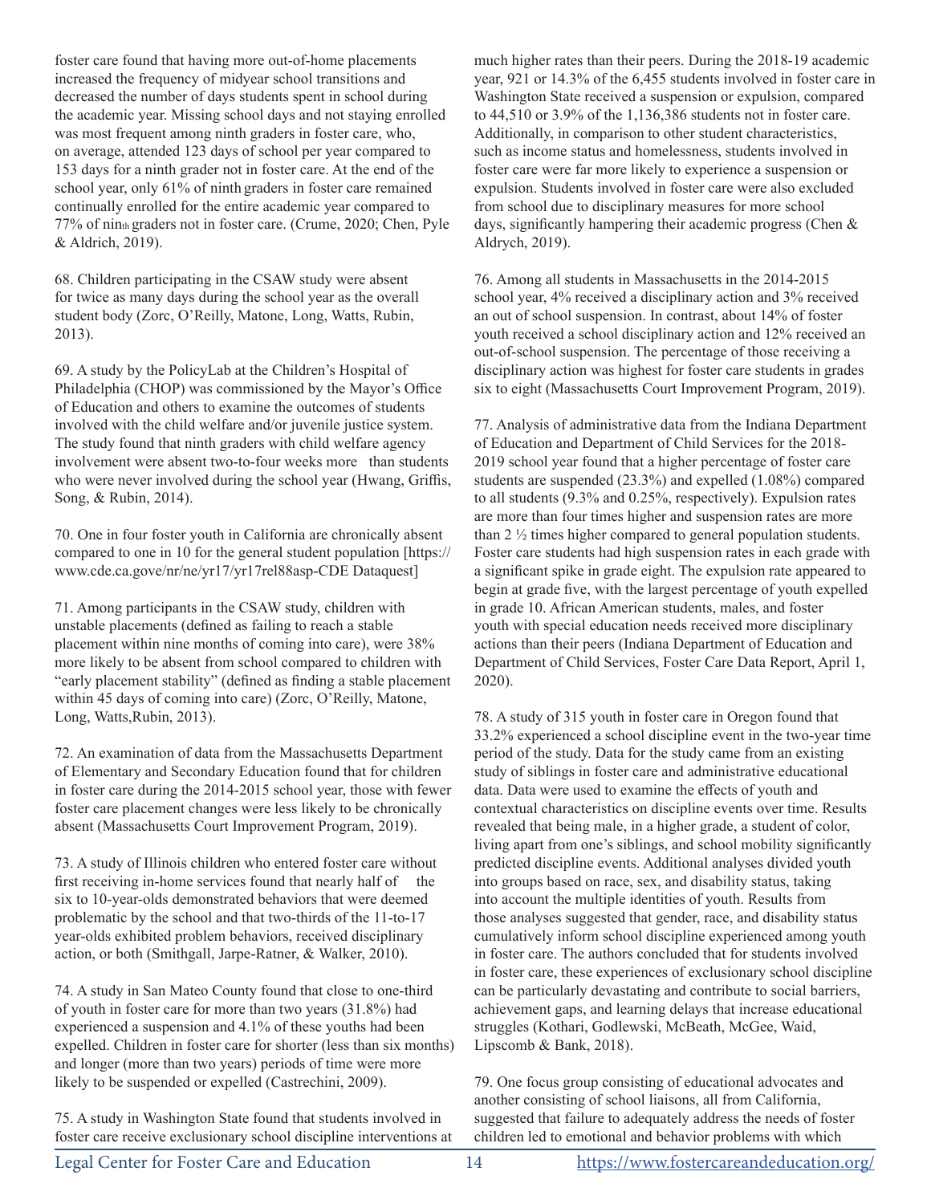foster care found that having more out-of-home placements increased the frequency of midyear school transitions and decreased the number of days students spent in school during the academic year. Missing school days and not staying enrolled was most frequent among ninth graders in foster care, who, on average, attended 123 days of school per year compared to 153 days for a ninth grader not in foster care. At the end of the school year, only 61% of ninth graders in foster care remained continually enrolled for the entire academic year compared to 77% of ninth graders not in foster care. (Crume, 2020; Chen, Pyle & Aldrich, 2019).

68. Children participating in the CSAW study were absent for twice as many days during the school year as the overall student body (Zorc, O'Reilly, Matone, Long, Watts, Rubin, 2013).

69. A study by the PolicyLab at the Children's Hospital of Philadelphia (CHOP) was commissioned by the Mayor's Office of Education and others to examine the outcomes of students involved with the child welfare and/or juvenile justice system. The study found that ninth graders with child welfare agency involvement were absent two-to-four weeks more than students who were never involved during the school year (Hwang, Griffis, Song, & Rubin, 2014).

70. One in four foster youth in California are chronically absent compared to one in 10 for the general student population [https://www.cde.ca.gove/nr/ne/yr17/yr17rel88asp-CDE Dataquest]

71. Among participants in the CSAW study, children with unstable placements (defined as failing to reach a stable placement within nine months of coming into care), were 38% more likely to be absent from school compared to children with "early placement stability" (defined as finding a stable placement within 45 days of coming into care) (Zorc, O'Reilly, Matone, Long, Watts,Rubin, 2013).

72. An examination of data from the Massachusetts Department of Elementary and Secondary Education found that for children in foster care during the 2014-2015 school year, those with fewer foster care placement changes were less likely to be chronically absent (Massachusetts Court Improvement Program, 2019).

73. A study of Illinois children who entered foster care without first receiving in-home services found that nearly half of the six to 10-year-olds demonstrated behaviors that were deemed problematic by the school and that two-thirds of the 11-to-17 year-olds exhibited problem behaviors, received disciplinary action, or both (Smithgall, Jarpe-Ratner, & Walker, 2010).

74. A study in San Mateo County found that close to one-third of youth in foster care for more than two years (31.8%) had experienced a suspension and 4.1% of these youths had been expelled. Children in foster care for shorter (less than six months) and longer (more than two years) periods of time were more likely to be suspended or expelled (Castrechini, 2009).

75. A study in Washington State found that students involved in foster care receive exclusionary school discipline interventions at much higher rates than their peers. During the 2018-19 academic year, 921 or 14.3% of the 6,455 students involved in foster care in Washington State received a suspension or expulsion, compared to 44,510 or 3.9% of the 1,136,386 students not in foster care. Additionally, in comparison to other student characteristics, such as income status and homelessness, students involved in foster care were far more likely to experience a suspension or expulsion. Students involved in foster care were also excluded from school due to disciplinary measures for more school days, significantly hampering their academic progress (Chen & Aldrych, 2019).

76. Among all students in Massachusetts in the 2014-2015 school year, 4% received a disciplinary action and 3% received an out of school suspension. In contrast, about 14% of foster youth received a school disciplinary action and 12% received an out-of-school suspension. The percentage of those receiving a disciplinary action was highest for foster care students in grades six to eight (Massachusetts Court Improvement Program, 2019).

77. Analysis of administrative data from the Indiana Department of Education and Department of Child Services for the 2018-2019 school year found that a higher percentage of foster care students are suspended (23.3%) and expelled (1.08%) compared to all students (9.3% and 0.25%, respectively). Expulsion rates are more than four times higher and suspension rates are more than 2 ½ times higher compared to general population students. Foster care students had high suspension rates in each grade with a significant spike in grade eight. The expulsion rate appeared to begin at grade five, with the largest percentage of youth expelled in grade 10. African American students, males, and foster youth with special education needs received more disciplinary actions than their peers (Indiana Department of Education and Department of Child Services, Foster Care Data Report, April 1, 2020).

78. A study of 315 youth in foster care in Oregon found that 33.2% experienced a school discipline event in the two-year time period of the study. Data for the study came from an existing study of siblings in foster care and administrative educational data. Data were used to examine the effects of youth and contextual characteristics on discipline events over time. Results revealed that being male, in a higher grade, a student of color, living apart from one's siblings, and school mobility significantly predicted discipline events. Additional analyses divided youth into groups based on race, sex, and disability status, taking into account the multiple identities of youth. Results from those analyses suggested that gender, race, and disability status cumulatively inform school discipline experienced among youth in foster care. The authors concluded that for students involved in foster care, these experiences of exclusionary school discipline can be particularly devastating and contribute to social barriers, achievement gaps, and learning delays that increase educational struggles (Kothari, Godlewski, McBeath, McGee, Waid, Lipscomb & Bank, 2018).

79. One focus group consisting of educational advocates and another consisting of school liaisons, all from California, suggested that failure to adequately address the needs of foster children led to emotional and behavior problems with which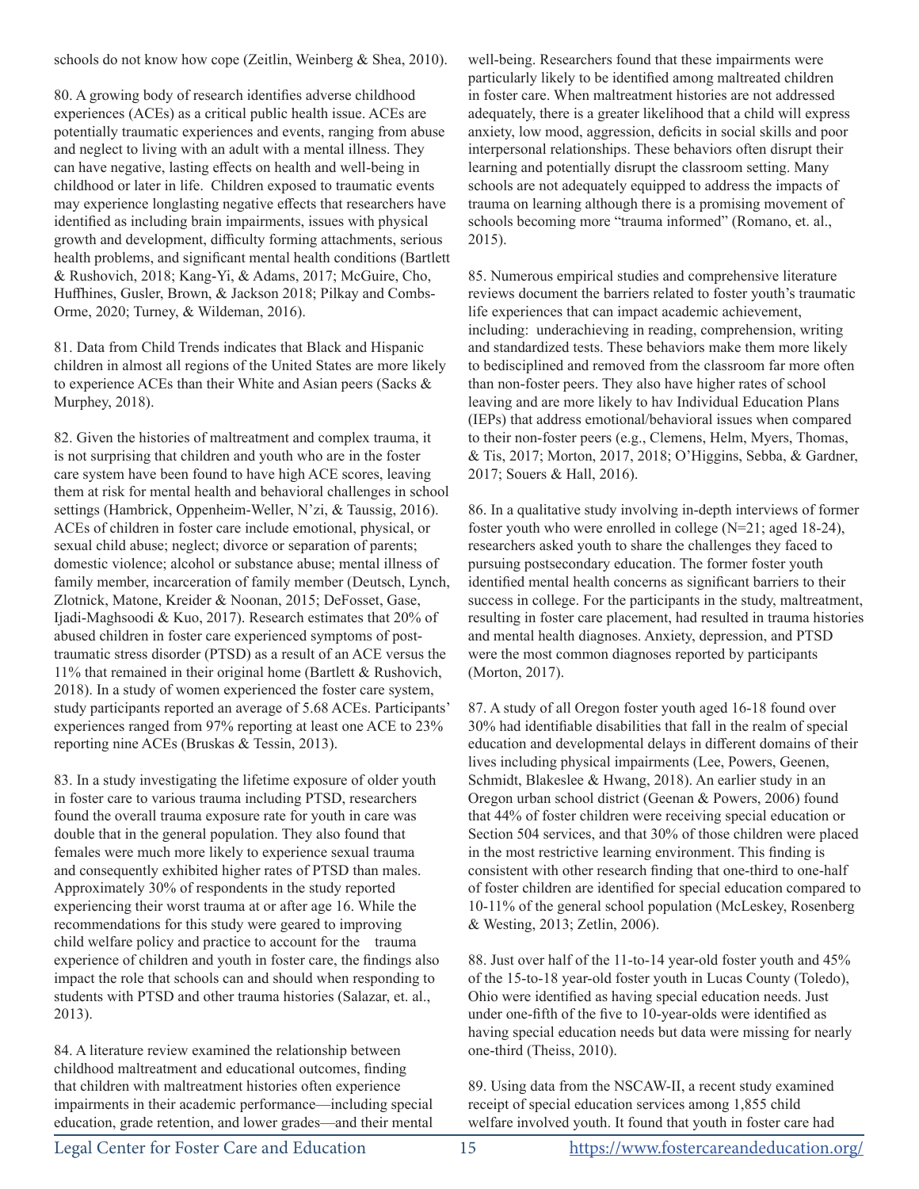schools do not know how cope (Zeitlin, Weinberg & Shea, 2010).

80. A growing body of research identifies adverse childhood experiences (ACEs) as a critical public health issue. ACEs are potentially traumatic experiences and events, ranging from abuse and neglect to living with an adult with a mental illness. They can have negative, lasting effects on health and well-being in childhood or later in life. Children exposed to traumatic events may experience longlasting negative effects that researchers have identified as including brain impairments, issues with physical growth and development, difficulty forming attachments, serious health problems, and significant mental health conditions (Bartlett & Rushovich, 2018; Kang-Yi, & Adams, 2017; McGuire, Cho, Huffhines, Gusler, Brown, & Jackson 2018; Pilkay and Combs-Orme, 2020; Turney, & Wildeman, 2016).

81. Data from Child Trends indicates that Black and Hispanic children in almost all regions of the United States are more likely to experience ACEs than their White and Asian peers (Sacks & Murphey, 2018).

82. Given the histories of maltreatment and complex trauma, it is not surprising that children and youth who are in the foster care system have been found to have high ACE scores, leaving them at risk for mental health and behavioral challenges in school settings (Hambrick, Oppenheim-Weller, N'zi, & Taussig, 2016). ACEs of children in foster care include emotional, physical, or sexual child abuse; neglect; divorce or separation of parents; domestic violence; alcohol or substance abuse; mental illness of family member, incarceration of family member (Deutsch, Lynch, Zlotnick, Matone, Kreider & Noonan, 2015; DeFosset, Gase, Ijadi-Maghsoodi & Kuo, 2017). Research estimates that 20% of abused children in foster care experienced symptoms of post-traumatic stress disorder (PTSD) as a result of an ACE versus the 11% that remained in their original home (Bartlett & Rushovich, 2018). In a study of women experienced the foster care system, study participants reported an average of 5.68 ACEs. Participants' experiences ranged from 97% reporting at least one ACE to 23% reporting nine ACEs (Bruskas & Tessin, 2013).

83. In a study investigating the lifetime exposure of older youth in foster care to various trauma including PTSD, researchers found the overall trauma exposure rate for youth in care was double that in the general population. They also found that females were much more likely to experience sexual trauma and consequently exhibited higher rates of PTSD than males. Approximately 30% of respondents in the study reported experiencing their worst trauma at or after age 16. While the recommendations for this study were geared to improving child welfare policy and practice to account for the trauma experience of children and youth in foster care, the findings also impact the role that schools can and should when responding to students with PTSD and other trauma histories (Salazar, et. al., 2013).

84. A literature review examined the relationship between childhood maltreatment and educational outcomes, finding that children with maltreatment histories often experience impairments in their academic performance—including special education, grade retention, and lower grades—and their mental well-being. Researchers found that these impairments were particularly likely to be identified among maltreated children in foster care. When maltreatment histories are not addressed adequately, there is a greater likelihood that a child will express anxiety, low mood, aggression, deficits in social skills and poor interpersonal relationships. These behaviors often disrupt their learning and potentially disrupt the classroom setting. Many schools are not adequately equipped to address the impacts of trauma on learning although there is a promising movement of schools becoming more "trauma informed" (Romano, et. al., 2015).

85. Numerous empirical studies and comprehensive literature reviews document the barriers related to foster youth's traumatic life experiences that can impact academic achievement, including: underachieving in reading, comprehension, writing and standardized tests. These behaviors make them more likely to bedisciplined and removed from the classroom far more often than non-foster peers. They also have higher rates of school leaving and are more likely to hav Individual Education Plans (IEPs) that address emotional/behavioral issues when compared to their non-foster peers (e.g., Clemens, Helm, Myers, Thomas, & Tis, 2017; Morton, 2017, 2018; O'Higgins, Sebba, & Gardner, 2017; Souers & Hall, 2016).

86. In a qualitative study involving in-depth interviews of former foster youth who were enrolled in college (N=21; aged 18-24), researchers asked youth to share the challenges they faced to pursuing postsecondary education. The former foster youth identified mental health concerns as significant barriers to their success in college. For the participants in the study, maltreatment, resulting in foster care placement, had resulted in trauma histories and mental health diagnoses. Anxiety, depression, and PTSD were the most common diagnoses reported by participants (Morton, 2017).

87. A study of all Oregon foster youth aged 16-18 found over 30% had identifiable disabilities that fall in the realm of special education and developmental delays in different domains of their lives including physical impairments (Lee, Powers, Geenen, Schmidt, Blakeslee & Hwang, 2018). An earlier study in an Oregon urban school district (Geenan & Powers, 2006) found that 44% of foster children were receiving special education or Section 504 services, and that 30% of those children were placed in the most restrictive learning environment. This finding is consistent with other research finding that one-third to one-half of foster children are identified for special education compared to 10-11% of the general school population (McLeskey, Rosenberg & Westing, 2013; Zetlin, 2006).

88. Just over half of the 11-to-14 year-old foster youth and 45% of the 15-to-18 year-old foster youth in Lucas County (Toledo), Ohio were identified as having special education needs. Just under one-fifth of the five to 10-year-olds were identified as having special education needs but data were missing for nearly one-third (Theiss, 2010).

89. Using data from the NSCAW-II, a recent study examined receipt of special education services among 1,855 child welfare involved youth. It found that youth in foster care had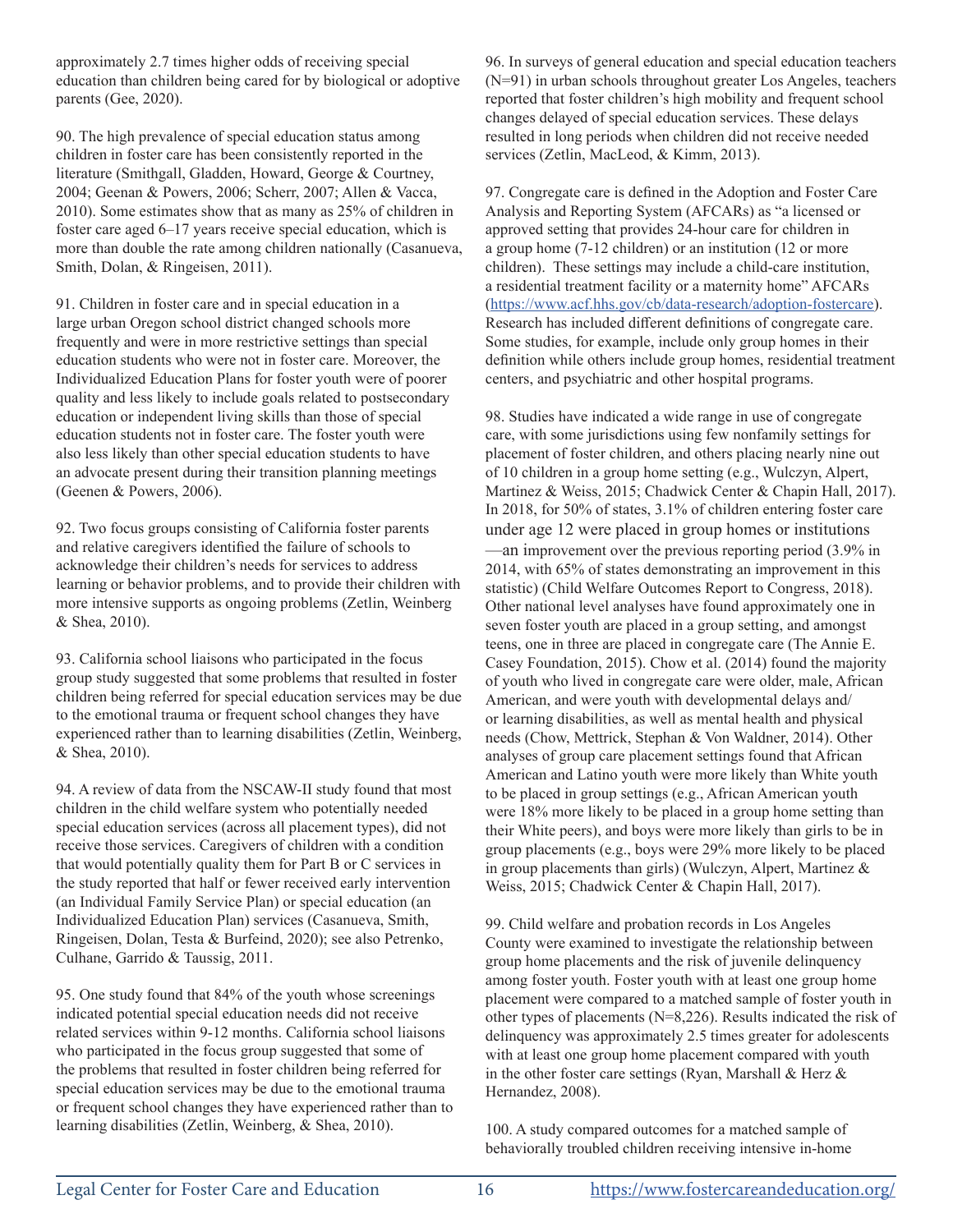approximately 2.7 times higher odds of receiving special education than children being cared for by biological or adoptive parents (Gee, 2020).

90. The high prevalence of special education status among children in foster care has been consistently reported in the literature (Smithgall, Gladden, Howard, George & Courtney, 2004; Geenan & Powers, 2006; Scherr, 2007; Allen & Vacca, 2010). Some estimates show that as many as 25% of children in foster care aged 6–17 years receive special education, which is more than double the rate among children nationally (Casanueva, Smith, Dolan, & Ringeisen, 2011).

91. Children in foster care and in special education in a large urban Oregon school district changed schools more frequently and were in more restrictive settings than special education students who were not in foster care. Moreover, the Individualized Education Plans for foster youth were of poorer quality and less likely to include goals related to postsecondary education or independent living skills than those of special education students not in foster care. The foster youth were also less likely than other special education students to have an advocate present during their transition planning meetings (Geenen & Powers, 2006).

92. Two focus groups consisting of California foster parents and relative caregivers identified the failure of schools to acknowledge their children's needs for services to address learning or behavior problems, and to provide their children with more intensive supports as ongoing problems (Zetlin, Weinberg & Shea, 2010).

93. California school liaisons who participated in the focus group study suggested that some problems that resulted in foster children being referred for special education services may be due to the emotional trauma or frequent school changes they have experienced rather than to learning disabilities (Zetlin, Weinberg, & Shea, 2010).

94. A review of data from the NSCAW-II study found that most children in the child welfare system who potentially needed special education services (across all placement types), did not receive those services. Caregivers of children with a condition that would potentially quality them for Part B or C services in the study reported that half or fewer received early intervention (an Individual Family Service Plan) or special education (an Individualized Education Plan) services (Casanueva, Smith, Ringeisen, Dolan, Testa & Burfeind, 2020); see also Petrenko, Culhane, Garrido & Taussig, 2011.

95. One study found that 84% of the youth whose screenings indicated potential special education needs did not receive related services within 9-12 months. California school liaisons who participated in the focus group suggested that some of the problems that resulted in foster children being referred for special education services may be due to the emotional trauma or frequent school changes they have experienced rather than to learning disabilities (Zetlin, Weinberg, & Shea, 2010).

96. In surveys of general education and special education teachers (N=91) in urban schools throughout greater Los Angeles, teachers reported that foster children's high mobility and frequent school changes delayed of special education services. These delays resulted in long periods when children did not receive needed services (Zetlin, MacLeod, & Kimm, 2013).

97. Congregate care is defined in the Adoption and Foster Care Analysis and Reporting System (AFCARs) as "a licensed or approved setting that provides 24-hour care for children in a group home (7-12 children) or an institution (12 or more children). These settings may include a child-care institution, a residential treatment facility or a maternity home" AFCARs (https://www.acf.hhs.gov/cb/data-research/adoption-fostercare). Research has included different definitions of congregate care. Some studies, for example, include only group homes in their definition while others include group homes, residential treatment centers, and psychiatric and other hospital programs.

98. Studies have indicated a wide range in use of congregate care, with some jurisdictions using few nonfamily settings for placement of foster children, and others placing nearly nine out of 10 children in a group home setting (e.g., Wulczyn, Alpert, Martinez & Weiss, 2015; Chadwick Center & Chapin Hall, 2017). In 2018, for 50% of states, 3.1% of children entering foster care under age 12 were placed in group homes or institutions —an improvement over the previous reporting period (3.9% in 2014, with 65% of states demonstrating an improvement in this statistic) (Child Welfare Outcomes Report to Congress, 2018). Other national level analyses have found approximately one in seven foster youth are placed in a group setting, and amongst teens, one in three are placed in congregate care (The Annie E. Casey Foundation, 2015). Chow et al. (2014) found the majority of youth who lived in congregate care were older, male, African American, and were youth with developmental delays and/or learning disabilities, as well as mental health and physical needs (Chow, Mettrick, Stephan & Von Waldner, 2014). Other analyses of group care placement settings found that African American and Latino youth were more likely than White youth to be placed in group settings (e.g., African American youth were 18% more likely to be placed in a group home setting than their White peers), and boys were more likely than girls to be in group placements (e.g., boys were 29% more likely to be placed in group placements than girls) (Wulczyn, Alpert, Martinez & Weiss, 2015; Chadwick Center & Chapin Hall, 2017).

99. Child welfare and probation records in Los Angeles County were examined to investigate the relationship between group home placements and the risk of juvenile delinquency among foster youth. Foster youth with at least one group home placement were compared to a matched sample of foster youth in other types of placements (N=8,226). Results indicated the risk of delinquency was approximately 2.5 times greater for adolescents with at least one group home placement compared with youth in the other foster care settings (Ryan, Marshall & Herz & Hernandez, 2008).

100. A study compared outcomes for a matched sample of behaviorally troubled children receiving intensive in-home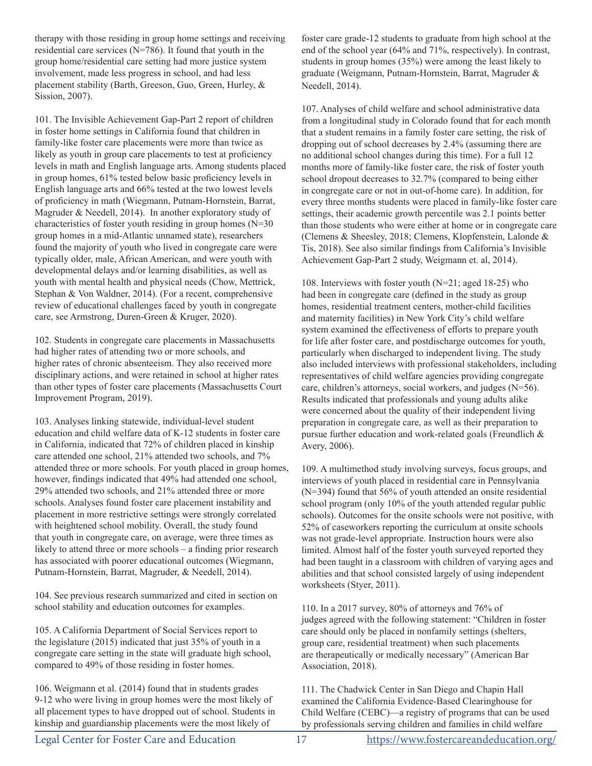therapy with those residing in group home settings and receiving residential care services (N=786). It found that youth in the group home/residential care setting had more justice system involvement, made less progress in school, and had less placement stability (Barth, Greeson, Guo, Green, Hurley, & Sission, 2007).

101. The Invisible Achievement Gap-Part 2 report of children in foster home settings in California found that children in family-like foster care placements were more than twice as likely as youth in group care placements to test at proficiency levels in math and English language arts. Among students placed in group homes, 61% tested below basic proficiency levels in English language arts and 66% tested at the two lowest levels of proficiency in math (Wiegmann, Putnam-Hornstein, Barrat, Magruder & Needell, 2014). In another exploratory study of characteristics of foster youth residing in group homes (N=30 group homes in a mid-Atlantic unnamed state), researchers found the majority of youth who lived in congregate care were typically older, male, African American, and were youth with developmental delays and/or learning disabilities, as well as youth with mental health and physical needs (Chow, Mettrick, Stephan & Von Waldner, 2014). (For a recent, comprehensive review of educational challenges faced by youth in congregate care, see Armstrong, Duren-Green & Kruger, 2020).

102. Students in congregate care placements in Massachusetts had higher rates of attending two or more schools, and higher rates of chronic absenteeism. They also received more disciplinary actions, and were retained in school at higher rates than other types of foster care placements (Massachusetts Court Improvement Program, 2019).

103. Analyses linking statewide, individual-level student education and child welfare data of K-12 students in foster care in California, indicated that 72% of children placed in kinship care attended one school, 21% attended two schools, and 7% attended three or more schools. For youth placed in group homes, however, findings indicated that 49% had attended one school, 29% attended two schools, and 21% attended three or more schools. Analyses found foster care placement instability and placement in more restrictive settings were strongly correlated with heightened school mobility. Overall, the study found that youth in congregate care, on average, were three times as likely to attend three or more schools – a finding prior research has associated with poorer educational outcomes (Wiegmann, Putnam-Hornstein, Barrat, Magruder, & Needell, 2014).

104. See previous research summarized and cited in section on school stability and education outcomes for examples.

105. A California Department of Social Services report to the legislature (2015) indicated that just 35% of youth in a congregate care setting in the state will graduate high school, compared to 49% of those residing in foster homes.

106. Weigmann et al. (2014) found that in students grades 9-12 who were living in group homes were the most likely of all placement types to have dropped out of school. Students in kinship and guardianship placements were the most likely of foster care grade-12 students to graduate from high school at the end of the school year (64% and 71%, respectively). In contrast, students in group homes (35%) were among the least likely to graduate (Weigmann, Putnam-Hornstein, Barrat, Magruder & Needell, 2014).

107. Analyses of child welfare and school administrative data from a longitudinal study in Colorado found that for each month that a student remains in a family foster care setting, the risk of dropping out of school decreases by 2.4% (assuming there are no additional school changes during this time). For a full 12 months more of family-like foster care, the risk of foster youth school dropout decreases to 32.7% (compared to being either in congregate care or not in out-of-home care). In addition, for every three months students were placed in family-like foster care settings, their academic growth percentile was 2.1 points better than those students who were either at home or in congregate care (Clemens & Sheesley, 2018; Clemens, Klopfenstein, Lalonde & Tis, 2018). See also similar findings from California's Invisible Achievement Gap-Part 2 study, Weigmann et. al, 2014).

108. Interviews with foster youth (N=21; aged 18-25) who had been in congregate care (defined in the study as group homes, residential treatment centers, mother-child facilities and maternity facilities) in New York City's child welfare system examined the effectiveness of efforts to prepare youth for life after foster care, and postdischarge outcomes for youth, particularly when discharged to independent living. The study also included interviews with professional stakeholders, including representatives of child welfare agencies providing congregate care, children's attorneys, social workers, and judges (N=56). Results indicated that professionals and young adults alike were concerned about the quality of their independent living preparation in congregate care, as well as their preparation to pursue further education and work-related goals (Freundlich & Avery, 2006).

109. A multimethod study involving surveys, focus groups, and interviews of youth placed in residential care in Pennsylvania (N=394) found that 56% of youth attended an onsite residential school program (only 10% of the youth attended regular public schools). Outcomes for the onsite schools were not positive, with 52% of caseworkers reporting the curriculum at onsite schools was not grade-level appropriate. Instruction hours were also limited. Almost half of the foster youth surveyed reported they had been taught in a classroom with children of varying ages and abilities and that school consisted largely of using independent worksheets (Styer, 2011).

110. In a 2017 survey, 80% of attorneys and 76% of judges agreed with the following statement: "Children in foster care should only be placed in nonfamily settings (shelters, group care, residential treatment) when such placements are therapeutically or medically necessary" (American Bar Association, 2018).

111. The Chadwick Center in San Diego and Chapin Hall examined the California Evidence-Based Clearinghouse for Child Welfare (CEBC)—a registry of programs that can be used by professionals serving children and families in child welfare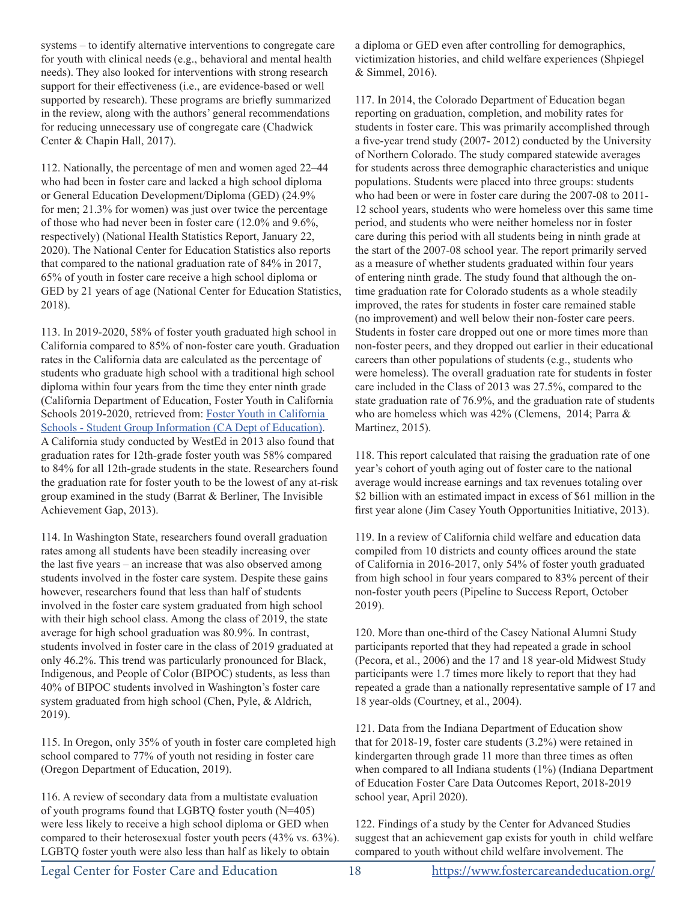systems – to identify alternative interventions to congregate care for youth with clinical needs (e.g., behavioral and mental health needs). They also looked for interventions with strong research support for their effectiveness (i.e., are evidence-based or well supported by research). These programs are briefly summarized in the review, along with the authors' general recommendations for reducing unnecessary use of congregate care (Chadwick Center & Chapin Hall, 2017).

112. Nationally, the percentage of men and women aged 22–44 who had been in foster care and lacked a high school diploma or General Education Development/Diploma (GED) (24.9% for men; 21.3% for women) was just over twice the percentage of those who had never been in foster care (12.0% and 9.6%, respectively) (National Health Statistics Report, January 22, 2020). The National Center for Education Statistics also reports that compared to the national graduation rate of 84% in 2017, 65% of youth in foster care receive a high school diploma or GED by 21 years of age (National Center for Education Statistics, 2018).

113. In 2019-2020, 58% of foster youth graduated high school in California compared to 85% of non-foster care youth. Graduation rates in the California data are calculated as the percentage of students who graduate high school with a traditional high school diploma within four years from the time they enter ninth grade (California Department of Education, Foster Youth in California Schools 2019-2020, retrieved from: [Foster Youth in California Schools - Student Group Information (CA Dept of Education)](). A California study conducted by WestEd in 2013 also found that graduation rates for 12th-grade foster youth was 58% compared to 84% for all 12th-grade students in the state. Researchers found the graduation rate for foster youth to be the lowest of any at-risk group examined in the study (Barrat & Berliner, The Invisible Achievement Gap, 2013).

114. In Washington State, researchers found overall graduation rates among all students have been steadily increasing over the last five years – an increase that was also observed among students involved in the foster care system. Despite these gains however, researchers found that less than half of students involved in the foster care system graduated from high school with their high school class. Among the class of 2019, the state average for high school graduation was 80.9%. In contrast, students involved in foster care in the class of 2019 graduated at only 46.2%. This trend was particularly pronounced for Black, Indigenous, and People of Color (BIPOC) students, as less than 40% of BIPOC students involved in Washington's foster care system graduated from high school (Chen, Pyle, & Aldrich, 2019).

115. In Oregon, only 35% of youth in foster care completed high school compared to 77% of youth not residing in foster care (Oregon Department of Education, 2019).

116. A review of secondary data from a multistate evaluation of youth programs found that LGBTQ foster youth (N=405) were less likely to receive a high school diploma or GED when compared to their heterosexual foster youth peers (43% vs. 63%). LGBTQ foster youth were also less than half as likely to obtain a diploma or GED even after controlling for demographics, victimization histories, and child welfare experiences (Shpiegel & Simmel, 2016).

117. In 2014, the Colorado Department of Education began reporting on graduation, completion, and mobility rates for students in foster care. This was primarily accomplished through a five-year trend study (2007- 2012) conducted by the University of Northern Colorado. The study compared statewide averages for students across three demographic characteristics and unique populations. Students were placed into three groups: students who had been or were in foster care during the 2007-08 to 2011-12 school years, students who were homeless over this same time period, and students who were neither homeless nor in foster care during this period with all students being in ninth grade at the start of the 2007-08 school year. The report primarily served as a measure of whether students graduated within four years of entering ninth grade. The study found that although the on-time graduation rate for Colorado students as a whole steadily improved, the rates for students in foster care remained stable (no improvement) and well below their non-foster care peers. Students in foster care dropped out one or more times more than non-foster peers, and they dropped out earlier in their educational careers than other populations of students (e.g., students who were homeless). The overall graduation rate for students in foster care included in the Class of 2013 was 27.5%, compared to the state graduation rate of 76.9%, and the graduation rate of students who are homeless which was 42% (Clemens, 2014; Parra & Martinez, 2015).

118. This report calculated that raising the graduation rate of one year's cohort of youth aging out of foster care to the national average would increase earnings and tax revenues totaling over \$2 billion with an estimated impact in excess of \$61 million in the first year alone (Jim Casey Youth Opportunities Initiative, 2013).

119. In a review of California child welfare and education data compiled from 10 districts and county offices around the state of California in 2016-2017, only 54% of foster youth graduated from high school in four years compared to 83% percent of their non-foster youth peers (Pipeline to Success Report, October 2019).

120. More than one-third of the Casey National Alumni Study participants reported that they had repeated a grade in school (Pecora, et al., 2006) and the 17 and 18 year-old Midwest Study participants were 1.7 times more likely to report that they had repeated a grade than a nationally representative sample of 17 and 18 year-olds (Courtney, et al., 2004).

121. Data from the Indiana Department of Education show that for 2018-19, foster care students (3.2%) were retained in kindergarten through grade 11 more than three times as often when compared to all Indiana students (1%) (Indiana Department of Education Foster Care Data Outcomes Report, 2018-2019 school year, April 2020).

122. Findings of a study by the Center for Advanced Studies suggest that an achievement gap exists for youth in child welfare compared to youth without child welfare involvement. The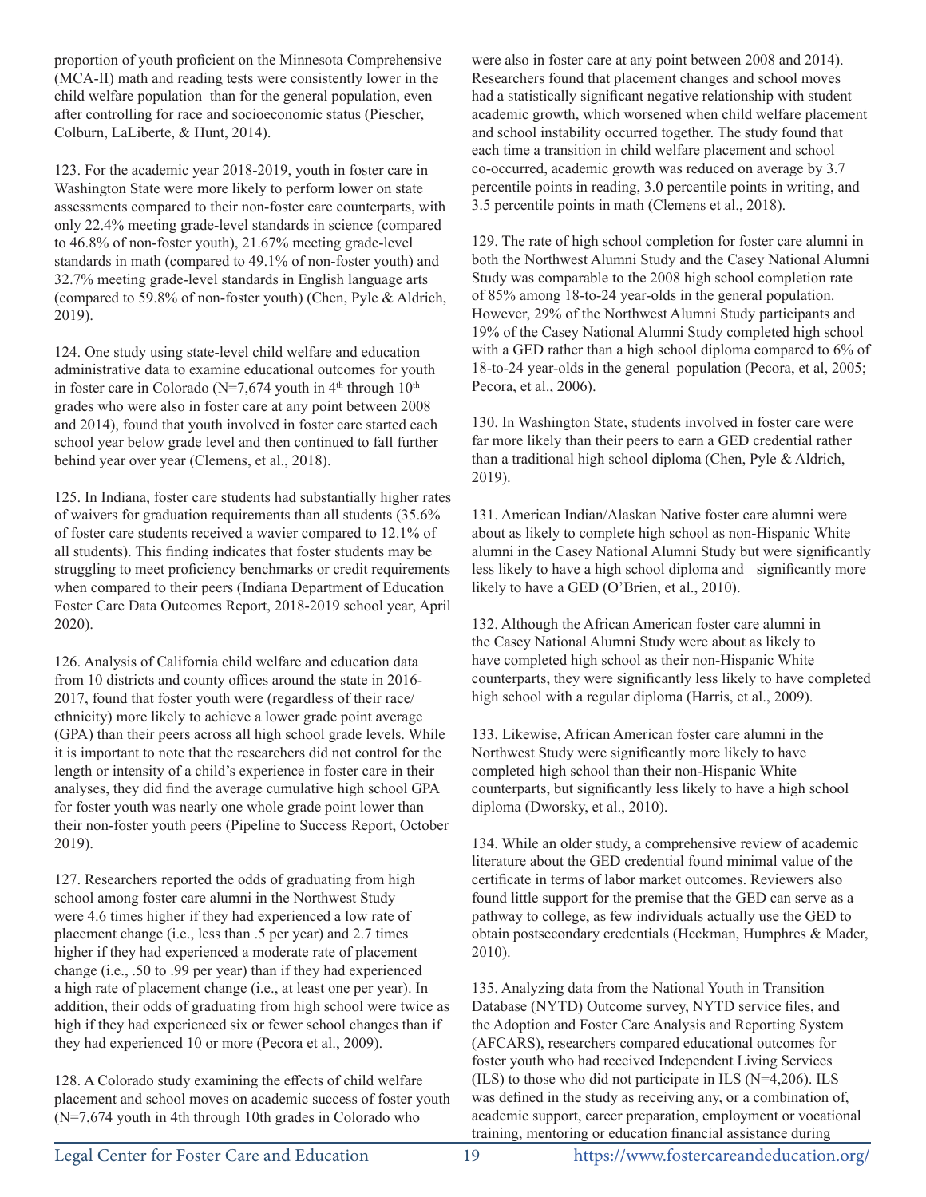proportion of youth proficient on the Minnesota Comprehensive (MCA-II) math and reading tests were consistently lower in the child welfare population than for the general population, even after controlling for race and socioeconomic status (Piescher, Colburn, LaLiberte, & Hunt, 2014).

123. For the academic year 2018-2019, youth in foster care in Washington State were more likely to perform lower on state assessments compared to their non-foster care counterparts, with only 22.4% meeting grade-level standards in science (compared to 46.8% of non-foster youth), 21.67% meeting grade-level standards in math (compared to 49.1% of non-foster youth) and 32.7% meeting grade-level standards in English language arts (compared to 59.8% of non-foster youth) (Chen, Pyle & Aldrich, 2019).

124. One study using state-level child welfare and education administrative data to examine educational outcomes for youth in foster care in Colorado (N=7,674 youth in 4th through 10th grades who were also in foster care at any point between 2008 and 2014), found that youth involved in foster care started each school year below grade level and then continued to fall further behind year over year (Clemens, et al., 2018).

125. In Indiana, foster care students had substantially higher rates of waivers for graduation requirements than all students (35.6% of foster care students received a wavier compared to 12.1% of all students). This finding indicates that foster students may be struggling to meet proficiency benchmarks or credit requirements when compared to their peers (Indiana Department of Education Foster Care Data Outcomes Report, 2018-2019 school year, April 2020).

126. Analysis of California child welfare and education data from 10 districts and county offices around the state in 2016-2017, found that foster youth were (regardless of their race/ethnicity) more likely to achieve a lower grade point average (GPA) than their peers across all high school grade levels. While it is important to note that the researchers did not control for the length or intensity of a child's experience in foster care in their analyses, they did find the average cumulative high school GPA for foster youth was nearly one whole grade point lower than their non-foster youth peers (Pipeline to Success Report, October 2019).

127. Researchers reported the odds of graduating from high school among foster care alumni in the Northwest Study were 4.6 times higher if they had experienced a low rate of placement change (i.e., less than .5 per year) and 2.7 times higher if they had experienced a moderate rate of placement change (i.e., .50 to .99 per year) than if they had experienced a high rate of placement change (i.e., at least one per year). In addition, their odds of graduating from high school were twice as high if they had experienced six or fewer school changes than if they had experienced 10 or more (Pecora et al., 2009).

128. A Colorado study examining the effects of child welfare placement and school moves on academic success of foster youth (N=7,674 youth in 4th through 10th grades in Colorado who were also in foster care at any point between 2008 and 2014). Researchers found that placement changes and school moves had a statistically significant negative relationship with student academic growth, which worsened when child welfare placement and school instability occurred together. The study found that each time a transition in child welfare placement and school co-occurred, academic growth was reduced on average by 3.7 percentile points in reading, 3.0 percentile points in writing, and 3.5 percentile points in math (Clemens et al., 2018).

129. The rate of high school completion for foster care alumni in both the Northwest Alumni Study and the Casey National Alumni Study was comparable to the 2008 high school completion rate of 85% among 18-to-24 year-olds in the general population. However, 29% of the Northwest Alumni Study participants and 19% of the Casey National Alumni Study completed high school with a GED rather than a high school diploma compared to 6% of 18-to-24 year-olds in the general population (Pecora, et al, 2005; Pecora, et al., 2006).

130. In Washington State, students involved in foster care were far more likely than their peers to earn a GED credential rather than a traditional high school diploma (Chen, Pyle & Aldrich, 2019).

131. American Indian/Alaskan Native foster care alumni were about as likely to complete high school as non-Hispanic White alumni in the Casey National Alumni Study but were significantly less likely to have a high school diploma and significantly more likely to have a GED (O'Brien, et al., 2010).

132. Although the African American foster care alumni in the Casey National Alumni Study were about as likely to have completed high school as their non-Hispanic White counterparts, they were significantly less likely to have completed high school with a regular diploma (Harris, et al., 2009).

133. Likewise, African American foster care alumni in the Northwest Study were significantly more likely to have completed high school than their non-Hispanic White counterparts, but significantly less likely to have a high school diploma (Dworsky, et al., 2010).

134. While an older study, a comprehensive review of academic literature about the GED credential found minimal value of the certificate in terms of labor market outcomes. Reviewers also found little support for the premise that the GED can serve as a pathway to college, as few individuals actually use the GED to obtain postsecondary credentials (Heckman, Humphres & Mader, 2010).

135. Analyzing data from the National Youth in Transition Database (NYTD) Outcome survey, NYTD service files, and the Adoption and Foster Care Analysis and Reporting System (AFCARS), researchers compared educational outcomes for foster youth who had received Independent Living Services (ILS) to those who did not participate in ILS (N=4,206). ILS was defined in the study as receiving any, or a combination of, academic support, career preparation, employment or vocational training, mentoring or education financial assistance during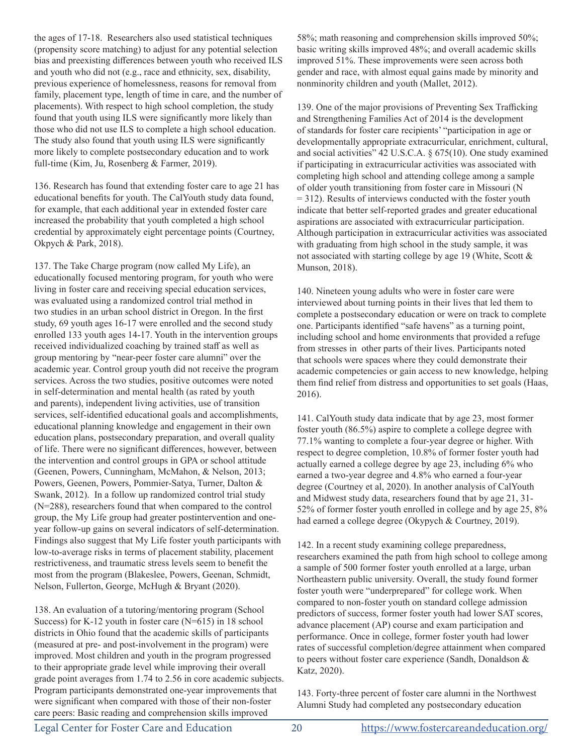the ages of 17-18. Researchers also used statistical techniques (propensity score matching) to adjust for any potential selection bias and preexisting differences between youth who received ILS and youth who did not (e.g., race and ethnicity, sex, disability, previous experience of homelessness, reasons for removal from family, placement type, length of time in care, and the number of placements). With respect to high school completion, the study found that youth using ILS were significantly more likely than those who did not use ILS to complete a high school education. The study also found that youth using ILS were significantly more likely to complete postsecondary education and to work full-time (Kim, Ju, Rosenberg & Farmer, 2019).

136. Research has found that extending foster care to age 21 has educational benefits for youth. The CalYouth study data found, for example, that each additional year in extended foster care increased the probability that youth completed a high school credential by approximately eight percentage points (Courtney, Okpych & Park, 2018).

137. The Take Charge program (now called My Life), an educationally focused mentoring program, for youth who were living in foster care and receiving special education services, was evaluated using a randomized control trial method in two studies in an urban school district in Oregon. In the first study, 69 youth ages 16-17 were enrolled and the second study enrolled 133 youth ages 14-17. Youth in the intervention groups received individualized coaching by trained staff as well as group mentoring by "near-peer foster care alumni" over the academic year. Control group youth did not receive the program services. Across the two studies, positive outcomes were noted in self-determination and mental health (as rated by youth and parents), independent living activities, use of transition services, self-identified educational goals and accomplishments, educational planning knowledge and engagement in their own education plans, postsecondary preparation, and overall quality of life. There were no significant differences, however, between the intervention and control groups in GPA or school attitude (Geenen, Powers, Cunningham, McMahon, & Nelson, 2013; Powers, Geenen, Powers, Pommier-Satya, Turner, Dalton & Swank, 2012). In a follow up randomized control trial study (N=288), researchers found that when compared to the control group, the My Life group had greater postintervention and one-year follow-up gains on several indicators of self-determination. Findings also suggest that My Life foster youth participants with low-to-average risks in terms of placement stability, placement restrictiveness, and traumatic stress levels seem to benefit the most from the program (Blakeslee, Powers, Geenan, Schmidt, Nelson, Fullerton, George, McHugh & Bryant (2020).

138. An evaluation of a tutoring/mentoring program (School Success) for K-12 youth in foster care (N=615) in 18 school districts in Ohio found that the academic skills of participants (measured at pre- and post-involvement in the program) were improved. Most children and youth in the program progressed to their appropriate grade level while improving their overall grade point averages from 1.74 to 2.56 in core academic subjects. Program participants demonstrated one-year improvements that were significant when compared with those of their non-foster care peers: Basic reading and comprehension skills improved 58%; math reasoning and comprehension skills improved 50%; basic writing skills improved 48%; and overall academic skills improved 51%. These improvements were seen across both gender and race, with almost equal gains made by minority and nonminority children and youth (Mallet, 2012).

139. One of the major provisions of Preventing Sex Trafficking and Strengthening Families Act of 2014 is the development of standards for foster care recipients' "participation in age or developmentally appropriate extracurricular, enrichment, cultural, and social activities" 42 U.S.C.A. § 675(10). One study examined if participating in extracurricular activities was associated with completing high school and attending college among a sample of older youth transitioning from foster care in Missouri (N = 312). Results of interviews conducted with the foster youth indicate that better self-reported grades and greater educational aspirations are associated with extracurricular participation. Although participation in extracurricular activities was associated with graduating from high school in the study sample, it was not associated with starting college by age 19 (White, Scott & Munson, 2018).

140. Nineteen young adults who were in foster care were interviewed about turning points in their lives that led them to complete a postsecondary education or were on track to complete one. Participants identified "safe havens" as a turning point, including school and home environments that provided a refuge from stresses in other parts of their lives. Participants noted that schools were spaces where they could demonstrate their academic competencies or gain access to new knowledge, helping them find relief from distress and opportunities to set goals (Haas, 2016).

141. CalYouth study data indicate that by age 23, most former foster youth (86.5%) aspire to complete a college degree with 77.1% wanting to complete a four-year degree or higher. With respect to degree completion, 10.8% of former foster youth had actually earned a college degree by age 23, including 6% who earned a two-year degree and 4.8% who earned a four-year degree (Courtney et al, 2020). In another analysis of CalYouth and Midwest study data, researchers found that by age 21, 31-52% of former foster youth enrolled in college and by age 25, 8% had earned a college degree (Okypych & Courtney, 2019).

142. In a recent study examining college preparedness, researchers examined the path from high school to college among a sample of 500 former foster youth enrolled at a large, urban Northeastern public university. Overall, the study found former foster youth were "underprepared" for college work. When compared to non-foster youth on standard college admission predictors of success, former foster youth had lower SAT scores, advance placement (AP) course and exam participation and performance. Once in college, former foster youth had lower rates of successful completion/degree attainment when compared to peers without foster care experience (Sandh, Donaldson & Katz, 2020).

143. Forty-three percent of foster care alumni in the Northwest Alumni Study had completed any postsecondary education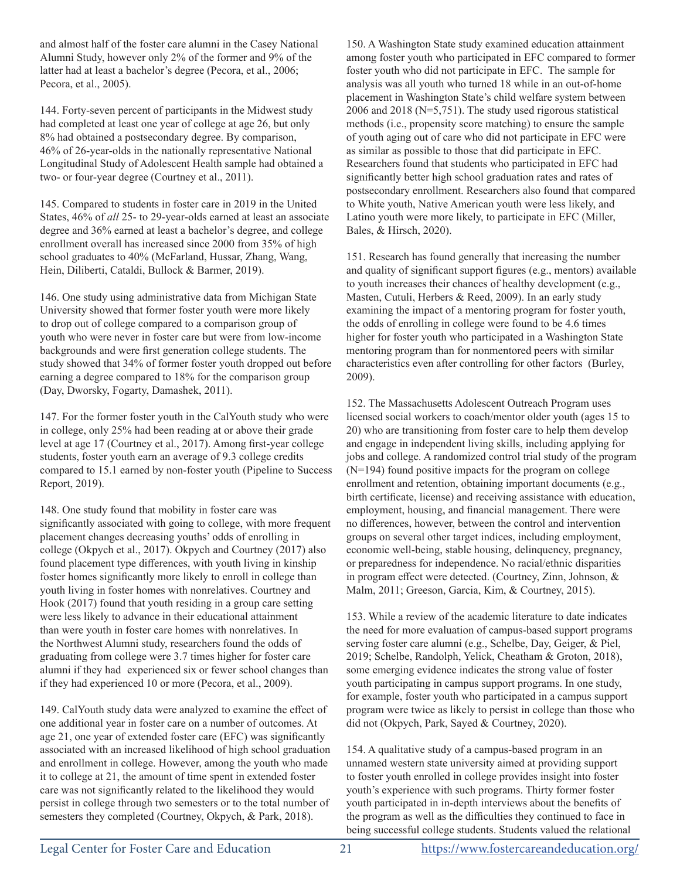and almost half of the foster care alumni in the Casey National Alumni Study, however only 2% of the former and 9% of the latter had at least a bachelor's degree (Pecora, et al., 2006; Pecora, et al., 2005).

144. Forty-seven percent of participants in the Midwest study had completed at least one year of college at age 26, but only 8% had obtained a postsecondary degree. By comparison, 46% of 26-year-olds in the nationally representative National Longitudinal Study of Adolescent Health sample had obtained a two- or four-year degree (Courtney et al., 2011).

145. Compared to students in foster care in 2019 in the United States, 46% of *all* 25- to 29-year-olds earned at least an associate degree and 36% earned at least a bachelor's degree, and college enrollment overall has increased since 2000 from 35% of high school graduates to 40% (McFarland, Hussar, Zhang, Wang, Hein, Diliberti, Cataldi, Bullock & Barmer, 2019).

146. One study using administrative data from Michigan State University showed that former foster youth were more likely to drop out of college compared to a comparison group of youth who were never in foster care but were from low-income backgrounds and were first generation college students. The study showed that 34% of former foster youth dropped out before earning a degree compared to 18% for the comparison group (Day, Dworsky, Fogarty, Damashek, 2011).

147. For the former foster youth in the CalYouth study who were in college, only 25% had been reading at or above their grade level at age 17 (Courtney et al., 2017). Among first-year college students, foster youth earn an average of 9.3 college credits compared to 15.1 earned by non-foster youth (Pipeline to Success Report, 2019).

148. One study found that mobility in foster care was significantly associated with going to college, with more frequent placement changes decreasing youths' odds of enrolling in college (Okpych et al., 2017). Okpych and Courtney (2017) also found placement type differences, with youth living in kinship foster homes significantly more likely to enroll in college than youth living in foster homes with nonrelatives. Courtney and Hook (2017) found that youth residing in a group care setting were less likely to advance in their educational attainment than were youth in foster care homes with nonrelatives. In the Northwest Alumni study, researchers found the odds of graduating from college were 3.7 times higher for foster care alumni if they had experienced six or fewer school changes than if they had experienced 10 or more (Pecora, et al., 2009).

149. CalYouth study data were analyzed to examine the effect of one additional year in foster care on a number of outcomes. At age 21, one year of extended foster care (EFC) was significantly associated with an increased likelihood of high school graduation and enrollment in college. However, among the youth who made it to college at 21, the amount of time spent in extended foster care was not significantly related to the likelihood they would persist in college through two semesters or to the total number of semesters they completed (Courtney, Okpych, & Park, 2018).

150. A Washington State study examined education attainment among foster youth who participated in EFC compared to former foster youth who did not participate in EFC. The sample for analysis was all youth who turned 18 while in an out-of-home placement in Washington State's child welfare system between 2006 and 2018 (N=5,751). The study used rigorous statistical methods (i.e., propensity score matching) to ensure the sample of youth aging out of care who did not participate in EFC were as similar as possible to those that did participate in EFC. Researchers found that students who participated in EFC had significantly better high school graduation rates and rates of postsecondary enrollment. Researchers also found that compared to White youth, Native American youth were less likely, and Latino youth were more likely, to participate in EFC (Miller, Bales, & Hirsch, 2020).

151. Research has found generally that increasing the number and quality of significant support figures (e.g., mentors) available to youth increases their chances of healthy development (e.g., Masten, Cutuli, Herbers & Reed, 2009). In an early study examining the impact of a mentoring program for foster youth, the odds of enrolling in college were found to be 4.6 times higher for foster youth who participated in a Washington State mentoring program than for nonmentored peers with similar characteristics even after controlling for other factors (Burley, 2009).

152. The Massachusetts Adolescent Outreach Program uses licensed social workers to coach/mentor older youth (ages 15 to 20) who are transitioning from foster care to help them develop and engage in independent living skills, including applying for jobs and college. A randomized control trial study of the program (N=194) found positive impacts for the program on college enrollment and retention, obtaining important documents (e.g., birth certificate, license) and receiving assistance with education, employment, housing, and financial management. There were no differences, however, between the control and intervention groups on several other target indices, including employment, economic well-being, stable housing, delinquency, pregnancy, or preparedness for independence. No racial/ethnic disparities in program effect were detected. (Courtney, Zinn, Johnson, & Malm, 2011; Greeson, Garcia, Kim, & Courtney, 2015).

153. While a review of the academic literature to date indicates the need for more evaluation of campus-based support programs serving foster care alumni (e.g., Schelbe, Day, Geiger, & Piel, 2019; Schelbe, Randolph, Yelick, Cheatham & Groton, 2018), some emerging evidence indicates the strong value of foster youth participating in campus support programs. In one study, for example, foster youth who participated in a campus support program were twice as likely to persist in college than those who did not (Okpych, Park, Sayed & Courtney, 2020).

154. A qualitative study of a campus-based program in an unnamed western state university aimed at providing support to foster youth enrolled in college provides insight into foster youth's experience with such programs. Thirty former foster youth participated in in-depth interviews about the benefits of the program as well as the difficulties they continued to face in being successful college students. Students valued the relational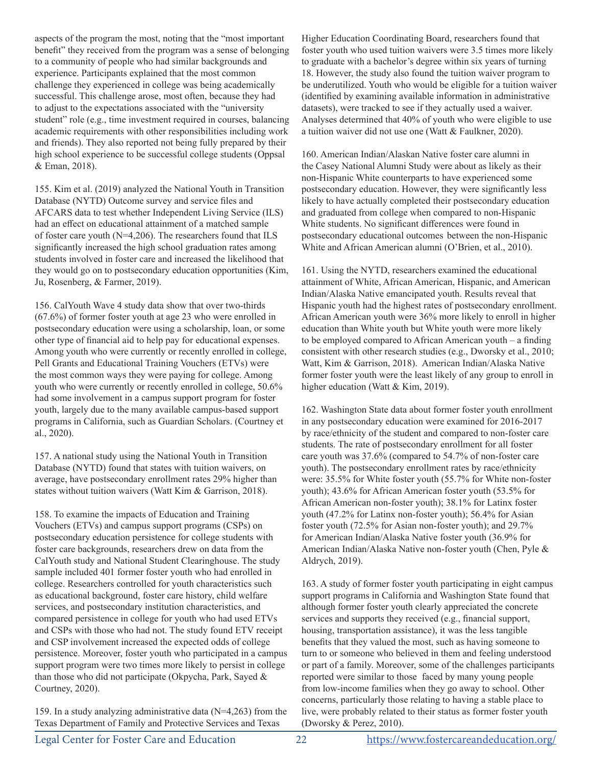aspects of the program the most, noting that the "most important benefit" they received from the program was a sense of belonging to a community of people who had similar backgrounds and experience. Participants explained that the most common challenge they experienced in college was being academically successful. This challenge arose, most often, because they had to adjust to the expectations associated with the "university student" role (e.g., time investment required in courses, balancing academic requirements with other responsibilities including work and friends). They also reported not being fully prepared by their high school experience to be successful college students (Oppsal & Eman, 2018).

155. Kim et al. (2019) analyzed the National Youth in Transition Database (NYTD) Outcome survey and service files and AFCARS data to test whether Independent Living Service (ILS) had an effect on educational attainment of a matched sample of foster care youth (N=4,206). The researchers found that ILS significantly increased the high school graduation rates among students involved in foster care and increased the likelihood that they would go on to postsecondary education opportunities (Kim, Ju, Rosenberg, & Farmer, 2019).

156. CalYouth Wave 4 study data show that over two-thirds (67.6%) of former foster youth at age 23 who were enrolled in postsecondary education were using a scholarship, loan, or some other type of financial aid to help pay for educational expenses. Among youth who were currently or recently enrolled in college, Pell Grants and Educational Training Vouchers (ETVs) were the most common ways they were paying for college. Among youth who were currently or recently enrolled in college, 50.6% had some involvement in a campus support program for foster youth, largely due to the many available campus-based support programs in California, such as Guardian Scholars. (Courtney et al., 2020).

157. A national study using the National Youth in Transition Database (NYTD) found that states with tuition waivers, on average, have postsecondary enrollment rates 29% higher than states without tuition waivers (Watt Kim & Garrison, 2018).

158. To examine the impacts of Education and Training Vouchers (ETVs) and campus support programs (CSPs) on postsecondary education persistence for college students with foster care backgrounds, researchers drew on data from the CalYouth study and National Student Clearinghouse. The study sample included 401 former foster youth who had enrolled in college. Researchers controlled for youth characteristics such as educational background, foster care history, child welfare services, and postsecondary institution characteristics, and compared persistence in college for youth who had used ETVs and CSPs with those who had not. The study found ETV receipt and CSP involvement increased the expected odds of college persistence. Moreover, foster youth who participated in a campus support program were two times more likely to persist in college than those who did not participate (Okpych, Park, Sayed & Courtney, 2020).

159. In a study analyzing administrative data (N=4,263) from the Texas Department of Family and Protective Services and Texas Higher Education Coordinating Board, researchers found that foster youth who used tuition waivers were 3.5 times more likely to graduate with a bachelor's degree within six years of turning 18. However, the study also found the tuition waiver program to be underutilized. Youth who would be eligible for a tuition waiver (identified by examining available information in administrative datasets), were tracked to see if they actually used a waiver. Analyses determined that 40% of youth who were eligible to use a tuition waiver did not use one (Watt & Faulkner, 2020).

160. American Indian/Alaskan Native foster care alumni in the Casey National Alumni Study were about as likely as their non-Hispanic White counterparts to have experienced some postsecondary education. However, they were significantly less likely to have actually completed their postsecondary education and graduated from college when compared to non-Hispanic White students. No significant differences were found in postsecondary educational outcomes between the non-Hispanic White and African American alumni (O'Brien, et al., 2010).

161. Using the NYTD, researchers examined the educational attainment of White, African American, Hispanic, and American Indian/Alaska Native emancipated youth. Results reveal that Hispanic youth had the highest rates of postsecondary enrollment. African American youth were 36% more likely to enroll in higher education than White youth but White youth were more likely to be employed compared to African American youth – a finding consistent with other research studies (e.g., Dworsky et al., 2010; Watt, Kim & Garrison, 2018). American Indian/Alaska Native former foster youth were the least likely of any group to enroll in higher education (Watt & Kim, 2019).

162. Washington State data about former foster youth enrollment in any postsecondary education were examined for 2016-2017 by race/ethnicity of the student and compared to non-foster care students. The rate of postsecondary enrollment for all foster care youth was 37.6% (compared to 54.7% of non-foster care youth). The postsecondary enrollment rates by race/ethnicity were: 35.5% for White foster youth (55.7% for White non-foster youth); 43.6% for African American foster youth (53.5% for African American non-foster youth); 38.1% for Latinx foster youth (47.2% for Latinx non-foster youth); 56.4% for Asian foster youth (72.5% for Asian non-foster youth); and 29.7% for American Indian/Alaska Native foster youth (36.9% for American Indian/Alaska Native non-foster youth (Chen, Pyle & Aldrych, 2019).

163. A study of former foster youth participating in eight campus support programs in California and Washington State found that although former foster youth clearly appreciated the concrete services and supports they received (e.g., financial support, housing, transportation assistance), it was the less tangible benefits that they valued the most, such as having someone to turn to or someone who believed in them and feeling understood or part of a family. Moreover, some of the challenges participants reported were similar to those faced by many young people from low-income families when they go away to school. Other concerns, particularly those relating to having a stable place to live, were probably related to their status as former foster youth (Dworsky & Perez, 2010).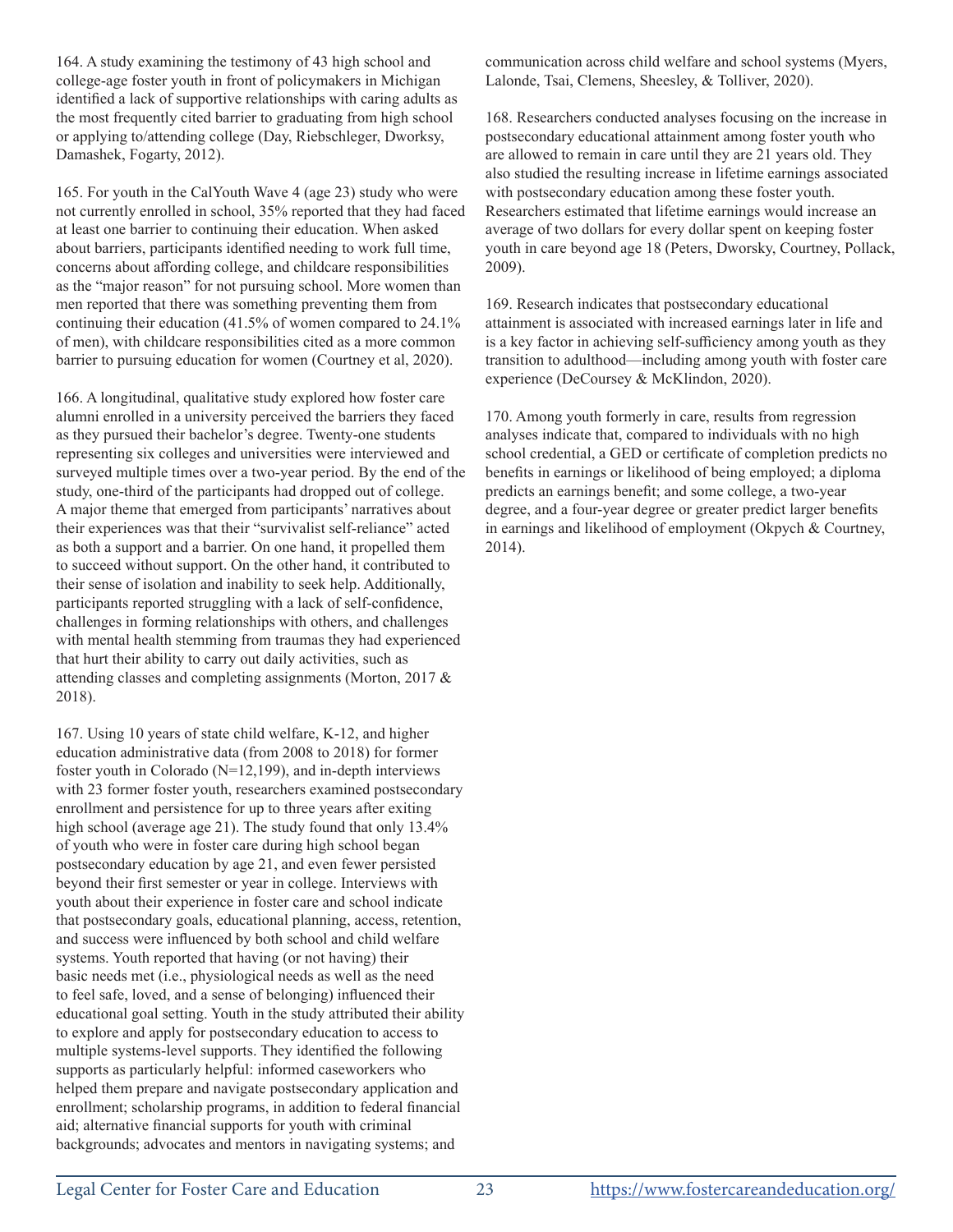164. A study examining the testimony of 43 high school and college-age foster youth in front of policymakers in Michigan identified a lack of supportive relationships with caring adults as the most frequently cited barrier to graduating from high school or applying to/attending college (Day, Riebschleger, Dworksy, Damashek, Fogarty, 2012).

165. For youth in the CalYouth Wave 4 (age 23) study who were not currently enrolled in school, 35% reported that they had faced at least one barrier to continuing their education. When asked about barriers, participants identified needing to work full time, concerns about affording college, and childcare responsibilities as the "major reason" for not pursuing school. More women than men reported that there was something preventing them from continuing their education (41.5% of women compared to 24.1% of men), with childcare responsibilities cited as a more common barrier to pursuing education for women (Courtney et al, 2020).

166. A longitudinal, qualitative study explored how foster care alumni enrolled in a university perceived the barriers they faced as they pursued their bachelor's degree. Twenty-one students representing six colleges and universities were interviewed and surveyed multiple times over a two-year period. By the end of the study, one-third of the participants had dropped out of college. A major theme that emerged from participants' narratives about their experiences was that their "survivalist self-reliance" acted as both a support and a barrier. On one hand, it propelled them to succeed without support. On the other hand, it contributed to their sense of isolation and inability to seek help. Additionally, participants reported struggling with a lack of self-confidence, challenges in forming relationships with others, and challenges with mental health stemming from traumas they had experienced that hurt their ability to carry out daily activities, such as attending classes and completing assignments (Morton, 2017 & 2018).

167. Using 10 years of state child welfare, K-12, and higher education administrative data (from 2008 to 2018) for former foster youth in Colorado (N=12,199), and in-depth interviews with 23 former foster youth, researchers examined postsecondary enrollment and persistence for up to three years after exiting high school (average age 21). The study found that only 13.4% of youth who were in foster care during high school began postsecondary education by age 21, and even fewer persisted beyond their first semester or year in college. Interviews with youth about their experience in foster care and school indicate that postsecondary goals, educational planning, access, retention, and success were influenced by both school and child welfare systems. Youth reported that having (or not having) their basic needs met (i.e., physiological needs as well as the need to feel safe, loved, and a sense of belonging) influenced their educational goal setting. Youth in the study attributed their ability to explore and apply for postsecondary education to access to multiple systems-level supports. They identified the following supports as particularly helpful: informed caseworkers who helped them prepare and navigate postsecondary application and enrollment; scholarship programs, in addition to federal financial aid; alternative financial supports for youth with criminal backgrounds; advocates and mentors in navigating systems; and communication across child welfare and school systems (Myers, Lalonde, Tsai, Clemens, Sheesley, & Tolliver, 2020).

168. Researchers conducted analyses focusing on the increase in postsecondary educational attainment among foster youth who are allowed to remain in care until they are 21 years old. They also studied the resulting increase in lifetime earnings associated with postsecondary education among these foster youth. Researchers estimated that lifetime earnings would increase an average of two dollars for every dollar spent on keeping foster youth in care beyond age 18 (Peters, Dworsky, Courtney, Pollack, 2009).

169. Research indicates that postsecondary educational attainment is associated with increased earnings later in life and is a key factor in achieving self-sufficiency among youth as they transition to adulthood—including among youth with foster care experience (DeCoursey & McKlindon, 2020).

170. Among youth formerly in care, results from regression analyses indicate that, compared to individuals with no high school credential, a GED or certificate of completion predicts no benefits in earnings or likelihood of being employed; a diploma predicts an earnings benefit; and some college, a two-year degree, and a four-year degree or greater predict larger benefits in earnings and likelihood of employment (Okpych & Courtney, 2014).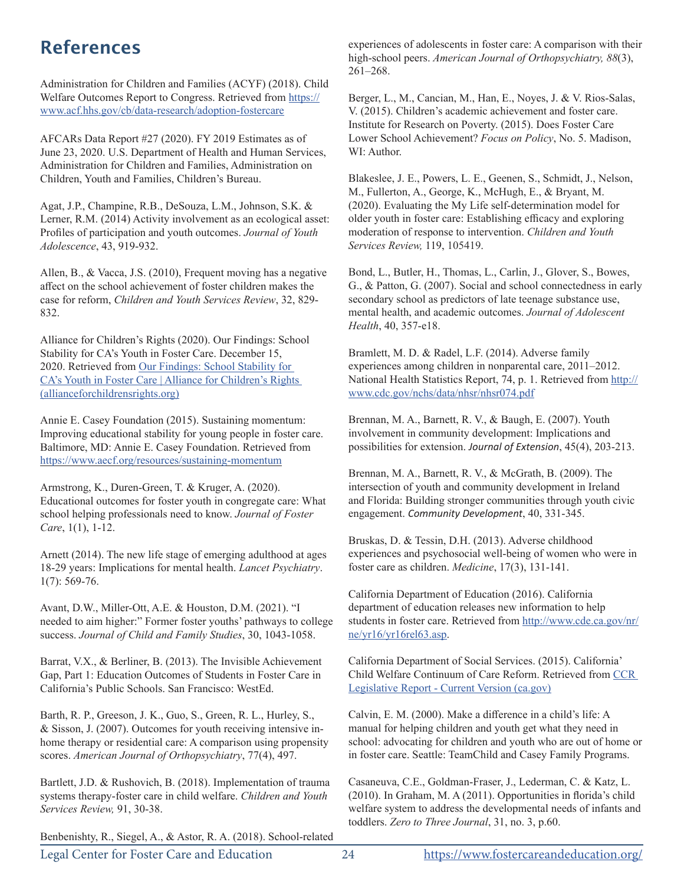# References

Administration for Children and Families (ACYF) (2018). Child Welfare Outcomes Report to Congress. Retrieved from https://www.acf.hhs.gov/cb/data-research/adoption-fostercare

AFCARs Data Report #27 (2020). FY 2019 Estimates as of June 23, 2020. U.S. Department of Health and Human Services, Administration for Children and Families, Administration on Children, Youth and Families, Children's Bureau.

Agat, J.P., Champine, R.B., DeSouza, L.M., Johnson, S.K. & Lerner, R.M. (2014) Activity involvement as an ecological asset: Profiles of participation and youth outcomes. *Journal of Youth Adolescence*, 43, 919-932.

Allen, B., & Vacca, J.S. (2010), Frequent moving has a negative affect on the school achievement of foster children makes the case for reform, *Children and Youth Services Review*, 32, 829-832.

Alliance for Children's Rights (2020). Our Findings: School Stability for CA's Youth in Foster Care. December 15, 2020. Retrieved from Our Findings: School Stability for CA's Youth in Foster Care | Alliance for Children's Rights (allianceforchildrensrights.org)

Annie E. Casey Foundation (2015). Sustaining momentum: Improving educational stability for young people in foster care. Baltimore, MD: Annie E. Casey Foundation. Retrieved from https://www.aecf.org/resources/sustaining-momentum

Armstrong, K., Duren-Green, T. & Kruger, A. (2020). Educational outcomes for foster youth in congregate care: What school helping professionals need to know. *Journal of Foster Care*, 1(1), 1-12.

Arnett (2014). The new life stage of emerging adulthood at ages 18-29 years: Implications for mental health. *Lancet Psychiatry*. 1(7): 569-76.

Avant, D.W., Miller-Ott, A.E. & Houston, D.M. (2021). "I needed to aim higher:" Former foster youths' pathways to college success. *Journal of Child and Family Studies*, 30, 1043-1058.

Barrat, V.X., & Berliner, B. (2013). The Invisible Achievement Gap, Part 1: Education Outcomes of Students in Foster Care in California's Public Schools. San Francisco: WestEd.

Barth, R. P., Greeson, J. K., Guo, S., Green, R. L., Hurley, S., & Sisson, J. (2007). Outcomes for youth receiving intensive in-home therapy or residential care: A comparison using propensity scores. *American Journal of Orthopsychiatry*, 77(4), 497.

Bartlett, J.D. & Rushovich, B. (2018). Implementation of trauma systems therapy-foster care in child welfare. *Children and Youth Services Review,* 91, 30-38.

Benbenishty, R., Siegel, A., & Astor, R. A. (2018). School-related experiences of adolescents in foster care: A comparison with their high-school peers. *American Journal of Orthopsychiatry, 88*(3), 261–268.

Berger, L., M., Cancian, M., Han, E., Noyes, J. & V. Rios-Salas, V. (2015). Children's academic achievement and foster care. Institute for Research on Poverty. (2015). Does Foster Care Lower School Achievement? *Focus on Policy*, No. 5. Madison, WI: Author.

Blakeslee, J. E., Powers, L. E., Geenen, S., Schmidt, J., Nelson, M., Fullerton, A., George, K., McHugh, E., & Bryant, M. (2020). Evaluating the My Life self-determination model for older youth in foster care: Establishing efficacy and exploring moderation of response to intervention. *Children and Youth Services Review,* 119, 105419.

Bond, L., Butler, H., Thomas, L., Carlin, J., Glover, S., Bowes, G., & Patton, G. (2007). Social and school connectedness in early secondary school as predictors of late teenage substance use, mental health, and academic outcomes. *Journal of Adolescent Health*, 40, 357-e18.

Bramlett, M. D. & Radel, L.F. (2014). Adverse family experiences among children in nonparental care, 2011–2012. National Health Statistics Report, 74, p. 1. Retrieved from http://www.cdc.gov/nchs/data/nhsr/nhsr074.pdf

Brennan, M. A., Barnett, R. V., & Baugh, E. (2007). Youth involvement in community development: Implications and possibilities for extension. *Journal of Extension*, 45(4), 203-213.

Brennan, M. A., Barnett, R. V., & McGrath, B. (2009). The intersection of youth and community development in Ireland and Florida: Building stronger communities through youth civic engagement. *Community Development*, 40, 331-345.

Bruskas, D. & Tessin, D.H. (2013). Adverse childhood experiences and psychosocial well-being of women who were in foster care as children. *Medicine*, 17(3), 131-141.

California Department of Education (2016). California department of education releases new information to help students in foster care. Retrieved from http://www.cde.ca.gov/nr/ne/yr16/yr16rel63.asp.

California Department of Social Services. (2015). California' Child Welfare Continuum of Care Reform. Retrieved from CCR Legislative Report - Current Version (ca.gov)

Calvin, E. M. (2000). Make a difference in a child's life: A manual for helping children and youth get what they need in school: advocating for children and youth who are out of home or in foster care. Seattle: TeamChild and Casey Family Programs.

Casaneuva, C.E., Goldman-Fraser, J., Lederman, C. & Katz, L. (2010). In Graham, M. A (2011). Opportunities in florida's child welfare system to address the developmental needs of infants and toddlers. *Zero to Three Journal*, 31, no. 3, p.60.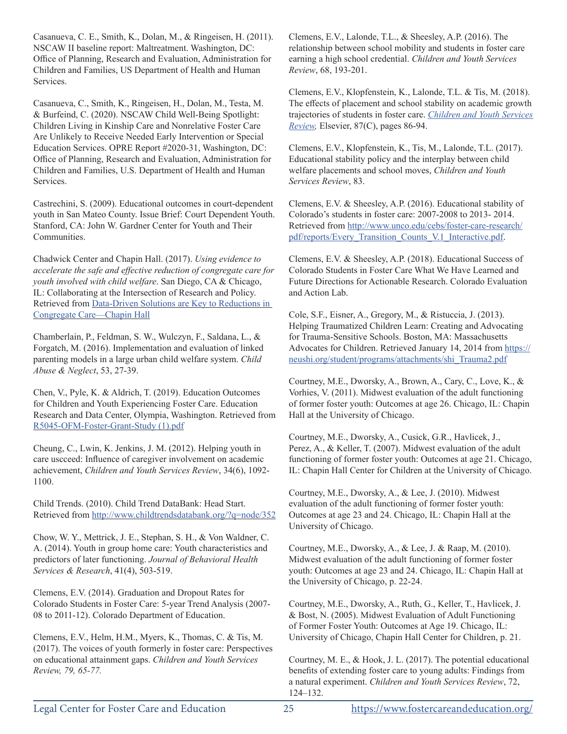Casanueva, C. E., Smith, K., Dolan, M., & Ringeisen, H. (2011). NSCAW II baseline report: Maltreatment. Washington, DC: Office of Planning, Research and Evaluation, Administration for Children and Families, US Department of Health and Human Services.

Casanueva, C., Smith, K., Ringeisen, H., Dolan, M., Testa, M. & Burfeind, C. (2020). NSCAW Child Well-Being Spotlight: Children Living in Kinship Care and Nonrelative Foster Care Are Unlikely to Receive Needed Early Intervention or Special Education Services. OPRE Report #2020-31, Washington, DC: Office of Planning, Research and Evaluation, Administration for Children and Families, U.S. Department of Health and Human Services.

Castrechini, S. (2009). Educational outcomes in court-dependent youth in San Mateo County. Issue Brief: Court Dependent Youth. Stanford, CA: John W. Gardner Center for Youth and Their Communities.

Chadwick Center and Chapin Hall. (2017). *Using evidence to accelerate the safe and effective reduction of congregate care for youth involved with child welfare*. San Diego, CA & Chicago, IL: Collaborating at the Intersection of Research and Policy. Retrieved from [Data-Driven Solutions are Key to Reductions in Congregate Care—Chapin Hall]

Chamberlain, P., Feldman, S. W., Wulczyn, F., Saldana, L., & Forgatch, M. (2016). Implementation and evaluation of linked parenting models in a large urban child welfare system. *Child Abuse & Neglect*, 53, 27-39.

Chen, V., Pyle, K. & Aldrich, T. (2019). Education Outcomes for Children and Youth Experiencing Foster Care. Education Research and Data Center, Olympia, Washington. Retrieved from [R5045-OFM-Foster-Grant-Study (1).pdf]

Cheung, C., Lwin, K. Jenkins, J. M. (2012). Helping youth in care uscceed: Influence of caregiver involvement on academic achievement, *Children and Youth Services Review*, 34(6), 1092-1100.

Child Trends. (2010). Child Trend DataBank: Head Start. Retrieved from http://www.childtrendsdatabank.org/?q=node/352

Chow, W. Y., Mettrick, J. E., Stephan, S. H., & Von Waldner, C. A. (2014). Youth in group home care: Youth characteristics and predictors of later functioning. *Journal of Behavioral Health Services & Research*, 41(4), 503-519.

Clemens, E.V. (2014). Graduation and Dropout Rates for Colorado Students in Foster Care: 5-year Trend Analysis (2007-08 to 2011-12). Colorado Department of Education.

Clemens, E.V., Helm, H.M., Myers, K., Thomas, C. & Tis, M. (2017). The voices of youth formerly in foster care: Perspectives on educational attainment gaps. *Children and Youth Services Review, 79, 65-77.*

Clemens, E.V., Lalonde, T.L., & Sheesley, A.P. (2016). The relationship between school mobility and students in foster care earning a high school credential. *Children and Youth Services Review*, 68, 193-201.

Clemens, E.V., Klopfenstein, K., Lalonde, T.L. & Tis, M. (2018). The effects of placement and school stability on academic growth trajectories of students in foster care. *Children and Youth Services Review,* Elsevier, 87(C), pages 86-94.

Clemens, E.V., Klopfenstein, K., Tis, M., Lalonde, T.L. (2017). Educational stability policy and the interplay between child welfare placements and school moves, *Children and Youth Services Review*, 83.

Clemens, E.V. & Sheesley, A.P. (2016). Educational stability of Colorado's students in foster care: 2007-2008 to 2013- 2014. Retrieved from http://www.unco.edu/cebs/foster-care-research/pdf/reports/Every_Transition_Counts_V.1_Interactive.pdf.

Clemens, E.V. & Sheesley, A.P. (2018). Educational Success of Colorado Students in Foster Care What We Have Learned and Future Directions for Actionable Research. Colorado Evaluation and Action Lab.

Cole, S.F., Eisner, A., Gregory, M., & Ristuccia, J. (2013). Helping Traumatized Children Learn: Creating and Advocating for Trauma-Sensitive Schools. Boston, MA: Massachusetts Advocates for Children. Retrieved January 14, 2014 from https://neushi.org/student/programs/attachments/shi_Trauma2.pdf

Courtney, M.E., Dworsky, A., Brown, A., Cary, C., Love, K., & Vorhies, V. (2011). Midwest evaluation of the adult functioning of former foster youth: Outcomes at age 26. Chicago, IL: Chapin Hall at the University of Chicago.

Courtney, M.E., Dworsky, A., Cusick, G.R., Havlicek, J., Perez, A., & Keller, T. (2007). Midwest evaluation of the adult functioning of former foster youth: Outcomes at age 21. Chicago, IL: Chapin Hall Center for Children at the University of Chicago.

Courtney, M.E., Dworsky, A., & Lee, J. (2010). Midwest evaluation of the adult functioning of former foster youth: Outcomes at age 23 and 24. Chicago, IL: Chapin Hall at the University of Chicago.

Courtney, M.E., Dworsky, A., & Lee, J. & Raap, M. (2010). Midwest evaluation of the adult functioning of former foster youth: Outcomes at age 23 and 24. Chicago, IL: Chapin Hall at the University of Chicago, p. 22-24.

Courtney, M.E., Dworsky, A., Ruth, G., Keller, T., Havlicek, J. & Bost, N. (2005). Midwest Evaluation of Adult Functioning of Former Foster Youth: Outcomes at Age 19. Chicago, IL: University of Chicago, Chapin Hall Center for Children, p. 21.

Courtney, M. E., & Hook, J. L. (2017). The potential educational benefits of extending foster care to young adults: Findings from a natural experiment. *Children and Youth Services Review*, 72, 124–132.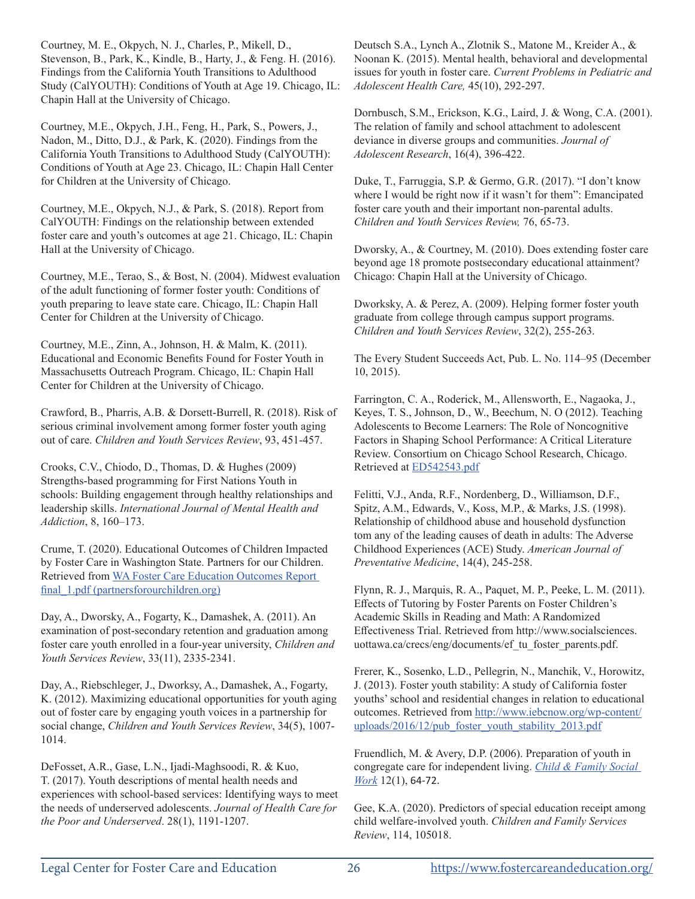Courtney, M. E., Okpych, N. J., Charles, P., Mikell, D., Stevenson, B., Park, K., Kindle, B., Harty, J., & Feng. H. (2016). Findings from the California Youth Transitions to Adulthood Study (CalYOUTH): Conditions of Youth at Age 19. Chicago, IL: Chapin Hall at the University of Chicago.

Courtney, M.E., Okpych, J.H., Feng, H., Park, S., Powers, J., Nadon, M., Ditto, D.J., & Park, K. (2020). Findings from the California Youth Transitions to Adulthood Study (CalYOUTH): Conditions of Youth at Age 23. Chicago, IL: Chapin Hall Center for Children at the University of Chicago.

Courtney, M.E., Okpych, N.J., & Park, S. (2018). Report from CalYOUTH: Findings on the relationship between extended foster care and youth's outcomes at age 21. Chicago, IL: Chapin Hall at the University of Chicago.

Courtney, M.E., Terao, S., & Bost, N. (2004). Midwest evaluation of the adult functioning of former foster youth: Conditions of youth preparing to leave state care. Chicago, IL: Chapin Hall Center for Children at the University of Chicago.

Courtney, M.E., Zinn, A., Johnson, H. & Malm, K. (2011). Educational and Economic Benefits Found for Foster Youth in Massachusetts Outreach Program. Chicago, IL: Chapin Hall Center for Children at the University of Chicago.

Crawford, B., Pharris, A.B. & Dorsett-Burrell, R. (2018). Risk of serious criminal involvement among former foster youth aging out of care. *Children and Youth Services Review*, 93, 451-457.

Crooks, C.V., Chiodo, D., Thomas, D. & Hughes (2009) Strengths-based programming for First Nations Youth in schools: Building engagement through healthy relationships and leadership skills. *International Journal of Mental Health and Addiction*, 8, 160–173.

Crume, T. (2020). Educational Outcomes of Children Impacted by Foster Care in Washington State. Partners for our Children. Retrieved from [WA Foster Care Education Outcomes Report final_1.pdf (partnersforourchildren.org)](WA Foster Care Education Outcomes Report final_1.pdf (partnersforourchildren.org))

Day, A., Dworsky, A., Fogarty, K., Damashek, A. (2011). An examination of post-secondary retention and graduation among foster care youth enrolled in a four-year university, *Children and Youth Services Review*, 33(11), 2335-2341.

Day, A., Riebschleger, J., Dworksy, A., Damashek, A., Fogarty, K. (2012). Maximizing educational opportunities for youth aging out of foster care by engaging youth voices in a partnership for social change, *Children and Youth Services Review*, 34(5), 1007-1014.

DeFosset, A.R., Gase, L.N., Ijadi-Maghsoodi, R. & Kuo, T. (2017). Youth descriptions of mental health needs and experiences with school-based services: Identifying ways to meet the needs of underserved adolescents. *Journal of Health Care for the Poor and Underserved*. 28(1), 1191-1207.

Deutsch S.A., Lynch A., Zlotnik S., Matone M., Kreider A., & Noonan K. (2015). Mental health, behavioral and developmental issues for youth in foster care. *Current Problems in Pediatric and Adolescent Health Care,* 45(10), 292-297.

Dornbusch, S.M., Erickson, K.G., Laird, J. & Wong, C.A. (2001). The relation of family and school attachment to adolescent deviance in diverse groups and communities. *Journal of Adolescent Research*, 16(4), 396-422.

Duke, T., Farruggia, S.P. & Germo, G.R. (2017). "I don't know where I would be right now if it wasn't for them": Emancipated foster care youth and their important non-parental adults. *Children and Youth Services Review,* 76, 65-73.

Dworsky, A., & Courtney, M. (2010). Does extending foster care beyond age 18 promote postsecondary educational attainment? Chicago: Chapin Hall at the University of Chicago.

Dworksky, A. & Perez, A. (2009). Helping former foster youth graduate from college through campus support programs. *Children and Youth Services Review*, 32(2), 255-263.

The Every Student Succeeds Act, Pub. L. No. 114–95 (December 10, 2015).

Farrington, C. A., Roderick, M., Allensworth, E., Nagaoka, J., Keyes, T. S., Johnson, D., W., Beechum, N. O (2012). Teaching Adolescents to Become Learners: The Role of Noncognitive Factors in Shaping School Performance: A Critical Literature Review. Consortium on Chicago School Research, Chicago. Retrieved at [ED542543.pdf](ED542543.pdf)

Felitti, V.J., Anda, R.F., Nordenberg, D., Williamson, D.F., Spitz, A.M., Edwards, V., Koss, M.P., & Marks, J.S. (1998). Relationship of childhood abuse and household dysfunction tom any of the leading causes of death in adults: The Adverse Childhood Experiences (ACE) Study. *American Journal of Preventative Medicine*, 14(4), 245-258.

Flynn, R. J., Marquis, R. A., Paquet, M. P., Peeke, L. M. (2011). Effects of Tutoring by Foster Parents on Foster Children's Academic Skills in Reading and Math: A Randomized Effectiveness Trial. Retrieved from http://www.socialsciences.uottawa.ca/crecs/eng/documents/ef_tu_foster_parents.pdf.

Frerer, K., Sosenko, L.D., Pellegrin, N., Manchik, V., Horowitz, J. (2013). Foster youth stability: A study of California foster youths' school and residential changes in relation to educational outcomes. Retrieved from [http://www.iebcnow.org/wp-content/uploads/2016/12/pub_foster_youth_stability_2013.pdf](http://www.iebcnow.org/wp-content/uploads/2016/12/pub_foster_youth_stability_2013.pdf)

Fruendlich, M. & Avery, D.P. (2006). Preparation of youth in congregate care for independent living. *[Child & Family Social Work](Child & Family Social Work)* 12(1), 64-72.

Gee, K.A. (2020). Predictors of special education receipt among child welfare-involved youth. *Children and Family Services Review*, 114, 105018.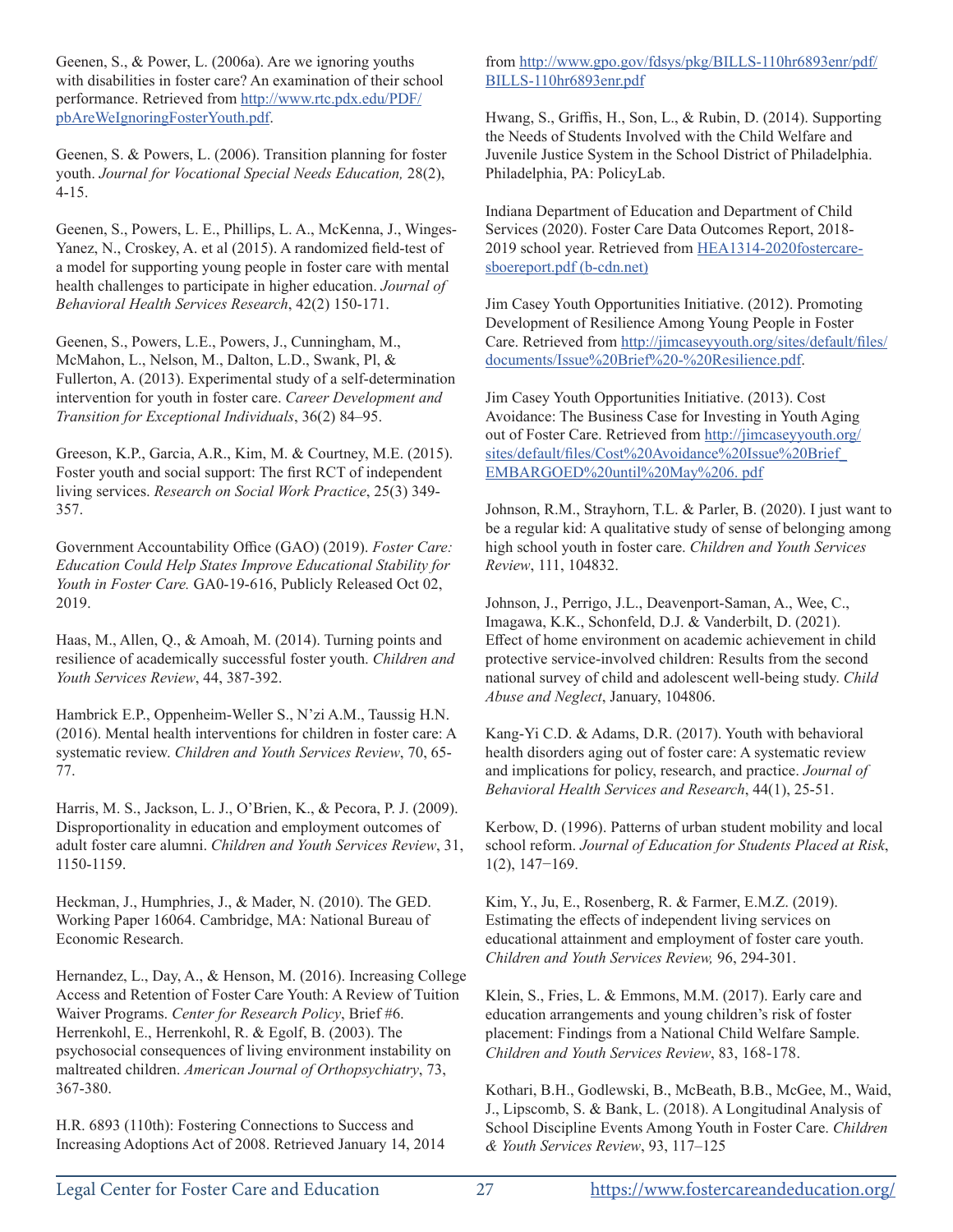Geenen, S., & Power, L. (2006a). Are we ignoring youths with disabilities in foster care? An examination of their school performance. Retrieved from [http://www.rtc.pdx.edu/PDF/pbAreWeIgnoringFosterYouth.pdf](http://www.rtc.pdx.edu/PDF/pbAreWeIgnoringFosterYouth.pdf).

Geenen, S. & Powers, L. (2006). Transition planning for foster youth. *Journal for Vocational Special Needs Education,* 28(2), 4-15.

Geenen, S., Powers, L. E., Phillips, L. A., McKenna, J., Winges-Yanez, N., Croskey, A. et al (2015). A randomized field-test of a model for supporting young people in foster care with mental health challenges to participate in higher education. *Journal of Behavioral Health Services Research*, 42(2) 150-171.

Geenen, S., Powers, L.E., Powers, J., Cunningham, M., McMahon, L., Nelson, M., Dalton, L.D., Swank, Pl, & Fullerton, A. (2013). Experimental study of a self-determination intervention for youth in foster care. *Career Development and Transition for Exceptional Individuals*, 36(2) 84–95.

Greeson, K.P., Garcia, A.R., Kim, M. & Courtney, M.E. (2015). Foster youth and social support: The first RCT of independent living services. *Research on Social Work Practice*, 25(3) 349-357.

Government Accountability Office (GAO) (2019). *Foster Care: Education Could Help States Improve Educational Stability for Youth in Foster Care.* GA0-19-616, Publicly Released Oct 02, 2019.

Haas, M., Allen, Q., & Amoah, M. (2014). Turning points and resilience of academically successful foster youth. *Children and Youth Services Review*, 44, 387-392.

Hambrick E.P., Oppenheim-Weller S., N'zi A.M., Taussig H.N. (2016). Mental health interventions for children in foster care: A systematic review. *Children and Youth Services Review*, 70, 65-77.

Harris, M. S., Jackson, L. J., O'Brien, K., & Pecora, P. J. (2009). Disproportionality in education and employment outcomes of adult foster care alumni. *Children and Youth Services Review*, 31, 1150-1159.

Heckman, J., Humphries, J., & Mader, N. (2010). The GED. Working Paper 16064. Cambridge, MA: National Bureau of Economic Research.

Hernandez, L., Day, A., & Henson, M. (2016). Increasing College Access and Retention of Foster Care Youth: A Review of Tuition Waiver Programs. *Center for Research Policy*, Brief #6.

Herrenkohl, E., Herrenkohl, R. & Egolf, B. (2003). The psychosocial consequences of living environment instability on maltreated children. *American Journal of Orthopsychiatry*, 73, 367-380.

H.R. 6893 (110th): Fostering Connections to Success and Increasing Adoptions Act of 2008. Retrieved January 14, 2014 from [http://www.gpo.gov/fdsys/pkg/BILLS-110hr6893enr/pdf/BILLS-110hr6893enr.pdf](http://www.gpo.gov/fdsys/pkg/BILLS-110hr6893enr/pdf/BILLS-110hr6893enr.pdf)

Hwang, S., Griffis, H., Son, L., & Rubin, D. (2014). Supporting the Needs of Students Involved with the Child Welfare and Juvenile Justice System in the School District of Philadelphia. Philadelphia, PA: PolicyLab.

Indiana Department of Education and Department of Child Services (2020). Foster Care Data Outcomes Report, 2018-2019 school year. Retrieved from HEA1314-2020fostercare-sboereport.pdf (b-cdn.net)

Jim Casey Youth Opportunities Initiative. (2012). Promoting Development of Resilience Among Young People in Foster Care. Retrieved from [http://jimcaseyyouth.org/sites/default/files/documents/Issue%20Brief%20-%20Resilience.pdf](http://jimcaseyyouth.org/sites/default/files/documents/Issue%20Brief%20-%20Resilience.pdf).

Jim Casey Youth Opportunities Initiative. (2013). Cost Avoidance: The Business Case for Investing in Youth Aging out of Foster Care. Retrieved from http://jimcaseyyouth.org/sites/default/files/Cost%20Avoidance%20Issue%20Brief_EMBARGOED%20until%20May%206. pdf

Johnson, R.M., Strayhorn, T.L. & Parler, B. (2020). I just want to be a regular kid: A qualitative study of sense of belonging among high school youth in foster care. *Children and Youth Services Review*, 111, 104832.

Johnson, J., Perrigo, J.L., Deavenport-Saman, A., Wee, C., Imagawa, K.K., Schonfeld, D.J. & Vanderbilt, D. (2021). Effect of home environment on academic achievement in child protective service-involved children: Results from the second national survey of child and adolescent well-being study. *Child Abuse and Neglect*, January, 104806.

Kang-Yi C.D. & Adams, D.R. (2017). Youth with behavioral health disorders aging out of foster care: A systematic review and implications for policy, research, and practice. *Journal of Behavioral Health Services and Research*, 44(1), 25-51.

Kerbow, D. (1996). Patterns of urban student mobility and local school reform. *Journal of Education for Students Placed at Risk*, 1(2), 147−169.

Kim, Y., Ju, E., Rosenberg, R. & Farmer, E.M.Z. (2019). Estimating the effects of independent living services on educational attainment and employment of foster care youth. *Children and Youth Services Review,* 96, 294-301.

Klein, S., Fries, L. & Emmons, M.M. (2017). Early care and education arrangements and young children's risk of foster placement: Findings from a National Child Welfare Sample. *Children and Youth Services Review*, 83, 168-178.

Kothari, B.H., Godlewski, B., McBeath, B.B., McGee, M., Waid, J., Lipscomb, S. & Bank, L. (2018). A Longitudinal Analysis of School Discipline Events Among Youth in Foster Care. *Children & Youth Services Review*, 93, 117–125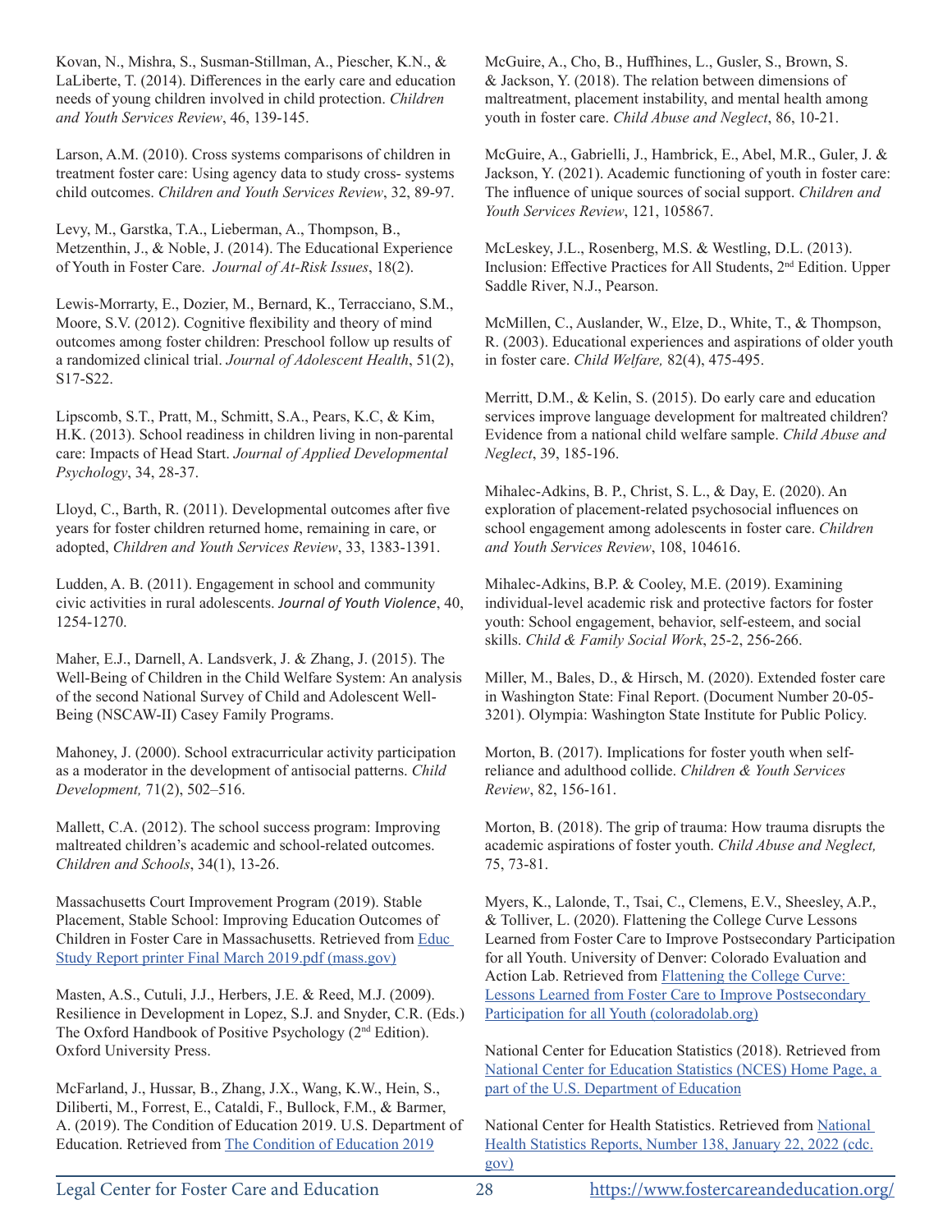Kovan, N., Mishra, S., Susman-Stillman, A., Piescher, K.N., & LaLiberte, T. (2014). Differences in the early care and education needs of young children involved in child protection. *Children and Youth Services Review*, 46, 139-145.

Larson, A.M. (2010). Cross systems comparisons of children in treatment foster care: Using agency data to study cross- systems child outcomes. *Children and Youth Services Review*, 32, 89-97.

Levy, M., Garstka, T.A., Lieberman, A., Thompson, B., Metzenthin, J., & Noble, J. (2014). The Educational Experience of Youth in Foster Care. *Journal of At-Risk Issues*, 18(2).

Lewis-Morrarty, E., Dozier, M., Bernard, K., Terracciano, S.M., Moore, S.V. (2012). Cognitive flexibility and theory of mind outcomes among foster children: Preschool follow up results of a randomized clinical trial. *Journal of Adolescent Health*, 51(2), S17-S22.

Lipscomb, S.T., Pratt, M., Schmitt, S.A., Pears, K.C, & Kim, H.K. (2013). School readiness in children living in non-parental care: Impacts of Head Start. *Journal of Applied Developmental Psychology*, 34, 28-37.

Lloyd, C., Barth, R. (2011). Developmental outcomes after five years for foster children returned home, remaining in care, or adopted, *Children and Youth Services Review*, 33, 1383-1391.

Ludden, A. B. (2011). Engagement in school and community civic activities in rural adolescents. *Journal of Youth Violence*, 40, 1254-1270.

Maher, E.J., Darnell, A. Landsverk, J. & Zhang, J. (2015). The Well-Being of Children in the Child Welfare System: An analysis of the second National Survey of Child and Adolescent Well-Being (NSCAW-II) Casey Family Programs.

Mahoney, J. (2000). School extracurricular activity participation as a moderator in the development of antisocial patterns. *Child Development,* 71(2), 502–516.

Mallett, C.A. (2012). The school success program: Improving maltreated children's academic and school-related outcomes. *Children and Schools*, 34(1), 13-26.

Massachusetts Court Improvement Program (2019). Stable Placement, Stable School: Improving Education Outcomes of Children in Foster Care in Massachusetts. Retrieved from Educ Study Report printer Final March 2019.pdf (mass.gov)

Masten, A.S., Cutuli, J.J., Herbers, J.E. & Reed, M.J. (2009). Resilience in Development in Lopez, S.J. and Snyder, C.R. (Eds.) The Oxford Handbook of Positive Psychology (2nd Edition). Oxford University Press.

McFarland, J., Hussar, B., Zhang, J.X., Wang, K.W., Hein, S., Diliberti, M., Forrest, E., Cataldi, F., Bullock, F.M., & Barmer, A. (2019). The Condition of Education 2019. U.S. Department of Education. Retrieved from The Condition of Education 2019

McGuire, A., Cho, B., Huffhines, L., Gusler, S., Brown, S. & Jackson, Y. (2018). The relation between dimensions of maltreatment, placement instability, and mental health among youth in foster care. *Child Abuse and Neglect*, 86, 10-21.

McGuire, A., Gabrielli, J., Hambrick, E., Abel, M.R., Guler, J. & Jackson, Y. (2021). Academic functioning of youth in foster care: The influence of unique sources of social support. *Children and Youth Services Review*, 121, 105867.

McLeskey, J.L., Rosenberg, M.S. & Westling, D.L. (2013). Inclusion: Effective Practices for All Students, 2nd Edition. Upper Saddle River, N.J., Pearson.

McMillen, C., Auslander, W., Elze, D., White, T., & Thompson, R. (2003). Educational experiences and aspirations of older youth in foster care. *Child Welfare,* 82(4), 475-495.

Merritt, D.M., & Kelin, S. (2015). Do early care and education services improve language development for maltreated children? Evidence from a national child welfare sample. *Child Abuse and Neglect*, 39, 185-196.

Mihalec-Adkins, B. P., Christ, S. L., & Day, E. (2020). An exploration of placement-related psychosocial influences on school engagement among adolescents in foster care. *Children and Youth Services Review*, 108, 104616.

Mihalec-Adkins, B.P. & Cooley, M.E. (2019). Examining individual-level academic risk and protective factors for foster youth: School engagement, behavior, self-esteem, and social skills. *Child & Family Social Work*, 25-2, 256-266.

Miller, M., Bales, D., & Hirsch, M. (2020). Extended foster care in Washington State: Final Report. (Document Number 20-05-3201). Olympia: Washington State Institute for Public Policy.

Morton, B. (2017). Implications for foster youth when self-reliance and adulthood collide. *Children & Youth Services Review*, 82, 156-161.

Morton, B. (2018). The grip of trauma: How trauma disrupts the academic aspirations of foster youth. *Child Abuse and Neglect,* 75, 73-81.

Myers, K., Lalonde, T., Tsai, C., Clemens, E.V., Sheesley, A.P., & Tolliver, L. (2020). Flattening the College Curve Lessons Learned from Foster Care to Improve Postsecondary Participation for all Youth. University of Denver: Colorado Evaluation and Action Lab. Retrieved from Flattening the College Curve: Lessons Learned from Foster Care to Improve Postsecondary Participation for all Youth (coloradolab.org)

National Center for Education Statistics (2018). Retrieved from National Center for Education Statistics (NCES) Home Page, a part of the U.S. Department of Education

National Center for Health Statistics. Retrieved from National Health Statistics Reports, Number 138, January 22, 2022 (cdc.gov)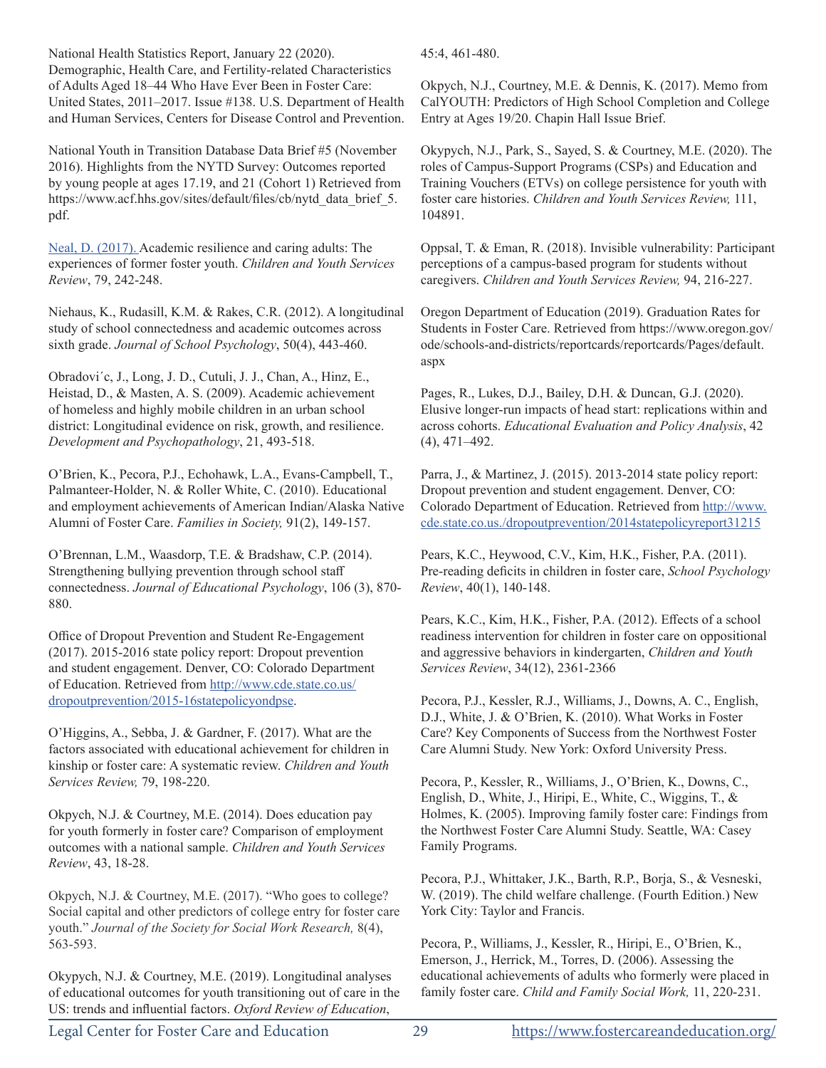National Health Statistics Report, January 22 (2020). Demographic, Health Care, and Fertility-related Characteristics of Adults Aged 18–44 Who Have Ever Been in Foster Care: United States, 2011–2017. Issue #138. U.S. Department of Health and Human Services, Centers for Disease Control and Prevention.

National Youth in Transition Database Data Brief #5 (November 2016). Highlights from the NYTD Survey: Outcomes reported by young people at ages 17.19, and 21 (Cohort 1) Retrieved from https://www.acf.hhs.gov/sites/default/files/cb/nytd_data_brief_5.pdf.

Neal, D. (2017). Academic resilience and caring adults: The experiences of former foster youth. *Children and Youth Services Review*, 79, 242-248.

Niehaus, K., Rudasill, K.M. & Rakes, C.R. (2012). A longitudinal study of school connectedness and academic outcomes across sixth grade. *Journal of School Psychology*, 50(4), 443-460.

Obradovi´c, J., Long, J. D., Cutuli, J. J., Chan, A., Hinz, E., Heistad, D., & Masten, A. S. (2009). Academic achievement of homeless and highly mobile children in an urban school district: Longitudinal evidence on risk, growth, and resilience. *Development and Psychopathology*, 21, 493-518.

O'Brien, K., Pecora, P.J., Echohawk, L.A., Evans-Campbell, T., Palmanteer-Holder, N. & Roller White, C. (2010). Educational and employment achievements of American Indian/Alaska Native Alumni of Foster Care. *Families in Society,* 91(2), 149-157.

O'Brennan, L.M., Waasdorp, T.E. & Bradshaw, C.P. (2014). Strengthening bullying prevention through school staff connectedness. *Journal of Educational Psychology*, 106 (3), 870-880.

Office of Dropout Prevention and Student Re-Engagement (2017). 2015-2016 state policy report: Dropout prevention and student engagement. Denver, CO: Colorado Department of Education. Retrieved from http://www.cde.state.co.us/dropoutprevention/2015-16statepolicyondpse.

O'Higgins, A., Sebba, J. & Gardner, F. (2017). What are the factors associated with educational achievement for children in kinship or foster care: A systematic review. *Children and Youth Services Review,* 79, 198-220.

Okpych, N.J. & Courtney, M.E. (2014). Does education pay for youth formerly in foster care? Comparison of employment outcomes with a national sample. *Children and Youth Services Review*, 43, 18-28.

Okpych, N.J. & Courtney, M.E. (2017). "Who goes to college? Social capital and other predictors of college entry for foster care youth." *Journal of the Society for Social Work Research,* 8(4), 563-593.

Okypych, N.J. & Courtney, M.E. (2019). Longitudinal analyses of educational outcomes for youth transitioning out of care in the US: trends and influential factors. *Oxford Review of Education*, 45:4, 461-480.

Okpych, N.J., Courtney, M.E. & Dennis, K. (2017). Memo from CalYOUTH: Predictors of High School Completion and College Entry at Ages 19/20. Chapin Hall Issue Brief.

Okypych, N.J., Park, S., Sayed, S. & Courtney, M.E. (2020). The roles of Campus-Support Programs (CSPs) and Education and Training Vouchers (ETVs) on college persistence for youth with foster care histories. *Children and Youth Services Review,* 111, 104891.

Oppsal, T. & Eman, R. (2018). Invisible vulnerability: Participant perceptions of a campus-based program for students without caregivers. *Children and Youth Services Review,* 94, 216-227.

Oregon Department of Education (2019). Graduation Rates for Students in Foster Care. Retrieved from https://www.oregon.gov/ode/schools-and-districts/reportcards/reportcards/Pages/default.aspx

Pages, R., Lukes, D.J., Bailey, D.H. & Duncan, G.J. (2020). Elusive longer-run impacts of head start: replications within and across cohorts. *Educational Evaluation and Policy Analysis*, 42 (4), 471–492.

Parra, J., & Martinez, J. (2015). 2013-2014 state policy report: Dropout prevention and student engagement. Denver, CO: Colorado Department of Education. Retrieved from http://www.cde.state.co.us./dropoutprevention/2014statepolicyreport31215

Pears, K.C., Heywood, C.V., Kim, H.K., Fisher, P.A. (2011). Pre-reading deficits in children in foster care, *School Psychology Review*, 40(1), 140-148.

Pears, K.C., Kim, H.K., Fisher, P.A. (2012). Effects of a school readiness intervention for children in foster care on oppositional and aggressive behaviors in kindergarten, *Children and Youth Services Review*, 34(12), 2361-2366

Pecora, P.J., Kessler, R.J., Williams, J., Downs, A. C., English, D.J., White, J. & O'Brien, K. (2010). What Works in Foster Care? Key Components of Success from the Northwest Foster Care Alumni Study. New York: Oxford University Press.

Pecora, P., Kessler, R., Williams, J., O'Brien, K., Downs, C., English, D., White, J., Hiripi, E., White, C., Wiggins, T., & Holmes, K. (2005). Improving family foster care: Findings from the Northwest Foster Care Alumni Study. Seattle, WA: Casey Family Programs.

Pecora, P.J., Whittaker, J.K., Barth, R.P., Borja, S., & Vesneski, W. (2019). The child welfare challenge. (Fourth Edition.) New York City: Taylor and Francis.

Pecora, P., Williams, J., Kessler, R., Hiripi, E., O'Brien, K., Emerson, J., Herrick, M., Torres, D. (2006). Assessing the educational achievements of adults who formerly were placed in family foster care. *Child and Family Social Work,* 11, 220-231.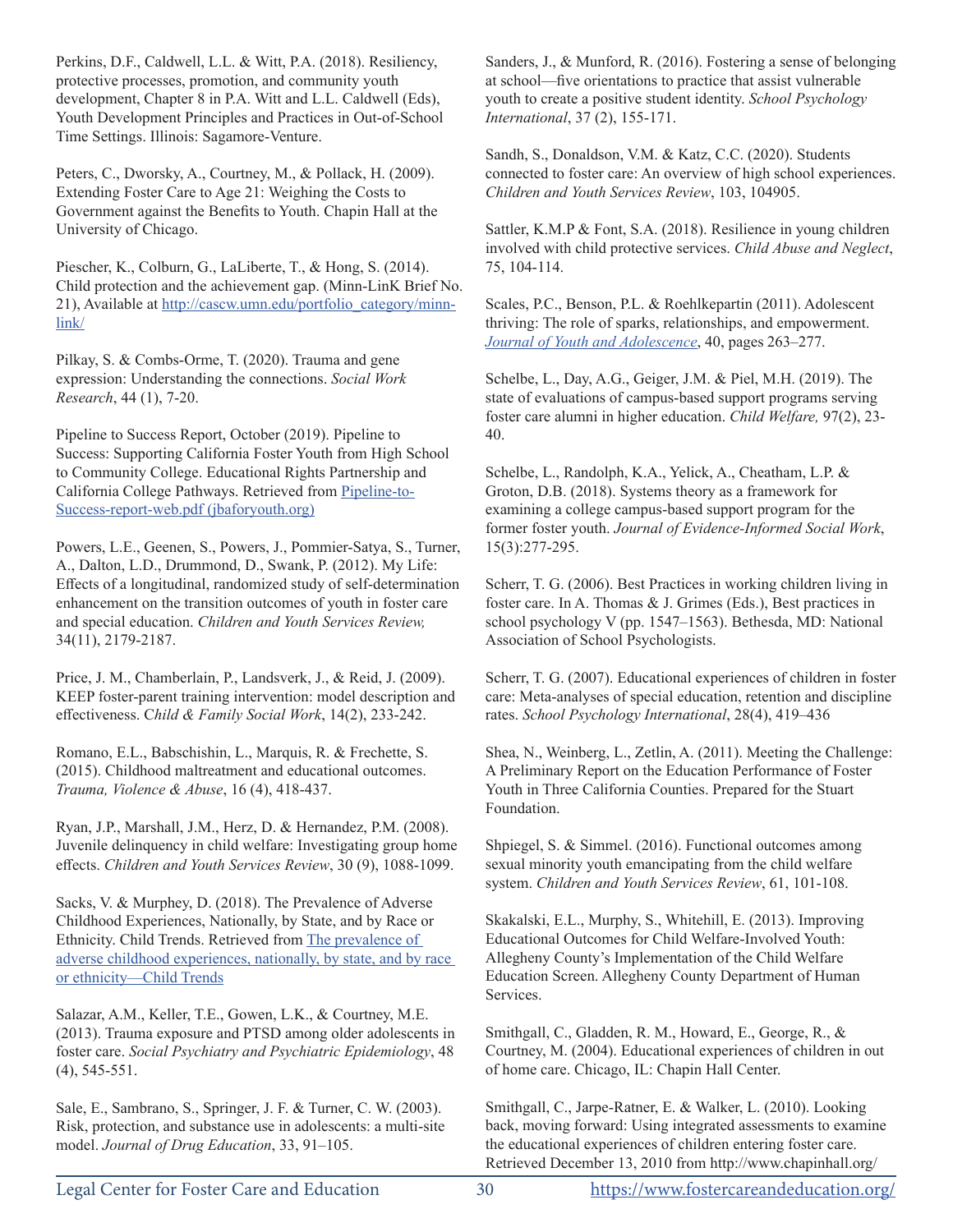Perkins, D.F., Caldwell, L.L. & Witt, P.A. (2018). Resiliency, protective processes, promotion, and community youth development, Chapter 8 in P.A. Witt and L.L. Caldwell (Eds), Youth Development Principles and Practices in Out-of-School Time Settings. Illinois: Sagamore-Venture.

Peters, C., Dworsky, A., Courtney, M., & Pollack, H. (2009). Extending Foster Care to Age 21: Weighing the Costs to Government against the Benefits to Youth. Chapin Hall at the University of Chicago.

Piescher, K., Colburn, G., LaLiberte, T., & Hong, S. (2014). Child protection and the achievement gap. (Minn-LinK Brief No. 21), Available at [http://cascw.umn.edu/portfolio_category/minn-link/](http://cascw.umn.edu/portfolio_category/minn-link/)

Pilkay, S. & Combs-Orme, T. (2020). Trauma and gene expression: Understanding the connections. *Social Work Research*, 44 (1), 7-20.

Pipeline to Success Report, October (2019). Pipeline to Success: Supporting California Foster Youth from High School to Community College. Educational Rights Partnership and California College Pathways. Retrieved from [Pipeline-to-Success-report-web.pdf (jbaforyouth.org)]

Powers, L.E., Geenen, S., Powers, J., Pommier-Satya, S., Turner, A., Dalton, L.D., Drummond, D., Swank, P. (2012). My Life: Effects of a longitudinal, randomized study of self-determination enhancement on the transition outcomes of youth in foster care and special education. *Children and Youth Services Review,* 34(11), 2179-2187.

Price, J. M., Chamberlain, P., Landsverk, J., & Reid, J. (2009). KEEP foster-parent training intervention: model description and effectiveness. C*hild & Family Social Work*, 14(2), 233-242.

Romano, E.L., Babschishin, L., Marquis, R. & Frechette, S. (2015). Childhood maltreatment and educational outcomes. *Trauma, Violence & Abuse*, 16 (4), 418-437.

Ryan, J.P., Marshall, J.M., Herz, D. & Hernandez, P.M. (2008). Juvenile delinquency in child welfare: Investigating group home effects. *Children and Youth Services Review*, 30 (9), 1088-1099.

Sacks, V. & Murphey, D. (2018). The Prevalence of Adverse Childhood Experiences, Nationally, by State, and by Race or Ethnicity. Child Trends. Retrieved from [The prevalence of adverse childhood experiences, nationally, by state, and by race or ethnicity—Child Trends]

Salazar, A.M., Keller, T.E., Gowen, L.K., & Courtney, M.E. (2013). Trauma exposure and PTSD among older adolescents in foster care. *Social Psychiatry and Psychiatric Epidemiology*, 48 (4), 545-551.

Sale, E., Sambrano, S., Springer, J. F. & Turner, C. W. (2003). Risk, protection, and substance use in adolescents: a multi-site model. *Journal of Drug Education*, 33, 91–105.

Sanders, J., & Munford, R. (2016). Fostering a sense of belonging at school—five orientations to practice that assist vulnerable youth to create a positive student identity. *School Psychology International*, 37 (2), 155-171.

Sandh, S., Donaldson, V.M. & Katz, C.C. (2020). Students connected to foster care: An overview of high school experiences. *Children and Youth Services Review*, 103, 104905.

Sattler, K.M.P & Font, S.A. (2018). Resilience in young children involved with child protective services. *Child Abuse and Neglect*, 75, 104-114.

Scales, P.C., Benson, P.L. & Roehlkepartin (2011). Adolescent thriving: The role of sparks, relationships, and empowerment. *[Journal of Youth and Adolescence]*, 40, pages 263–277.

Schelbe, L., Day, A.G., Geiger, J.M. & Piel, M.H. (2019). The state of evaluations of campus-based support programs serving foster care alumni in higher education. *Child Welfare,* 97(2), 23-40.

Schelbe, L., Randolph, K.A., Yelick, A., Cheatham, L.P. & Groton, D.B. (2018). Systems theory as a framework for examining a college campus-based support program for the former foster youth. *Journal of Evidence-Informed Social Work*, 15(3):277-295.

Scherr, T. G. (2006). Best Practices in working children living in foster care. In A. Thomas & J. Grimes (Eds.), Best practices in school psychology V (pp. 1547–1563). Bethesda, MD: National Association of School Psychologists.

Scherr, T. G. (2007). Educational experiences of children in foster care: Meta-analyses of special education, retention and discipline rates. *School Psychology International*, 28(4), 419–436

Shea, N., Weinberg, L., Zetlin, A. (2011). Meeting the Challenge: A Preliminary Report on the Education Performance of Foster Youth in Three California Counties. Prepared for the Stuart Foundation.

Shpiegel, S. & Simmel. (2016). Functional outcomes among sexual minority youth emancipating from the child welfare system. *Children and Youth Services Review*, 61, 101-108.

Skakalski, E.L., Murphy, S., Whitehill, E. (2013). Improving Educational Outcomes for Child Welfare-Involved Youth: Allegheny County's Implementation of the Child Welfare Education Screen. Allegheny County Department of Human Services.

Smithgall, C., Gladden, R. M., Howard, E., George, R., & Courtney, M. (2004). Educational experiences of children in out of home care. Chicago, IL: Chapin Hall Center.

Smithgall, C., Jarpe-Ratner, E. & Walker, L. (2010). Looking back, moving forward: Using integrated assessments to examine the educational experiences of children entering foster care. Retrieved December 13, 2010 from http://www.chapinhall.org/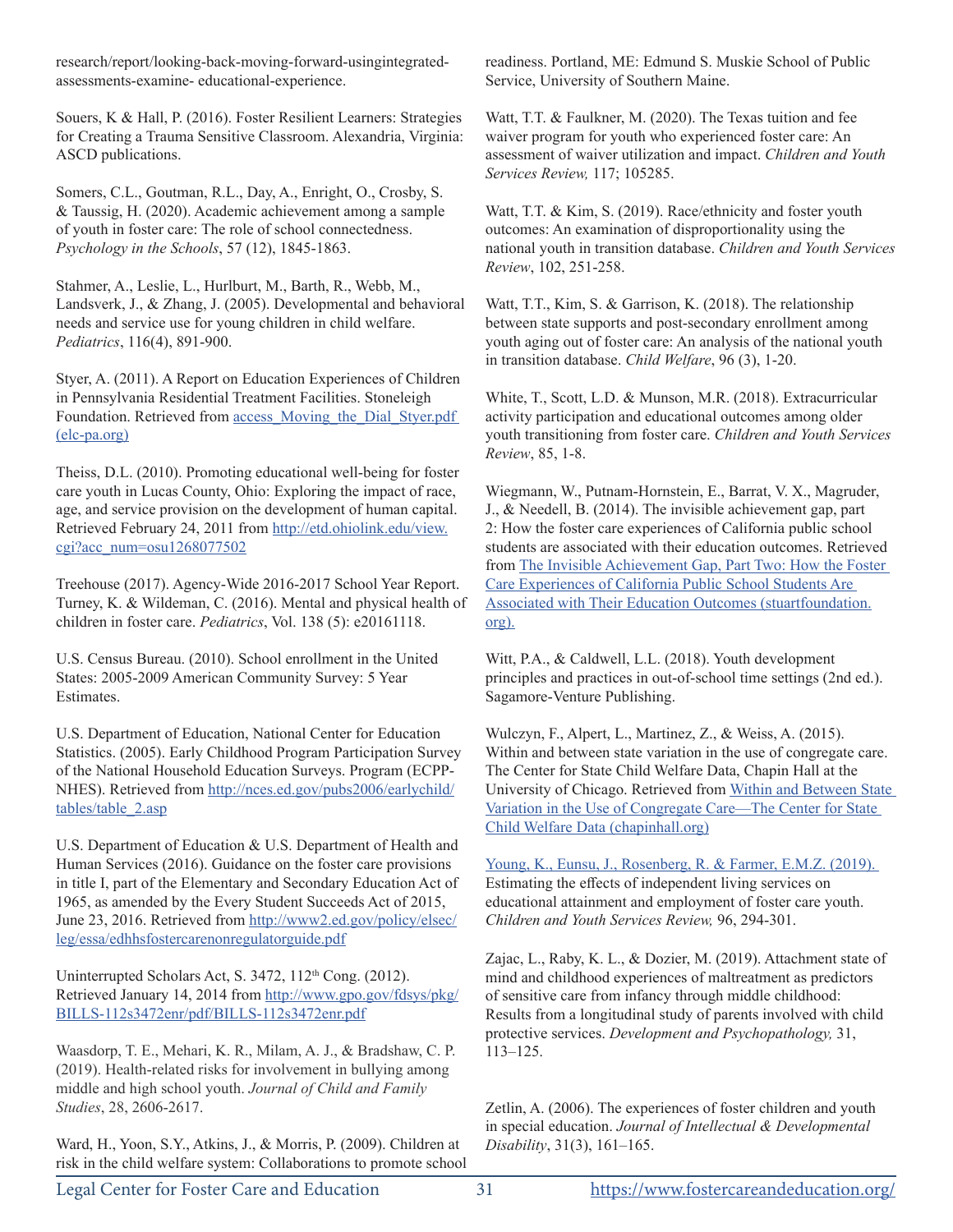research/report/looking-back-moving-forward-usingintegrated-assessments-examine- educational-experience.

Souers, K & Hall, P. (2016). Foster Resilient Learners: Strategies for Creating a Trauma Sensitive Classroom. Alexandria, Virginia: ASCD publications.

Somers, C.L., Goutman, R.L., Day, A., Enright, O., Crosby, S. & Taussig, H. (2020). Academic achievement among a sample of youth in foster care: The role of school connectedness. *Psychology in the Schools*, 57 (12), 1845-1863.

Stahmer, A., Leslie, L., Hurlburt, M., Barth, R., Webb, M., Landsverk, J., & Zhang, J. (2005). Developmental and behavioral needs and service use for young children in child welfare. *Pediatrics*, 116(4), 891-900.

Styer, A. (2011). A Report on Education Experiences of Children in Pennsylvania Residential Treatment Facilities. Stoneleigh Foundation. Retrieved from access_Moving_the_Dial_Styer.pdf (elc-pa.org)

Theiss, D.L. (2010). Promoting educational well-being for foster care youth in Lucas County, Ohio: Exploring the impact of race, age, and service provision on the development of human capital. Retrieved February 24, 2011 from http://etd.ohiolink.edu/view.cgi?acc_num=osu1268077502

Treehouse (2017). Agency-Wide 2016-2017 School Year Report. Turney, K. & Wildeman, C. (2016). Mental and physical health of children in foster care. *Pediatrics*, Vol. 138 (5): e20161118.

U.S. Census Bureau. (2010). School enrollment in the United States: 2005-2009 American Community Survey: 5 Year Estimates.

U.S. Department of Education, National Center for Education Statistics. (2005). Early Childhood Program Participation Survey of the National Household Education Surveys. Program (ECPP-NHES). Retrieved from http://nces.ed.gov/pubs2006/earlychild/tables/table_2.asp

U.S. Department of Education & U.S. Department of Health and Human Services (2016). Guidance on the foster care provisions in title I, part of the Elementary and Secondary Education Act of 1965, as amended by the Every Student Succeeds Act of 2015, June 23, 2016. Retrieved from http://www2.ed.gov/policy/elsec/leg/essa/edhhsfostercarenonregulatorguide.pdf

Uninterrupted Scholars Act, S. 3472, 112th Cong. (2012). Retrieved January 14, 2014 from http://www.gpo.gov/fdsys/pkg/BILLS-112s3472enr/pdf/BILLS-112s3472enr.pdf

Waasdorp, T. E., Mehari, K. R., Milam, A. J., & Bradshaw, C. P. (2019). Health-related risks for involvement in bullying among middle and high school youth. *Journal of Child and Family Studies*, 28, 2606-2617.

Ward, H., Yoon, S.Y., Atkins, J., & Morris, P. (2009). Children at risk in the child welfare system: Collaborations to promote school readiness. Portland, ME: Edmund S. Muskie School of Public Service, University of Southern Maine.

Watt, T.T. & Faulkner, M. (2020). The Texas tuition and fee waiver program for youth who experienced foster care: An assessment of waiver utilization and impact. *Children and Youth Services Review,* 117; 105285.

Watt, T.T. & Kim, S. (2019). Race/ethnicity and foster youth outcomes: An examination of disproportionality using the national youth in transition database. *Children and Youth Services Review*, 102, 251-258.

Watt, T.T., Kim, S. & Garrison, K. (2018). The relationship between state supports and post-secondary enrollment among youth aging out of foster care: An analysis of the national youth in transition database. *Child Welfare*, 96 (3), 1-20.

White, T., Scott, L.D. & Munson, M.R. (2018). Extracurricular activity participation and educational outcomes among older youth transitioning from foster care. *Children and Youth Services Review*, 85, 1-8.

Wiegmann, W., Putnam-Hornstein, E., Barrat, V. X., Magruder, J., & Needell, B. (2014). The invisible achievement gap, part 2: How the foster care experiences of California public school students are associated with their education outcomes. Retrieved from The Invisible Achievement Gap, Part Two: How the Foster Care Experiences of California Public School Students Are Associated with Their Education Outcomes (stuartfoundation.org).

Witt, P.A., & Caldwell, L.L. (2018). Youth development principles and practices in out-of-school time settings (2nd ed.). Sagamore-Venture Publishing.

Wulczyn, F., Alpert, L., Martinez, Z., & Weiss, A. (2015). Within and between state variation in the use of congregate care. The Center for State Child Welfare Data, Chapin Hall at the University of Chicago. Retrieved from Within and Between State Variation in the Use of Congregate Care—The Center for State Child Welfare Data (chapinhall.org)

Young, K., Eunsu, J., Rosenberg, R. & Farmer, E.M.Z. (2019). Estimating the effects of independent living services on educational attainment and employment of foster care youth. *Children and Youth Services Review,* 96, 294-301.

Zajac, L., Raby, K. L., & Dozier, M. (2019). Attachment state of mind and childhood experiences of maltreatment as predictors of sensitive care from infancy through middle childhood: Results from a longitudinal study of parents involved with child protective services. *Development and Psychopathology,* 31, 113–125.

Zetlin, A. (2006). The experiences of foster children and youth in special education. *Journal of Intellectual & Developmental Disability*, 31(3), 161–165.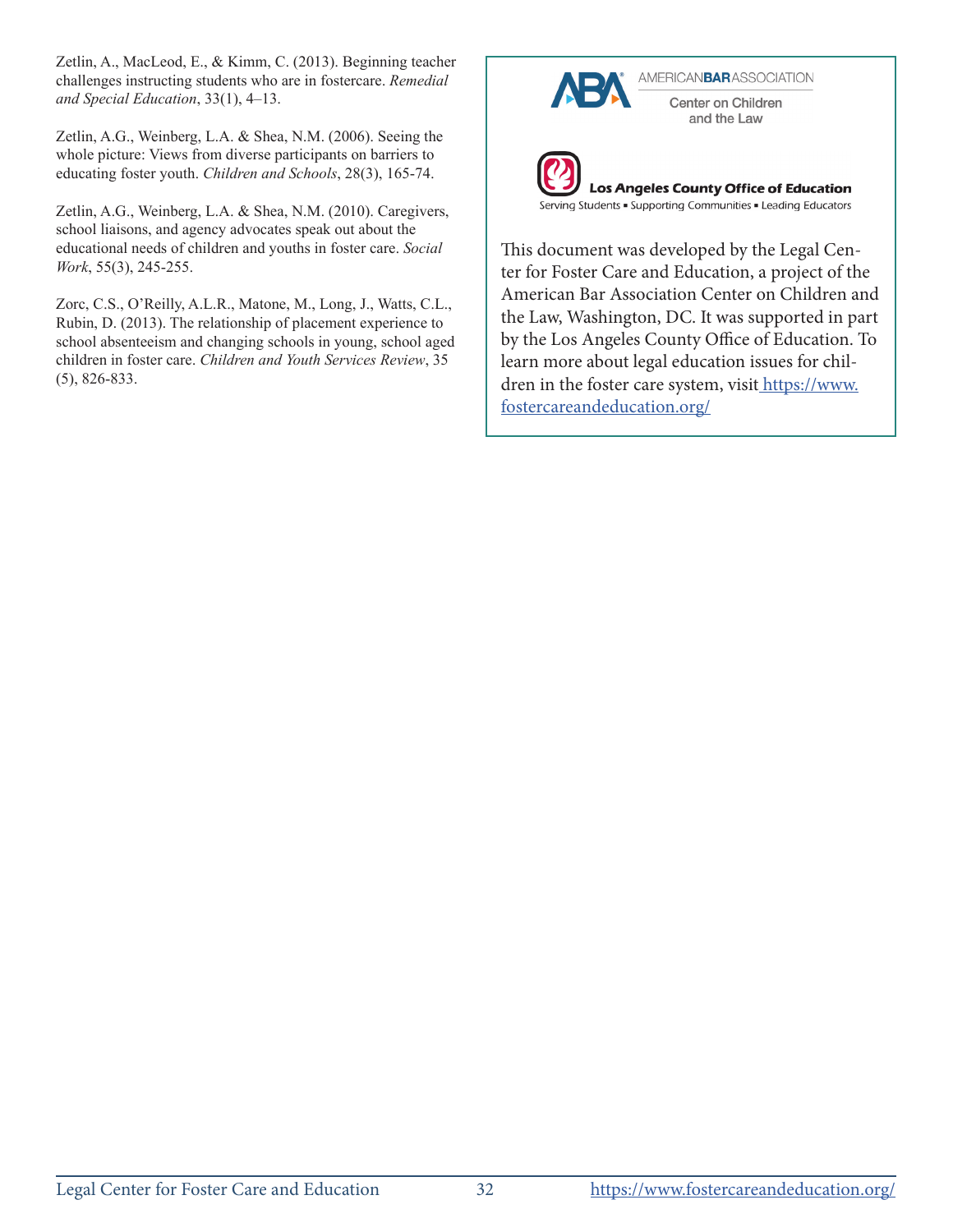Zetlin, A., MacLeod, E., & Kimm, C. (2013). Beginning teacher challenges instructing students who are in fostercare. *Remedial and Special Education*, 33(1), 4–13.

Zetlin, A.G., Weinberg, L.A. & Shea, N.M. (2006). Seeing the whole picture: Views from diverse participants on barriers to educating foster youth. *Children and Schools*, 28(3), 165-74.

Zetlin, A.G., Weinberg, L.A. & Shea, N.M. (2010). Caregivers, school liaisons, and agency advocates speak out about the educational needs of children and youths in foster care. *Social Work*, 55(3), 245-255.

Zorc, C.S., O'Reilly, A.L.R., Matone, M., Long, J., Watts, C.L., Rubin, D. (2013). The relationship of placement experience to school absenteeism and changing schools in young, school aged children in foster care. *Children and Youth Services Review*, 35 (5), 826-833.

AMERICAN BAR ASSOCIATION
Center on Children and the Law

Los Angeles County Office of Education
Serving Students ▪ Supporting Communities ▪ Leading Educators

This document was developed by the Legal Center for Foster Care and Education, a project of the American Bar Association Center on Children and the Law, Washington, DC. It was supported in part by the Los Angeles County Office of Education. To learn more about legal education issues for children in the foster care system, visit https://www.fostercareandeducation.org/